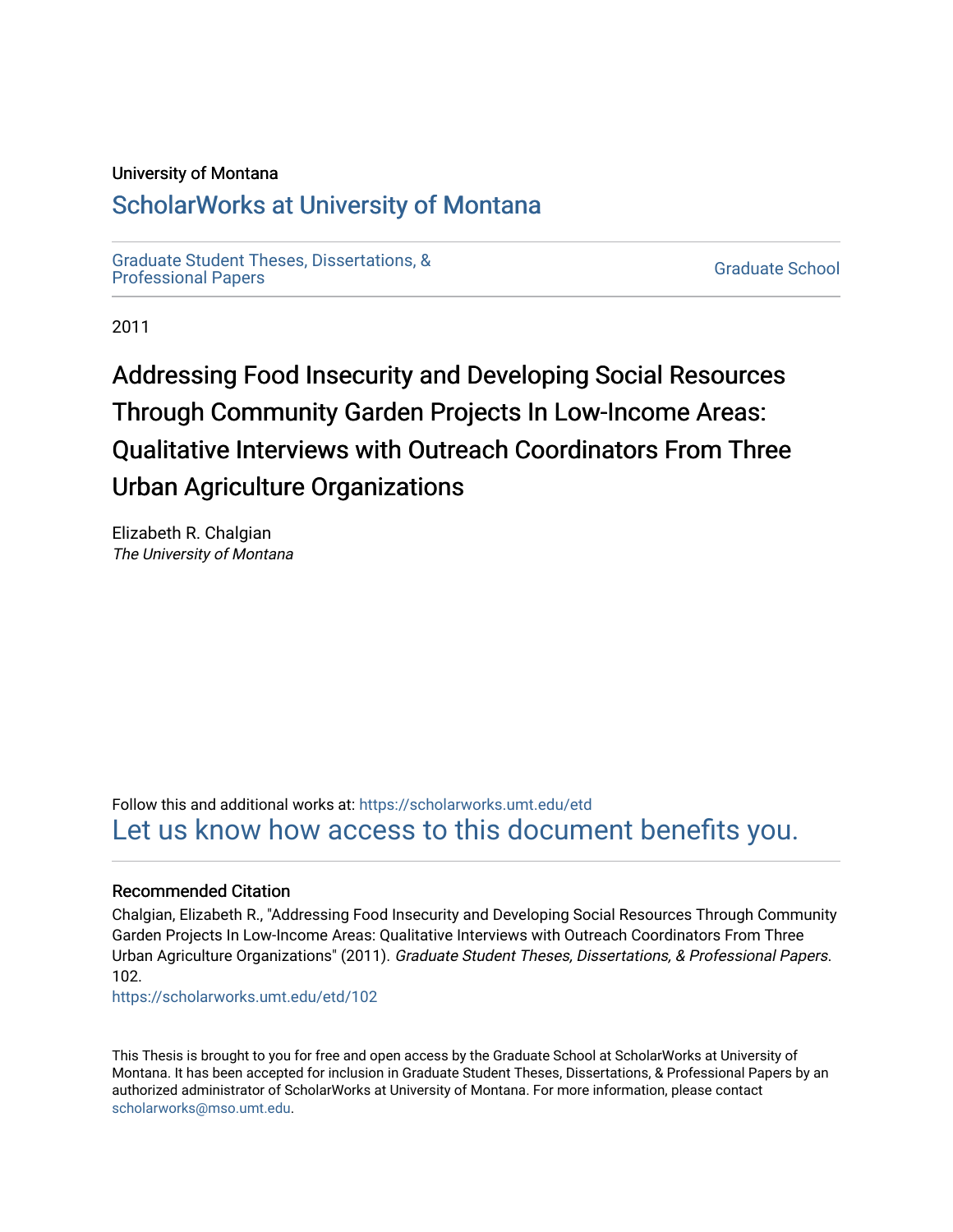University of Montana

# ScholarWorks at University of Montana

Graduate Student Theses, Dissertations, & Professional Papers

Graduate School

2011

# Addressing Food Insecurity and Developing Social Resources Through Community Garden Projects In Low-Income Areas: Qualitative Interviews with Outreach Coordinators From Three Urban Agriculture Organizations

Elizabeth R. Chalgian
*The University of Montana*

Follow this and additional works at: https://scholarworks.umt.edu/etd

Let us know how access to this document benefits you.

## Recommended Citation

Chalgian, Elizabeth R., "Addressing Food Insecurity and Developing Social Resources Through Community Garden Projects In Low-Income Areas: Qualitative Interviews with Outreach Coordinators From Three Urban Agriculture Organizations" (2011). *Graduate Student Theses, Dissertations, & Professional Papers*. 102.
https://scholarworks.umt.edu/etd/102

This Thesis is brought to you for free and open access by the Graduate School at ScholarWorks at University of Montana. It has been accepted for inclusion in Graduate Student Theses, Dissertations, & Professional Papers by an authorized administrator of ScholarWorks at University of Montana. For more information, please contact scholarworks@mso.umt.edu.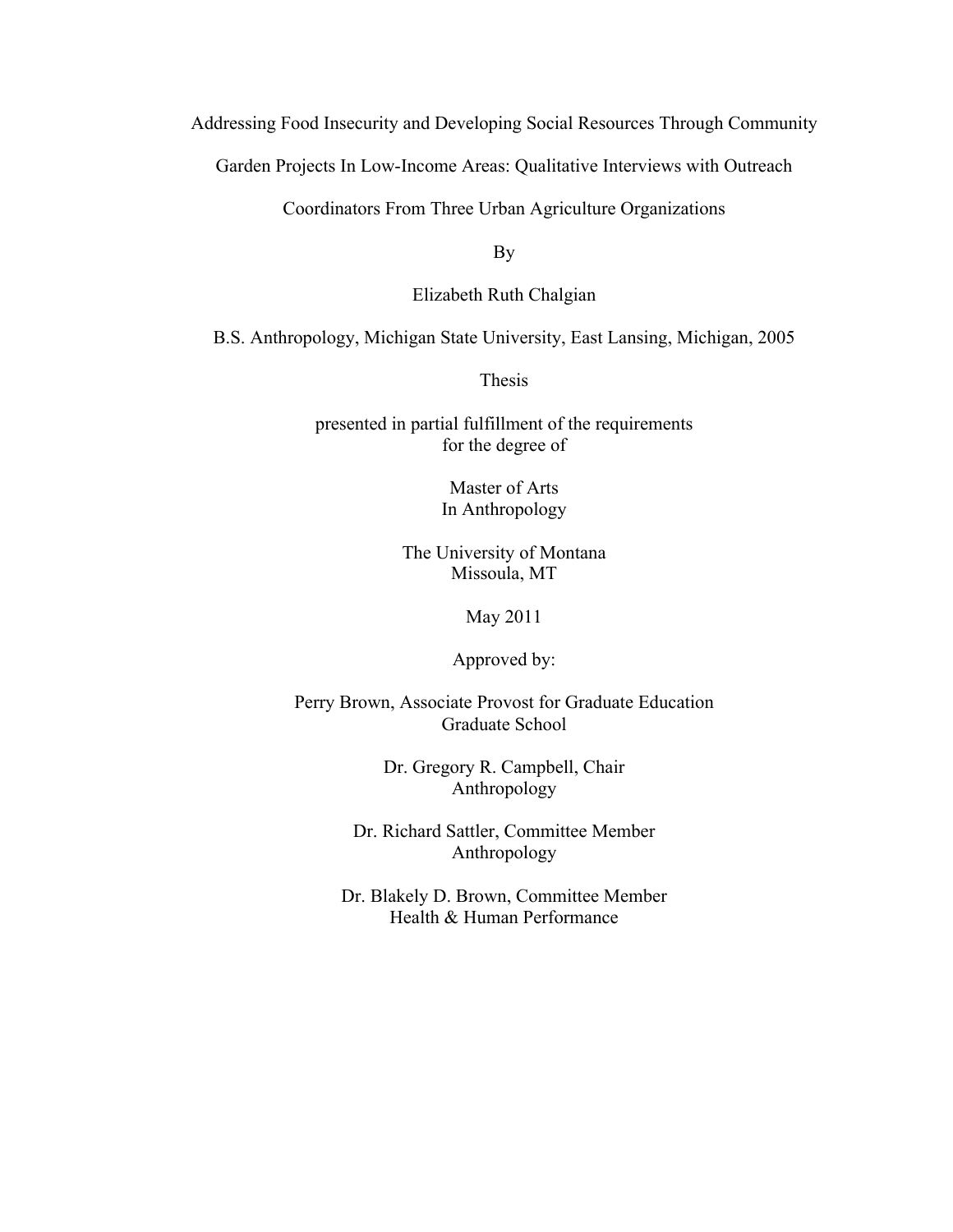Addressing Food Insecurity and Developing Social Resources Through Community Garden Projects In Low-Income Areas: Qualitative Interviews with Outreach Coordinators From Three Urban Agriculture Organizations

By

Elizabeth Ruth Chalgian

B.S. Anthropology, Michigan State University, East Lansing, Michigan, 2005

Thesis

presented in partial fulfillment of the requirements
for the degree of

Master of Arts
In Anthropology

The University of Montana
Missoula, MT

May 2011

Approved by:

Perry Brown, Associate Provost for Graduate Education
Graduate School

Dr. Gregory R. Campbell, Chair
Anthropology

Dr. Richard Sattler, Committee Member
Anthropology

Dr. Blakely D. Brown, Committee Member
Health & Human Performance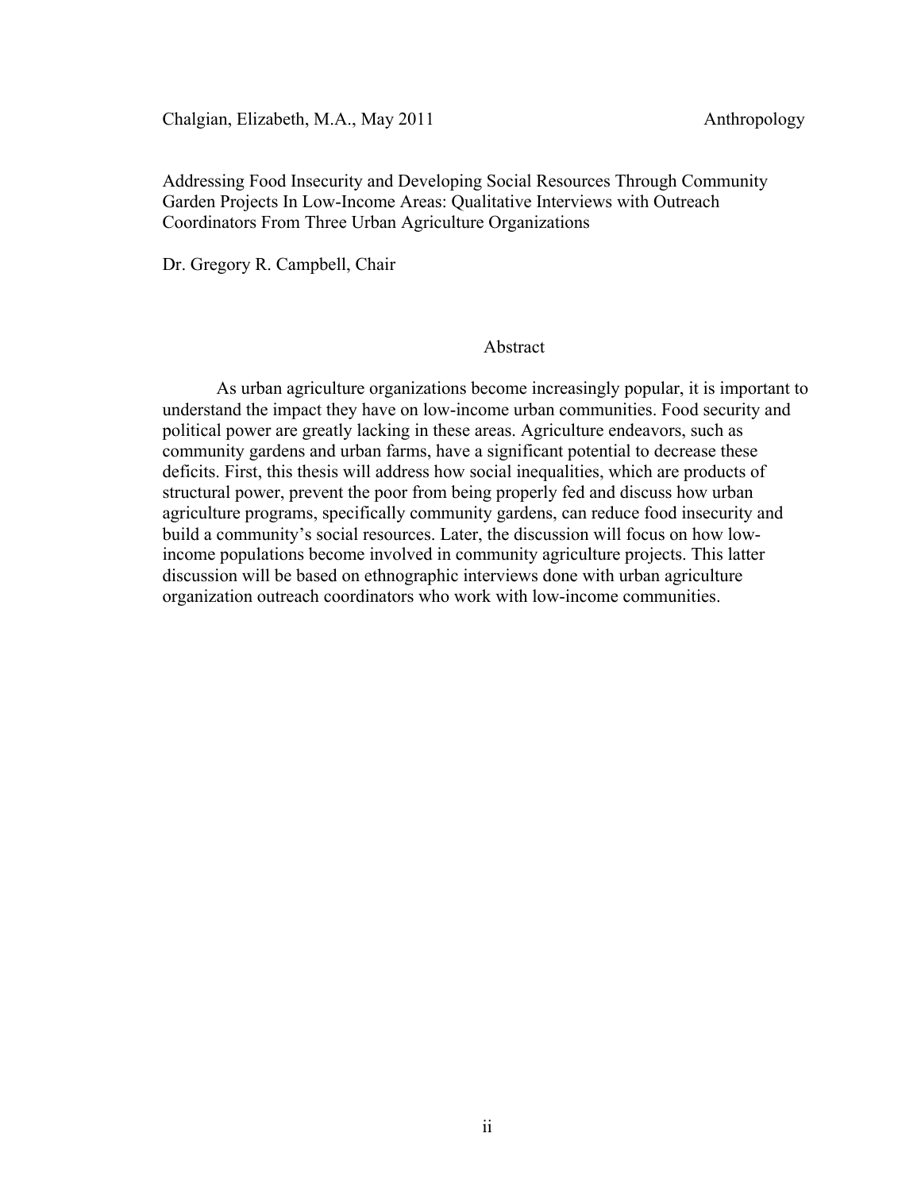Chalgian, Elizabeth, M.A., May 2011 Anthropology

Addressing Food Insecurity and Developing Social Resources Through Community Garden Projects In Low-Income Areas: Qualitative Interviews with Outreach Coordinators From Three Urban Agriculture Organizations

Dr. Gregory R. Campbell, Chair

## Abstract

As urban agriculture organizations become increasingly popular, it is important to understand the impact they have on low-income urban communities. Food security and political power are greatly lacking in these areas. Agriculture endeavors, such as community gardens and urban farms, have a significant potential to decrease these deficits. First, this thesis will address how social inequalities, which are products of structural power, prevent the poor from being properly fed and discuss how urban agriculture programs, specifically community gardens, can reduce food insecurity and build a community's social resources. Later, the discussion will focus on how low-income populations become involved in community agriculture projects. This latter discussion will be based on ethnographic interviews done with urban agriculture organization outreach coordinators who work with low-income communities.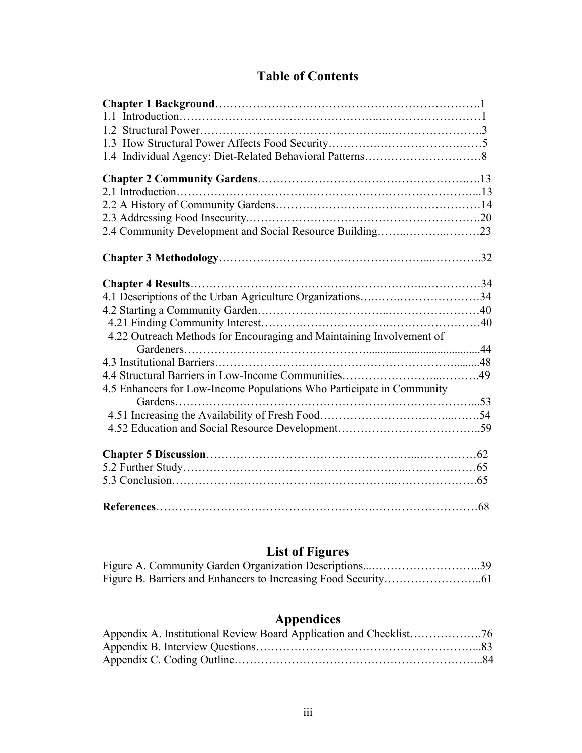# Table of Contents

**Chapter 1 Background**……………………………………………………………….1

1.1 Introduction……………………………………………..………………………1

1.2 Structural Power………………………………………...…………………….3

1.3 How Structural Power Affects Food Security……….……………………….……5

1.4 Individual Agency: Diet-Related Behavioral Patterns……………………….……8

**Chapter 2 Community Gardens**……………………………………………….….13

2.1 Introduction…………………………………………………………………...13

2.2 A History of Community Gardens……………………………………………14

2.3 Addressing Food Insecurity.………………………………………………….20

2.4 Community Development and Social Resource Building……..………..………23

**Chapter 3 Methodology**………………………………………………...………….32

**Chapter 4 Results**…………………………………………………...……………34

4.1 Descriptions of the Urban Agriculture Organizations…..……….………………34

4.2 Starting a Community Garden…………………………..……………………40

4.21 Finding Community Interest…………………………….……………………40

4.22 Outreach Methods for Encouraging and Maintaining Involvement of Gardeners…………………………………….......................................44

4.3 Institutional Barriers………………………………………………………........48

4.4 Structural Barriers in Low-Income Communities…………………...……….49

4.5 Enhancers for Low-Income Populations Who Participate in Community Gardens…………………………………………………………………...53

4.51 Increasing the Availability of Fresh Food…………………………...…….54

4.52 Education and Social Resource Development………………………………..59

**Chapter 5 Discussion**……………………………………………...……………62

5.2 Further Study………………………………………………...………………65

5.3 Conclusion……………………………………………..………………….65

**References**……………………………………………….…………………….68

## List of Figures

Figure A. Community Garden Organization Descriptions...………………………..39

Figure B. Barriers and Enhancers to Increasing Food Security……………………..61

## Appendices

Appendix A. Institutional Review Board Application and Checklist……………….76

Appendix B. Interview Questions………………………………………………...83

Appendix C. Coding Outline……………………………………………………...84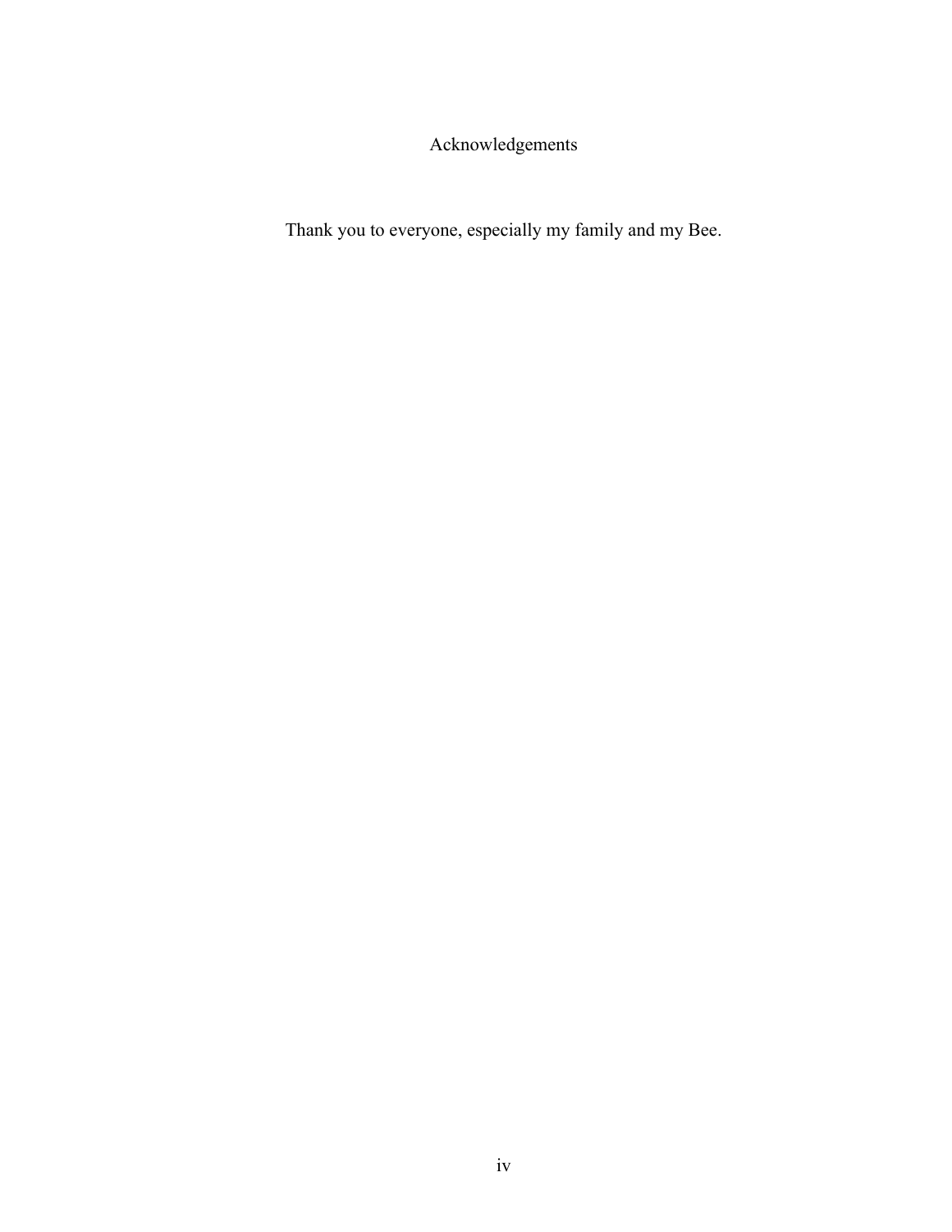# Acknowledgements

Thank you to everyone, especially my family and my Bee.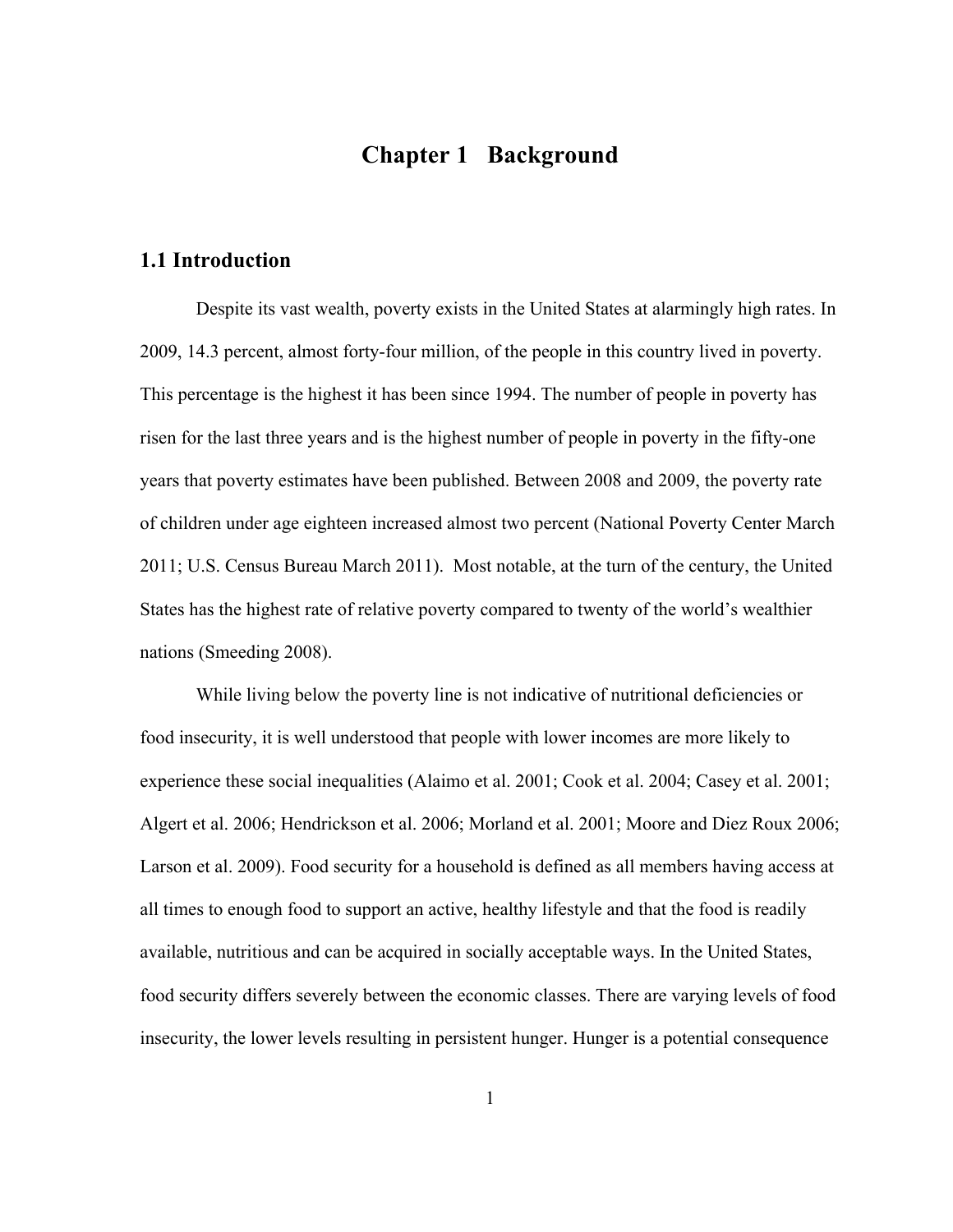# Chapter 1 Background

## 1.1 Introduction

Despite its vast wealth, poverty exists in the United States at alarmingly high rates. In 2009, 14.3 percent, almost forty-four million, of the people in this country lived in poverty. This percentage is the highest it has been since 1994. The number of people in poverty has risen for the last three years and is the highest number of people in poverty in the fifty-one years that poverty estimates have been published. Between 2008 and 2009, the poverty rate of children under age eighteen increased almost two percent (National Poverty Center March 2011; U.S. Census Bureau March 2011). Most notable, at the turn of the century, the United States has the highest rate of relative poverty compared to twenty of the world's wealthier nations (Smeeding 2008).

While living below the poverty line is not indicative of nutritional deficiencies or food insecurity, it is well understood that people with lower incomes are more likely to experience these social inequalities (Alaimo et al. 2001; Cook et al. 2004; Casey et al. 2001; Algert et al. 2006; Hendrickson et al. 2006; Morland et al. 2001; Moore and Diez Roux 2006; Larson et al. 2009). Food security for a household is defined as all members having access at all times to enough food to support an active, healthy lifestyle and that the food is readily available, nutritious and can be acquired in socially acceptable ways. In the United States, food security differs severely between the economic classes. There are varying levels of food insecurity, the lower levels resulting in persistent hunger. Hunger is a potential consequence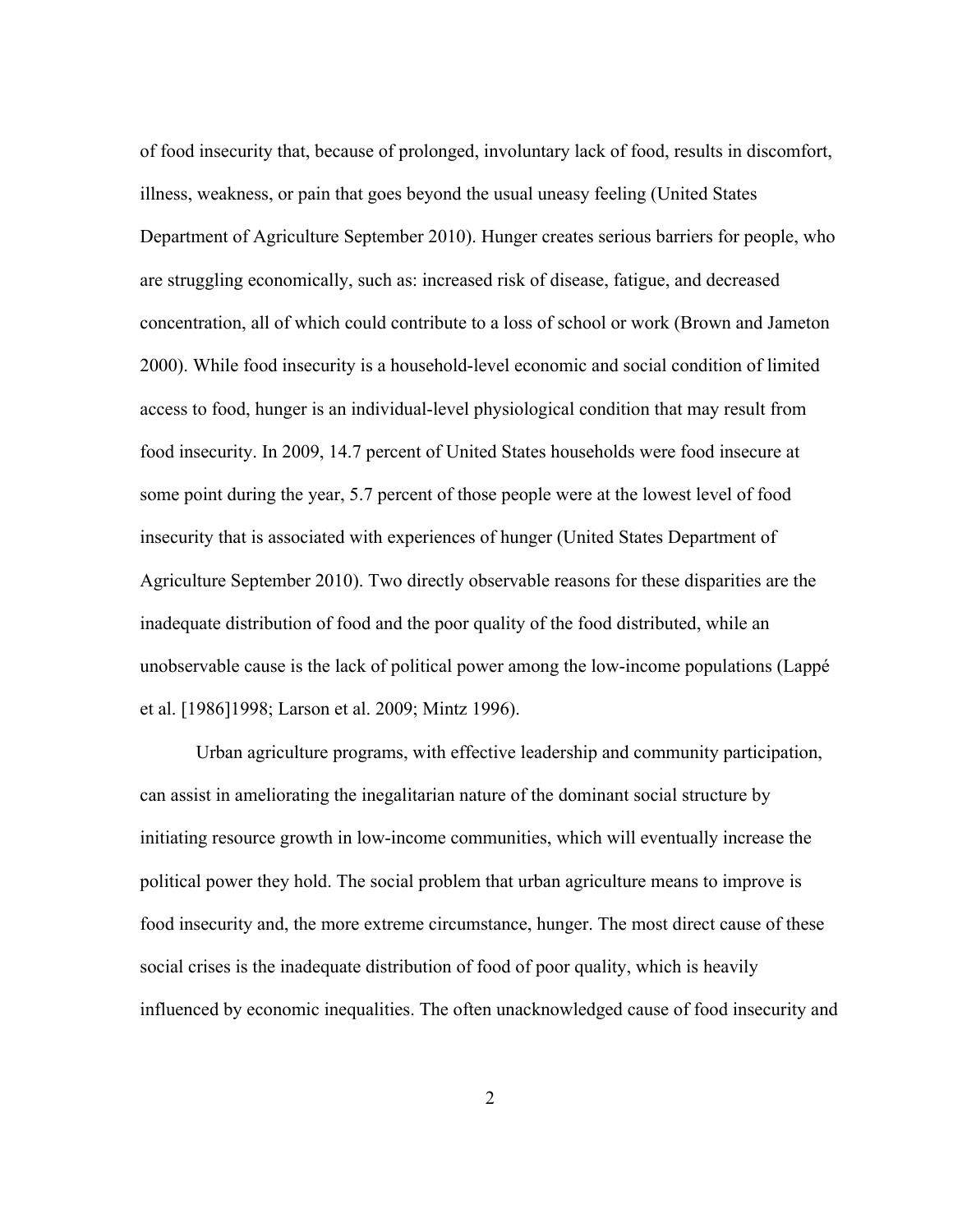of food insecurity that, because of prolonged, involuntary lack of food, results in discomfort, illness, weakness, or pain that goes beyond the usual uneasy feeling (United States Department of Agriculture September 2010). Hunger creates serious barriers for people, who are struggling economically, such as: increased risk of disease, fatigue, and decreased concentration, all of which could contribute to a loss of school or work (Brown and Jameton 2000). While food insecurity is a household-level economic and social condition of limited access to food, hunger is an individual-level physiological condition that may result from food insecurity. In 2009, 14.7 percent of United States households were food insecure at some point during the year, 5.7 percent of those people were at the lowest level of food insecurity that is associated with experiences of hunger (United States Department of Agriculture September 2010). Two directly observable reasons for these disparities are the inadequate distribution of food and the poor quality of the food distributed, while an unobservable cause is the lack of political power among the low-income populations (Lappé et al. [1986]1998; Larson et al. 2009; Mintz 1996).

Urban agriculture programs, with effective leadership and community participation, can assist in ameliorating the inegalitarian nature of the dominant social structure by initiating resource growth in low-income communities, which will eventually increase the political power they hold. The social problem that urban agriculture means to improve is food insecurity and, the more extreme circumstance, hunger. The most direct cause of these social crises is the inadequate distribution of food of poor quality, which is heavily influenced by economic inequalities. The often unacknowledged cause of food insecurity and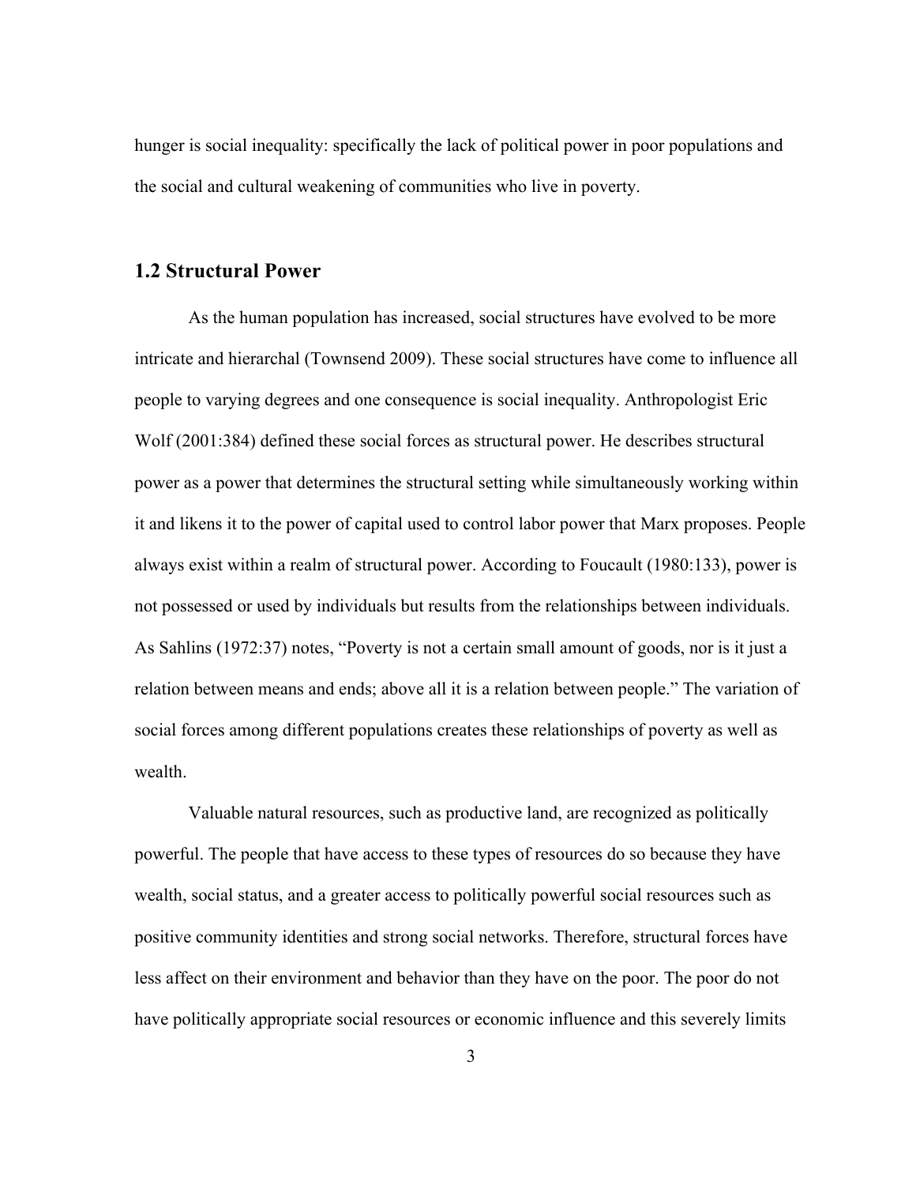hunger is social inequality: specifically the lack of political power in poor populations and the social and cultural weakening of communities who live in poverty.

## 1.2 Structural Power

As the human population has increased, social structures have evolved to be more intricate and hierarchal (Townsend 2009). These social structures have come to influence all people to varying degrees and one consequence is social inequality. Anthropologist Eric Wolf (2001:384) defined these social forces as structural power. He describes structural power as a power that determines the structural setting while simultaneously working within it and likens it to the power of capital used to control labor power that Marx proposes. People always exist within a realm of structural power. According to Foucault (1980:133), power is not possessed or used by individuals but results from the relationships between individuals. As Sahlins (1972:37) notes, "Poverty is not a certain small amount of goods, nor is it just a relation between means and ends; above all it is a relation between people." The variation of social forces among different populations creates these relationships of poverty as well as wealth.

Valuable natural resources, such as productive land, are recognized as politically powerful. The people that have access to these types of resources do so because they have wealth, social status, and a greater access to politically powerful social resources such as positive community identities and strong social networks. Therefore, structural forces have less affect on their environment and behavior than they have on the poor. The poor do not have politically appropriate social resources or economic influence and this severely limits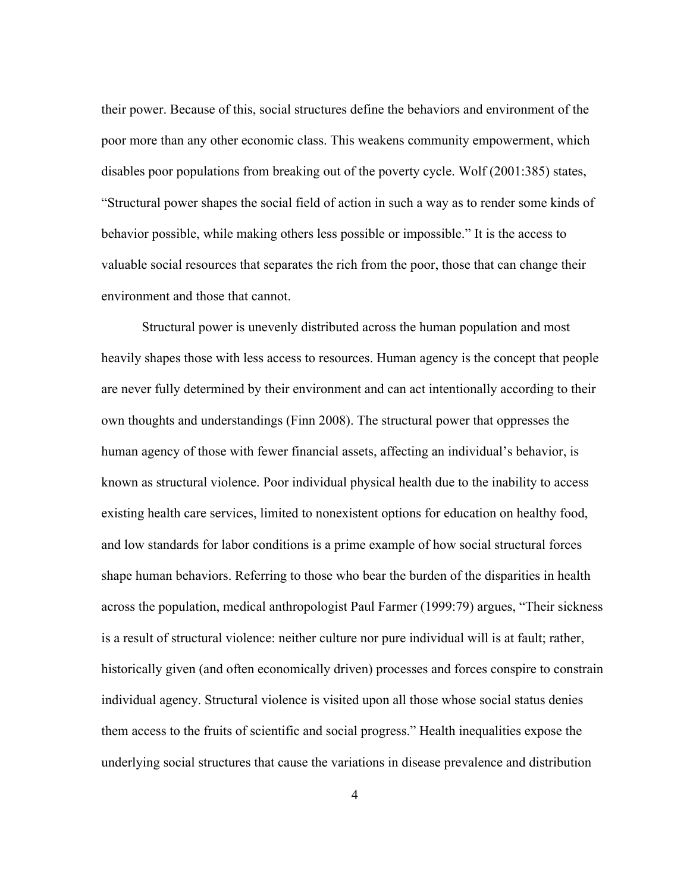their power. Because of this, social structures define the behaviors and environment of the poor more than any other economic class. This weakens community empowerment, which disables poor populations from breaking out of the poverty cycle. Wolf (2001:385) states, "Structural power shapes the social field of action in such a way as to render some kinds of behavior possible, while making others less possible or impossible." It is the access to valuable social resources that separates the rich from the poor, those that can change their environment and those that cannot.

Structural power is unevenly distributed across the human population and most heavily shapes those with less access to resources. Human agency is the concept that people are never fully determined by their environment and can act intentionally according to their own thoughts and understandings (Finn 2008). The structural power that oppresses the human agency of those with fewer financial assets, affecting an individual's behavior, is known as structural violence. Poor individual physical health due to the inability to access existing health care services, limited to nonexistent options for education on healthy food, and low standards for labor conditions is a prime example of how social structural forces shape human behaviors. Referring to those who bear the burden of the disparities in health across the population, medical anthropologist Paul Farmer (1999:79) argues, "Their sickness is a result of structural violence: neither culture nor pure individual will is at fault; rather, historically given (and often economically driven) processes and forces conspire to constrain individual agency. Structural violence is visited upon all those whose social status denies them access to the fruits of scientific and social progress." Health inequalities expose the underlying social structures that cause the variations in disease prevalence and distribution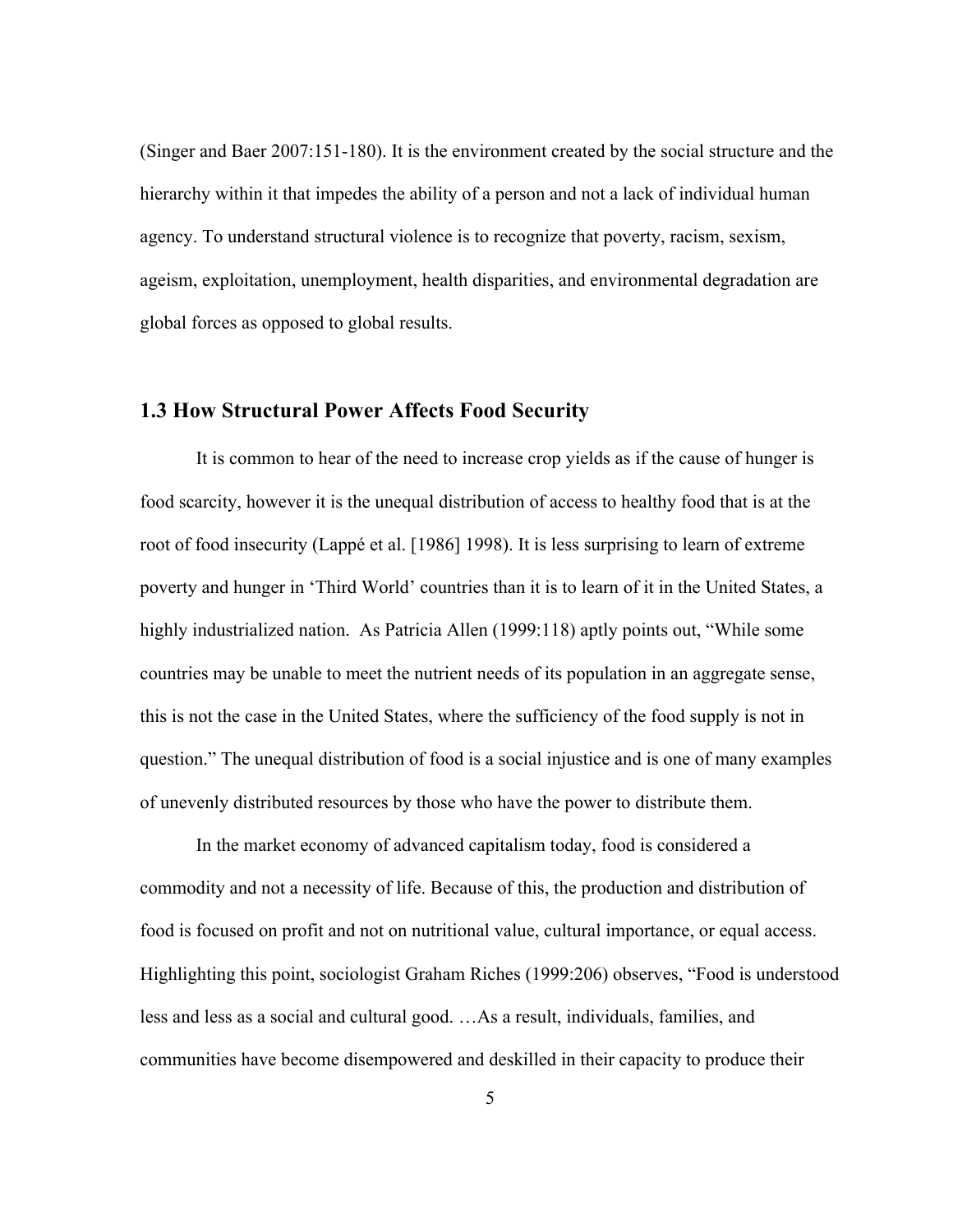(Singer and Baer 2007:151-180). It is the environment created by the social structure and the hierarchy within it that impedes the ability of a person and not a lack of individual human agency. To understand structural violence is to recognize that poverty, racism, sexism, ageism, exploitation, unemployment, health disparities, and environmental degradation are global forces as opposed to global results.

## 1.3 How Structural Power Affects Food Security

It is common to hear of the need to increase crop yields as if the cause of hunger is food scarcity, however it is the unequal distribution of access to healthy food that is at the root of food insecurity (Lappé et al. [1986] 1998). It is less surprising to learn of extreme poverty and hunger in 'Third World' countries than it is to learn of it in the United States, a highly industrialized nation. As Patricia Allen (1999:118) aptly points out, "While some countries may be unable to meet the nutrient needs of its population in an aggregate sense, this is not the case in the United States, where the sufficiency of the food supply is not in question." The unequal distribution of food is a social injustice and is one of many examples of unevenly distributed resources by those who have the power to distribute them.

In the market economy of advanced capitalism today, food is considered a commodity and not a necessity of life. Because of this, the production and distribution of food is focused on profit and not on nutritional value, cultural importance, or equal access. Highlighting this point, sociologist Graham Riches (1999:206) observes, "Food is understood less and less as a social and cultural good. …As a result, individuals, families, and communities have become disempowered and deskilled in their capacity to produce their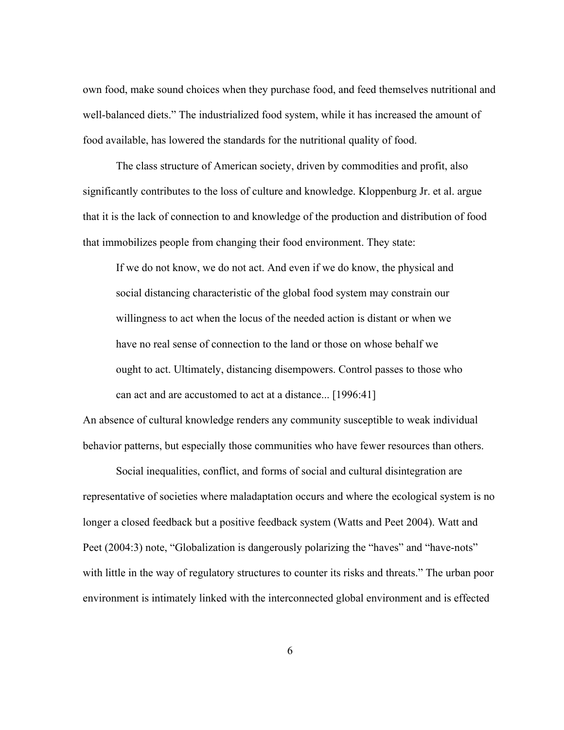own food, make sound choices when they purchase food, and feed themselves nutritional and well-balanced diets." The industrialized food system, while it has increased the amount of food available, has lowered the standards for the nutritional quality of food.

The class structure of American society, driven by commodities and profit, also significantly contributes to the loss of culture and knowledge. Kloppenburg Jr. et al. argue that it is the lack of connection to and knowledge of the production and distribution of food that immobilizes people from changing their food environment. They state:

> If we do not know, we do not act. And even if we do know, the physical and social distancing characteristic of the global food system may constrain our willingness to act when the locus of the needed action is distant or when we have no real sense of connection to the land or those on whose behalf we ought to act. Ultimately, distancing disempowers. Control passes to those who can act and are accustomed to act at a distance... [1996:41]

An absence of cultural knowledge renders any community susceptible to weak individual behavior patterns, but especially those communities who have fewer resources than others.

Social inequalities, conflict, and forms of social and cultural disintegration are representative of societies where maladaptation occurs and where the ecological system is no longer a closed feedback but a positive feedback system (Watts and Peet 2004). Watt and Peet (2004:3) note, "Globalization is dangerously polarizing the "haves" and "have-nots" with little in the way of regulatory structures to counter its risks and threats." The urban poor environment is intimately linked with the interconnected global environment and is effected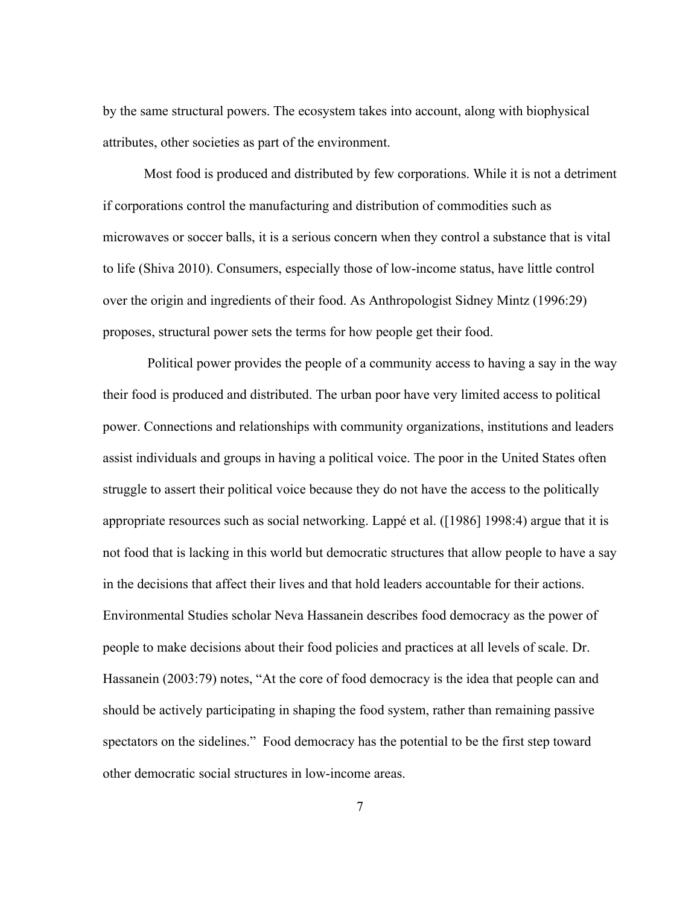by the same structural powers. The ecosystem takes into account, along with biophysical attributes, other societies as part of the environment.

Most food is produced and distributed by few corporations. While it is not a detriment if corporations control the manufacturing and distribution of commodities such as microwaves or soccer balls, it is a serious concern when they control a substance that is vital to life (Shiva 2010). Consumers, especially those of low-income status, have little control over the origin and ingredients of their food. As Anthropologist Sidney Mintz (1996:29) proposes, structural power sets the terms for how people get their food.

Political power provides the people of a community access to having a say in the way their food is produced and distributed. The urban poor have very limited access to political power. Connections and relationships with community organizations, institutions and leaders assist individuals and groups in having a political voice. The poor in the United States often struggle to assert their political voice because they do not have the access to the politically appropriate resources such as social networking. Lappé et al. ([1986] 1998:4) argue that it is not food that is lacking in this world but democratic structures that allow people to have a say in the decisions that affect their lives and that hold leaders accountable for their actions. Environmental Studies scholar Neva Hassanein describes food democracy as the power of people to make decisions about their food policies and practices at all levels of scale. Dr. Hassanein (2003:79) notes, "At the core of food democracy is the idea that people can and should be actively participating in shaping the food system, rather than remaining passive spectators on the sidelines." Food democracy has the potential to be the first step toward other democratic social structures in low-income areas.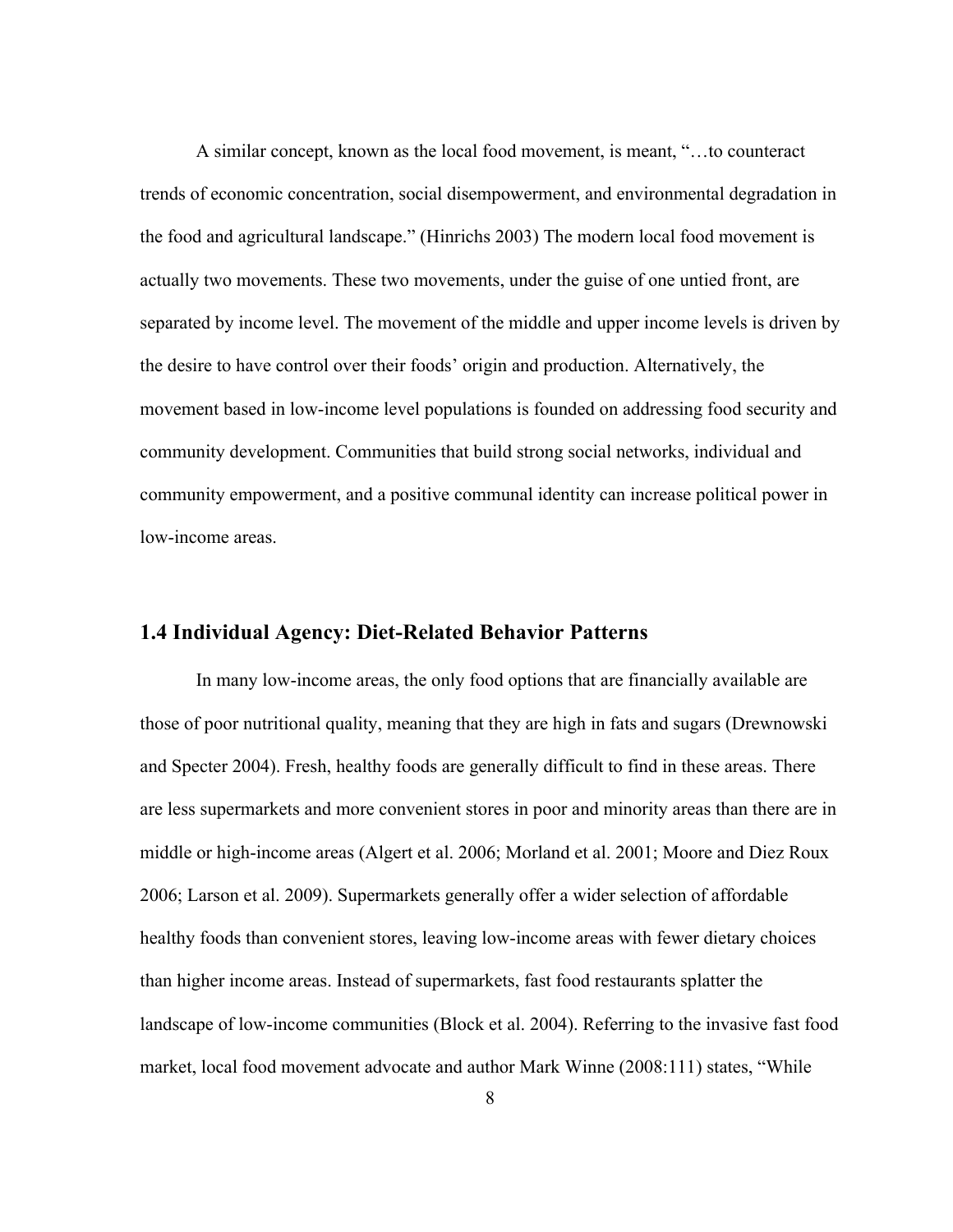A similar concept, known as the local food movement, is meant, "…to counteract trends of economic concentration, social disempowerment, and environmental degradation in the food and agricultural landscape." (Hinrichs 2003) The modern local food movement is actually two movements. These two movements, under the guise of one untied front, are separated by income level. The movement of the middle and upper income levels is driven by the desire to have control over their foods' origin and production. Alternatively, the movement based in low-income level populations is founded on addressing food security and community development. Communities that build strong social networks, individual and community empowerment, and a positive communal identity can increase political power in low-income areas.

## 1.4 Individual Agency: Diet-Related Behavior Patterns

In many low-income areas, the only food options that are financially available are those of poor nutritional quality, meaning that they are high in fats and sugars (Drewnowski and Specter 2004). Fresh, healthy foods are generally difficult to find in these areas. There are less supermarkets and more convenient stores in poor and minority areas than there are in middle or high-income areas (Algert et al. 2006; Morland et al. 2001; Moore and Diez Roux 2006; Larson et al. 2009). Supermarkets generally offer a wider selection of affordable healthy foods than convenient stores, leaving low-income areas with fewer dietary choices than higher income areas. Instead of supermarkets, fast food restaurants splatter the landscape of low-income communities (Block et al. 2004). Referring to the invasive fast food market, local food movement advocate and author Mark Winne (2008:111) states, "While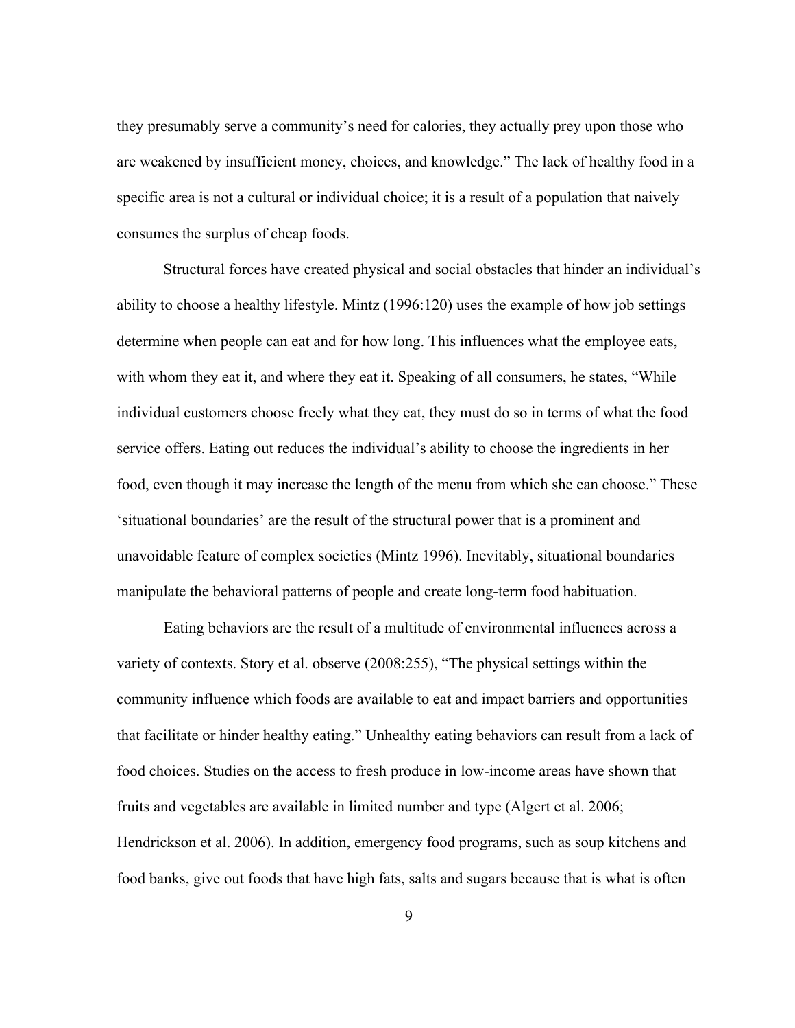they presumably serve a community's need for calories, they actually prey upon those who are weakened by insufficient money, choices, and knowledge." The lack of healthy food in a specific area is not a cultural or individual choice; it is a result of a population that naively consumes the surplus of cheap foods.

Structural forces have created physical and social obstacles that hinder an individual's ability to choose a healthy lifestyle. Mintz (1996:120) uses the example of how job settings determine when people can eat and for how long. This influences what the employee eats, with whom they eat it, and where they eat it. Speaking of all consumers, he states, "While individual customers choose freely what they eat, they must do so in terms of what the food service offers. Eating out reduces the individual's ability to choose the ingredients in her food, even though it may increase the length of the menu from which she can choose." These 'situational boundaries' are the result of the structural power that is a prominent and unavoidable feature of complex societies (Mintz 1996). Inevitably, situational boundaries manipulate the behavioral patterns of people and create long-term food habituation.

Eating behaviors are the result of a multitude of environmental influences across a variety of contexts. Story et al. observe (2008:255), "The physical settings within the community influence which foods are available to eat and impact barriers and opportunities that facilitate or hinder healthy eating." Unhealthy eating behaviors can result from a lack of food choices. Studies on the access to fresh produce in low-income areas have shown that fruits and vegetables are available in limited number and type (Algert et al. 2006; Hendrickson et al. 2006). In addition, emergency food programs, such as soup kitchens and food banks, give out foods that have high fats, salts and sugars because that is what is often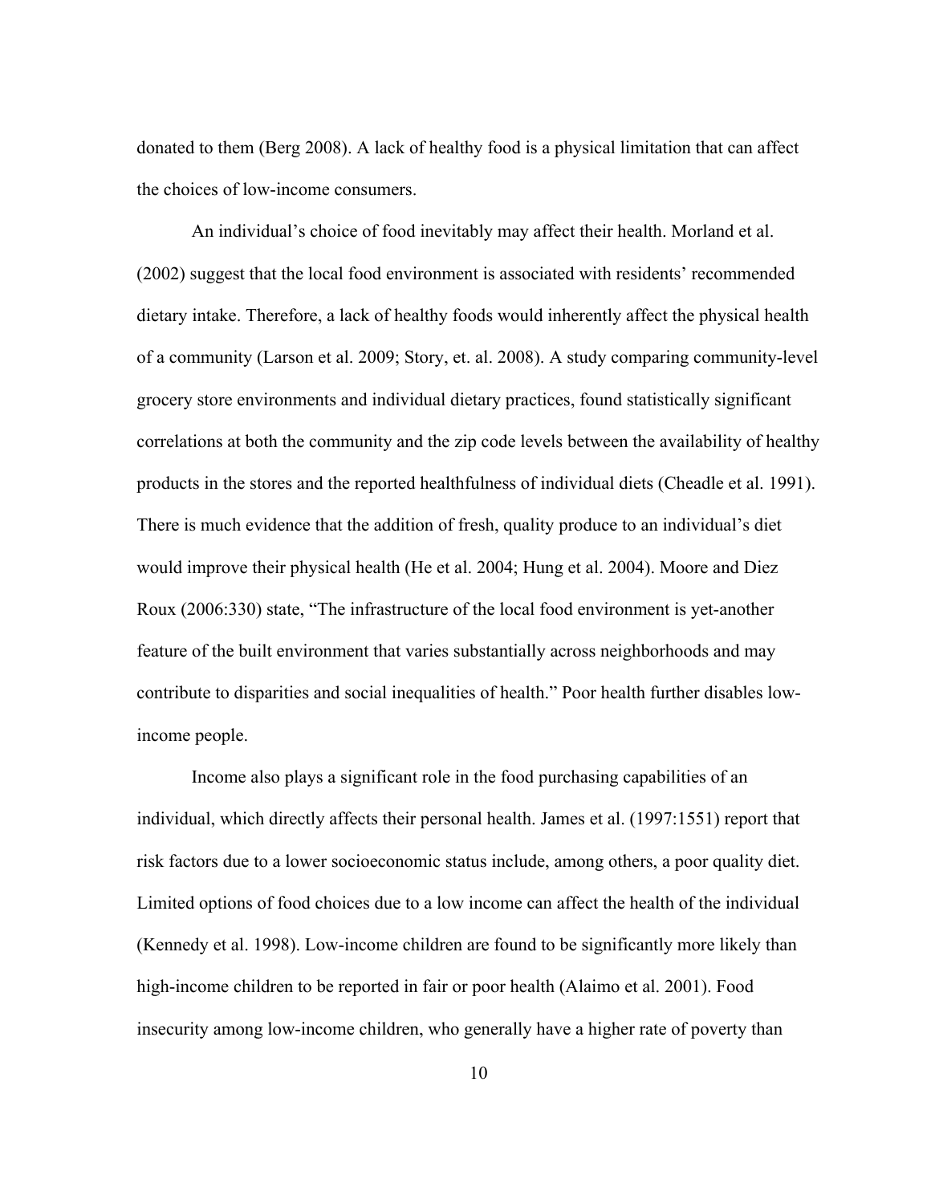donated to them (Berg 2008). A lack of healthy food is a physical limitation that can affect the choices of low-income consumers.

An individual's choice of food inevitably may affect their health. Morland et al. (2002) suggest that the local food environment is associated with residents' recommended dietary intake. Therefore, a lack of healthy foods would inherently affect the physical health of a community (Larson et al. 2009; Story, et. al. 2008). A study comparing community-level grocery store environments and individual dietary practices, found statistically significant correlations at both the community and the zip code levels between the availability of healthy products in the stores and the reported healthfulness of individual diets (Cheadle et al. 1991). There is much evidence that the addition of fresh, quality produce to an individual's diet would improve their physical health (He et al. 2004; Hung et al. 2004). Moore and Diez Roux (2006:330) state, "The infrastructure of the local food environment is yet-another feature of the built environment that varies substantially across neighborhoods and may contribute to disparities and social inequalities of health." Poor health further disables low-income people.

Income also plays a significant role in the food purchasing capabilities of an individual, which directly affects their personal health. James et al. (1997:1551) report that risk factors due to a lower socioeconomic status include, among others, a poor quality diet. Limited options of food choices due to a low income can affect the health of the individual (Kennedy et al. 1998). Low-income children are found to be significantly more likely than high-income children to be reported in fair or poor health (Alaimo et al. 2001). Food insecurity among low-income children, who generally have a higher rate of poverty than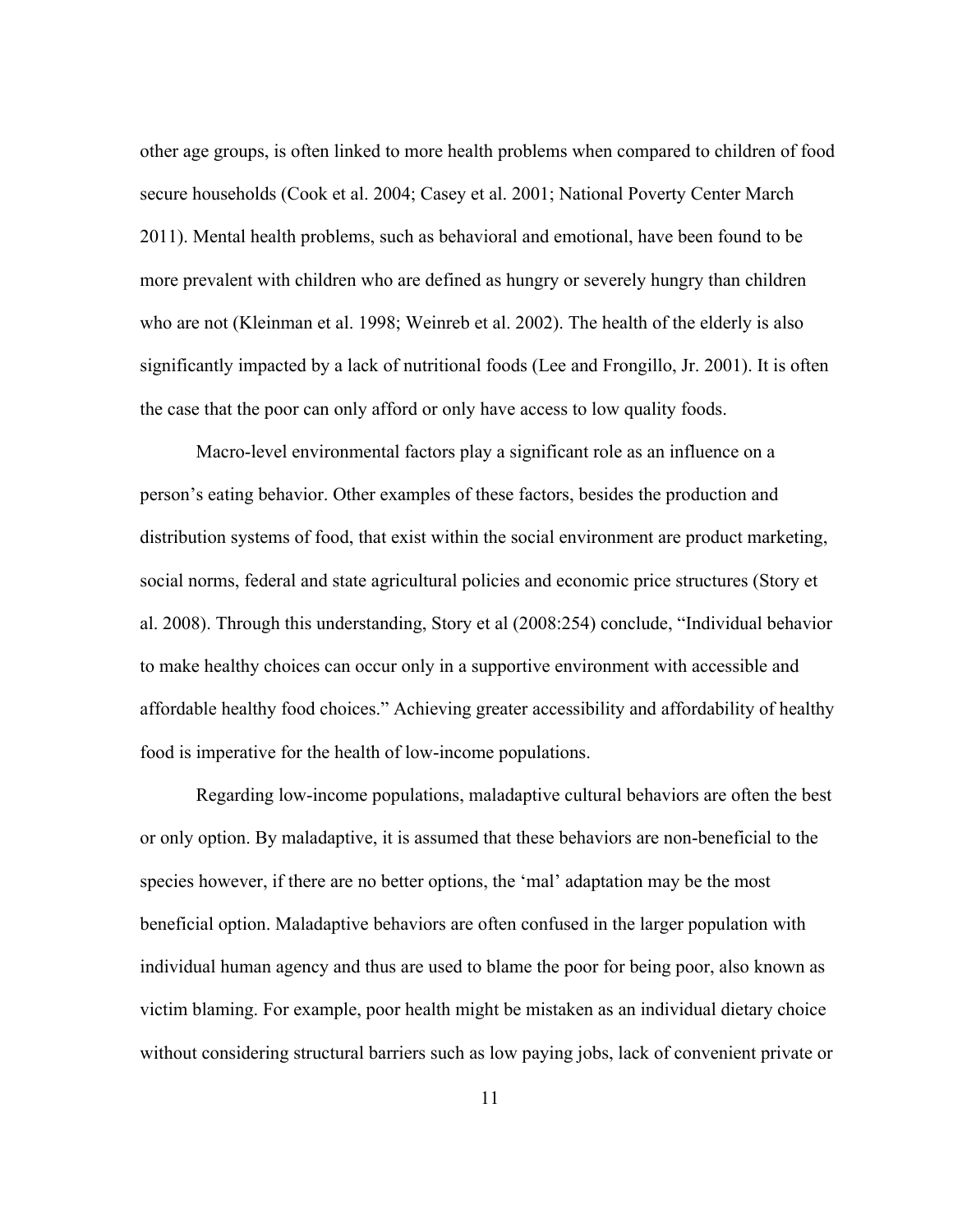other age groups, is often linked to more health problems when compared to children of food secure households (Cook et al. 2004; Casey et al. 2001; National Poverty Center March 2011). Mental health problems, such as behavioral and emotional, have been found to be more prevalent with children who are defined as hungry or severely hungry than children who are not (Kleinman et al. 1998; Weinreb et al. 2002). The health of the elderly is also significantly impacted by a lack of nutritional foods (Lee and Frongillo, Jr. 2001). It is often the case that the poor can only afford or only have access to low quality foods.

Macro-level environmental factors play a significant role as an influence on a person's eating behavior. Other examples of these factors, besides the production and distribution systems of food, that exist within the social environment are product marketing, social norms, federal and state agricultural policies and economic price structures (Story et al. 2008). Through this understanding, Story et al (2008:254) conclude, "Individual behavior to make healthy choices can occur only in a supportive environment with accessible and affordable healthy food choices." Achieving greater accessibility and affordability of healthy food is imperative for the health of low-income populations.

Regarding low-income populations, maladaptive cultural behaviors are often the best or only option. By maladaptive, it is assumed that these behaviors are non-beneficial to the species however, if there are no better options, the 'mal' adaptation may be the most beneficial option. Maladaptive behaviors are often confused in the larger population with individual human agency and thus are used to blame the poor for being poor, also known as victim blaming. For example, poor health might be mistaken as an individual dietary choice without considering structural barriers such as low paying jobs, lack of convenient private or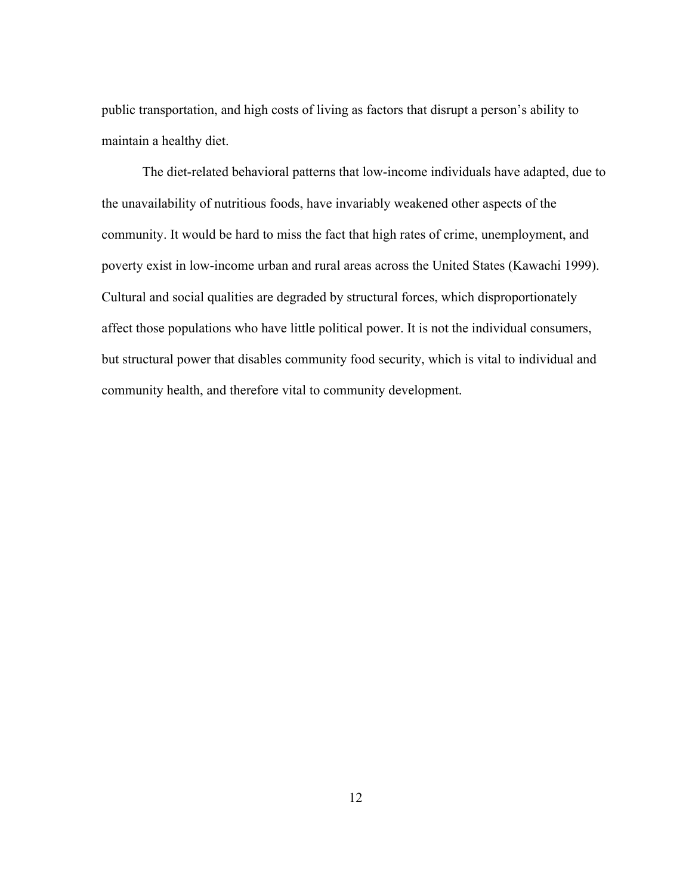public transportation, and high costs of living as factors that disrupt a person's ability to maintain a healthy diet.

The diet-related behavioral patterns that low-income individuals have adapted, due to the unavailability of nutritious foods, have invariably weakened other aspects of the community. It would be hard to miss the fact that high rates of crime, unemployment, and poverty exist in low-income urban and rural areas across the United States (Kawachi 1999). Cultural and social qualities are degraded by structural forces, which disproportionately affect those populations who have little political power. It is not the individual consumers, but structural power that disables community food security, which is vital to individual and community health, and therefore vital to community development.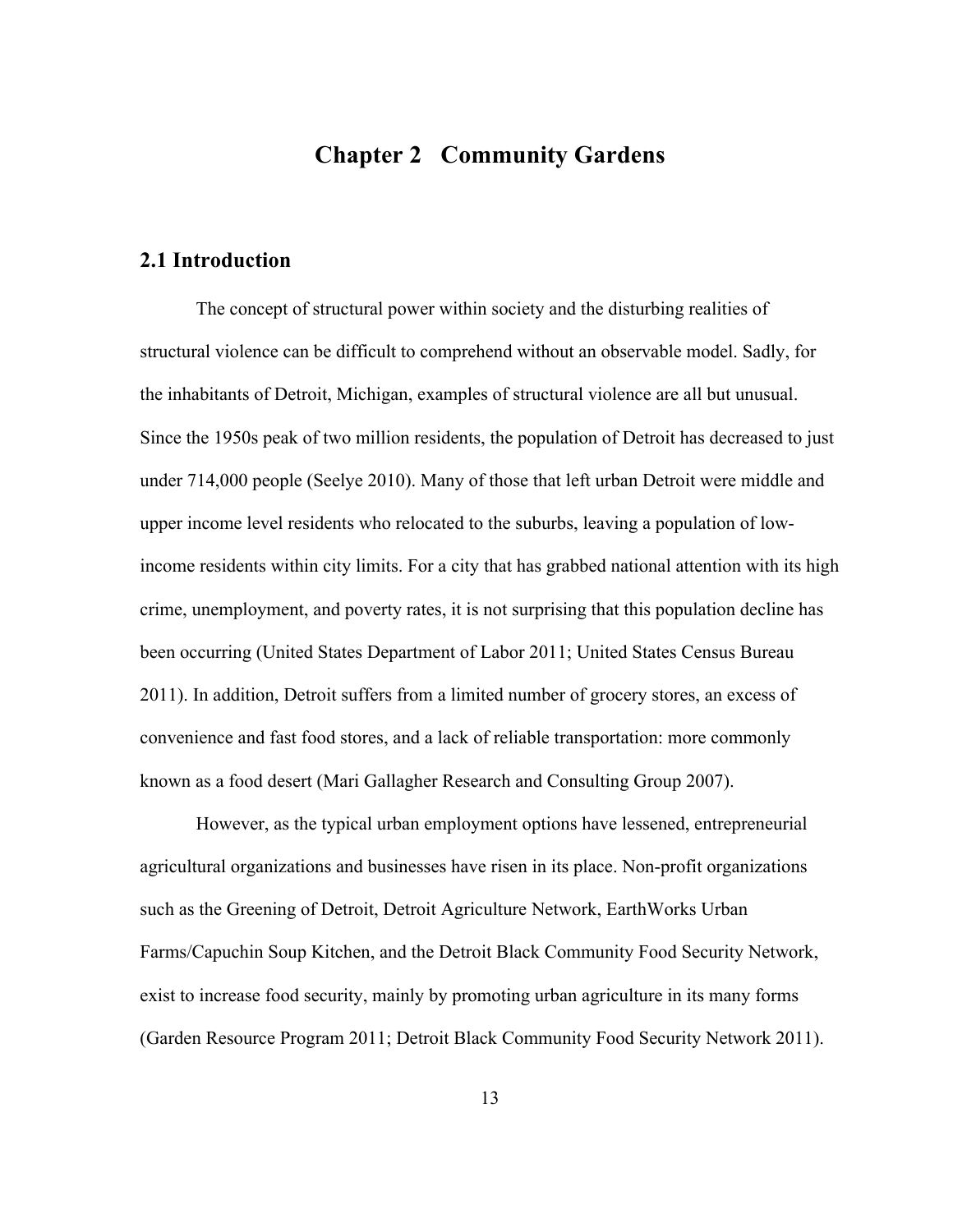# Chapter 2 Community Gardens

## 2.1 Introduction

The concept of structural power within society and the disturbing realities of structural violence can be difficult to comprehend without an observable model. Sadly, for the inhabitants of Detroit, Michigan, examples of structural violence are all but unusual. Since the 1950s peak of two million residents, the population of Detroit has decreased to just under 714,000 people (Seelye 2010). Many of those that left urban Detroit were middle and upper income level residents who relocated to the suburbs, leaving a population of low-income residents within city limits. For a city that has grabbed national attention with its high crime, unemployment, and poverty rates, it is not surprising that this population decline has been occurring (United States Department of Labor 2011; United States Census Bureau 2011). In addition, Detroit suffers from a limited number of grocery stores, an excess of convenience and fast food stores, and a lack of reliable transportation: more commonly known as a food desert (Mari Gallagher Research and Consulting Group 2007).

However, as the typical urban employment options have lessened, entrepreneurial agricultural organizations and businesses have risen in its place. Non-profit organizations such as the Greening of Detroit, Detroit Agriculture Network, EarthWorks Urban Farms/Capuchin Soup Kitchen, and the Detroit Black Community Food Security Network, exist to increase food security, mainly by promoting urban agriculture in its many forms (Garden Resource Program 2011; Detroit Black Community Food Security Network 2011).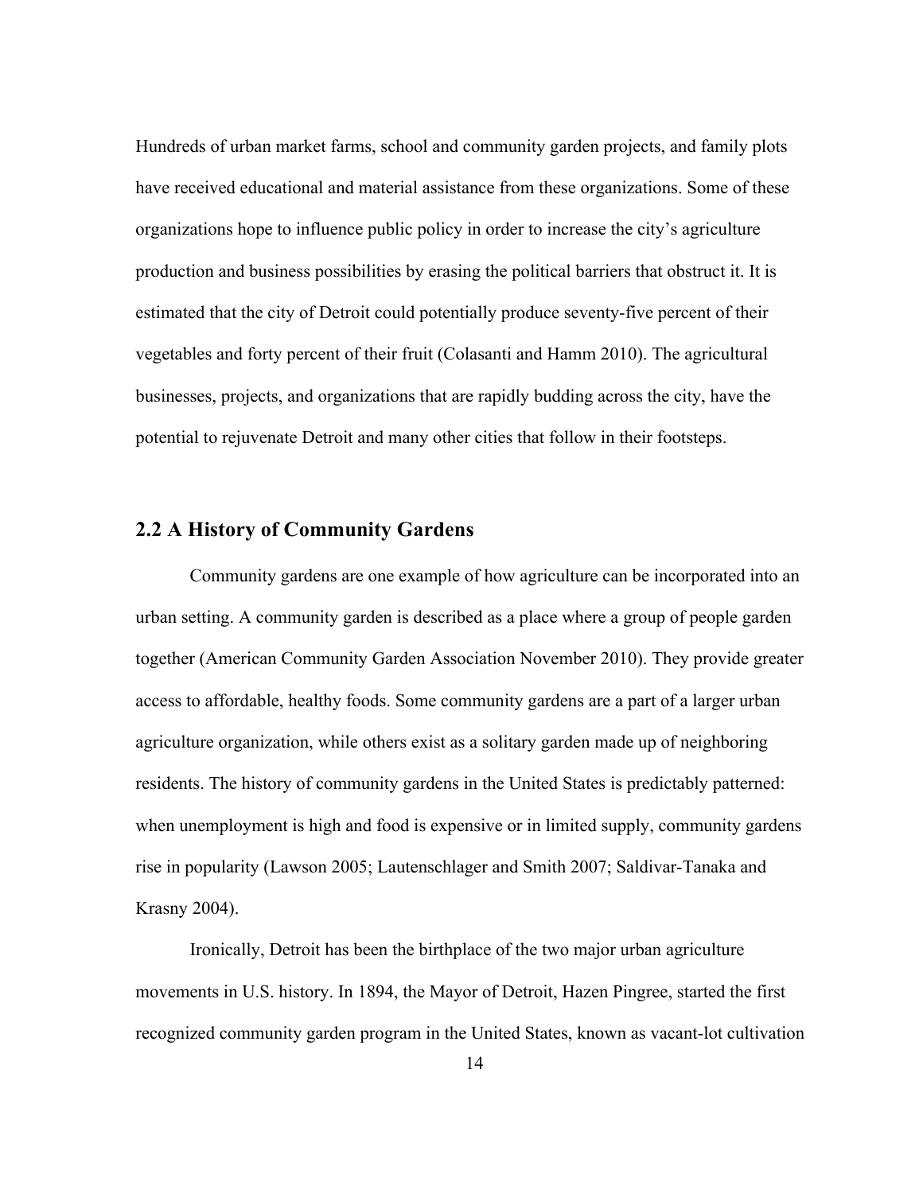Hundreds of urban market farms, school and community garden projects, and family plots have received educational and material assistance from these organizations. Some of these organizations hope to influence public policy in order to increase the city's agriculture production and business possibilities by erasing the political barriers that obstruct it. It is estimated that the city of Detroit could potentially produce seventy-five percent of their vegetables and forty percent of their fruit (Colasanti and Hamm 2010). The agricultural businesses, projects, and organizations that are rapidly budding across the city, have the potential to rejuvenate Detroit and many other cities that follow in their footsteps.

## 2.2 A History of Community Gardens

Community gardens are one example of how agriculture can be incorporated into an urban setting. A community garden is described as a place where a group of people garden together (American Community Garden Association November 2010). They provide greater access to affordable, healthy foods. Some community gardens are a part of a larger urban agriculture organization, while others exist as a solitary garden made up of neighboring residents. The history of community gardens in the United States is predictably patterned: when unemployment is high and food is expensive or in limited supply, community gardens rise in popularity (Lawson 2005; Lautenschlager and Smith 2007; Saldivar-Tanaka and Krasny 2004).

Ironically, Detroit has been the birthplace of the two major urban agriculture movements in U.S. history. In 1894, the Mayor of Detroit, Hazen Pingree, started the first recognized community garden program in the United States, known as vacant-lot cultivation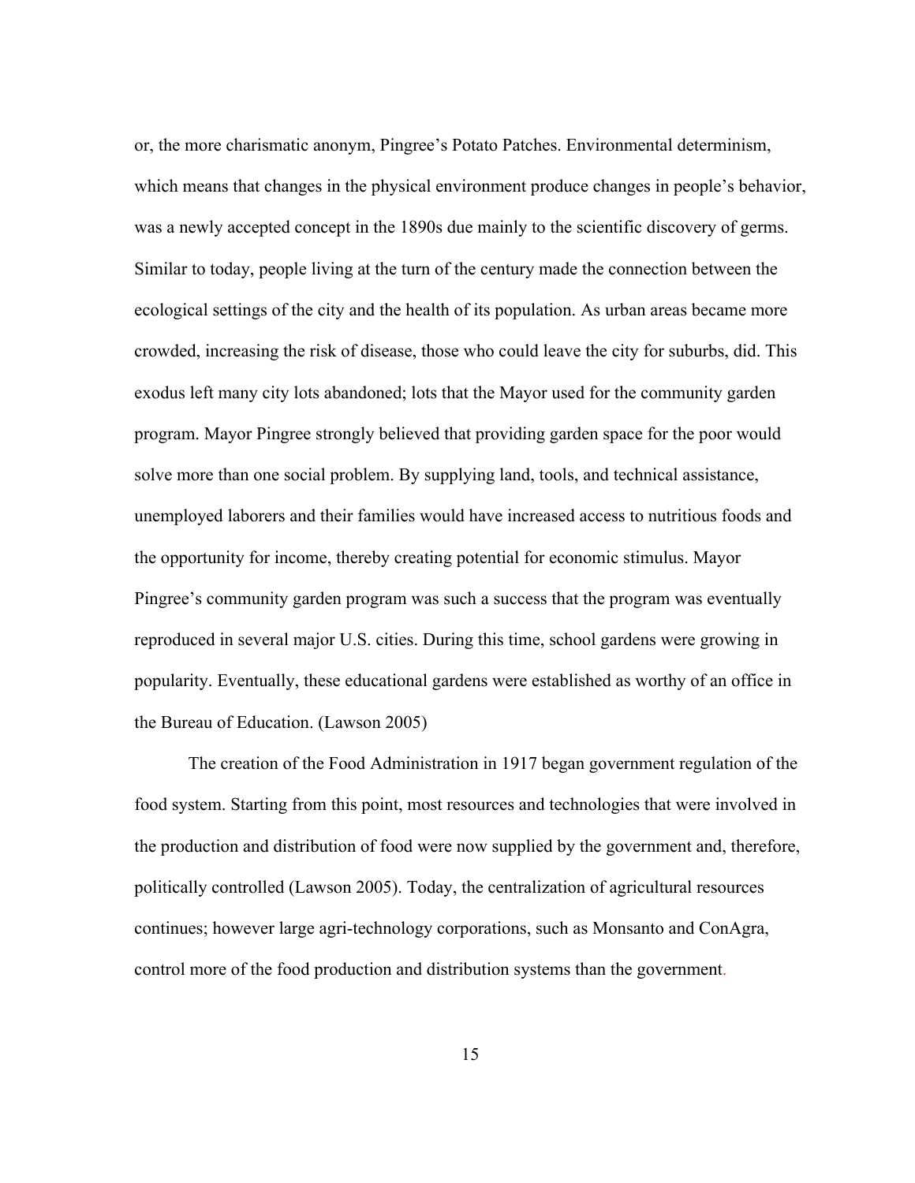or, the more charismatic anonym, Pingree's Potato Patches. Environmental determinism, which means that changes in the physical environment produce changes in people's behavior, was a newly accepted concept in the 1890s due mainly to the scientific discovery of germs. Similar to today, people living at the turn of the century made the connection between the ecological settings of the city and the health of its population. As urban areas became more crowded, increasing the risk of disease, those who could leave the city for suburbs, did. This exodus left many city lots abandoned; lots that the Mayor used for the community garden program. Mayor Pingree strongly believed that providing garden space for the poor would solve more than one social problem. By supplying land, tools, and technical assistance, unemployed laborers and their families would have increased access to nutritious foods and the opportunity for income, thereby creating potential for economic stimulus. Mayor Pingree's community garden program was such a success that the program was eventually reproduced in several major U.S. cities. During this time, school gardens were growing in popularity. Eventually, these educational gardens were established as worthy of an office in the Bureau of Education. (Lawson 2005)

The creation of the Food Administration in 1917 began government regulation of the food system. Starting from this point, most resources and technologies that were involved in the production and distribution of food were now supplied by the government and, therefore, politically controlled (Lawson 2005). Today, the centralization of agricultural resources continues; however large agri-technology corporations, such as Monsanto and ConAgra, control more of the food production and distribution systems than the government.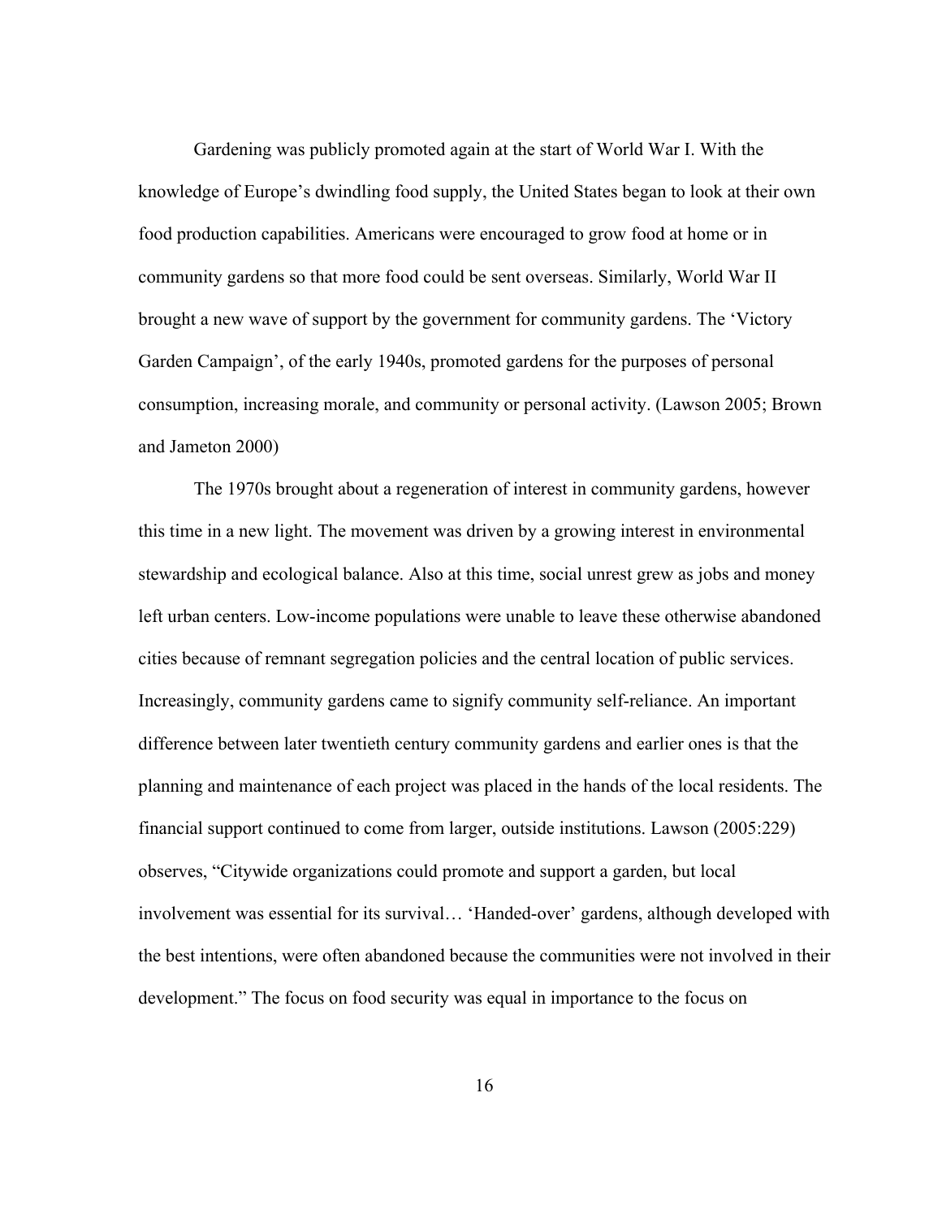Gardening was publicly promoted again at the start of World War I. With the knowledge of Europe's dwindling food supply, the United States began to look at their own food production capabilities. Americans were encouraged to grow food at home or in community gardens so that more food could be sent overseas. Similarly, World War II brought a new wave of support by the government for community gardens. The 'Victory Garden Campaign', of the early 1940s, promoted gardens for the purposes of personal consumption, increasing morale, and community or personal activity. (Lawson 2005; Brown and Jameton 2000)

The 1970s brought about a regeneration of interest in community gardens, however this time in a new light. The movement was driven by a growing interest in environmental stewardship and ecological balance. Also at this time, social unrest grew as jobs and money left urban centers. Low-income populations were unable to leave these otherwise abandoned cities because of remnant segregation policies and the central location of public services. Increasingly, community gardens came to signify community self-reliance. An important difference between later twentieth century community gardens and earlier ones is that the planning and maintenance of each project was placed in the hands of the local residents. The financial support continued to come from larger, outside institutions. Lawson (2005:229) observes, "Citywide organizations could promote and support a garden, but local involvement was essential for its survival… 'Handed-over' gardens, although developed with the best intentions, were often abandoned because the communities were not involved in their development." The focus on food security was equal in importance to the focus on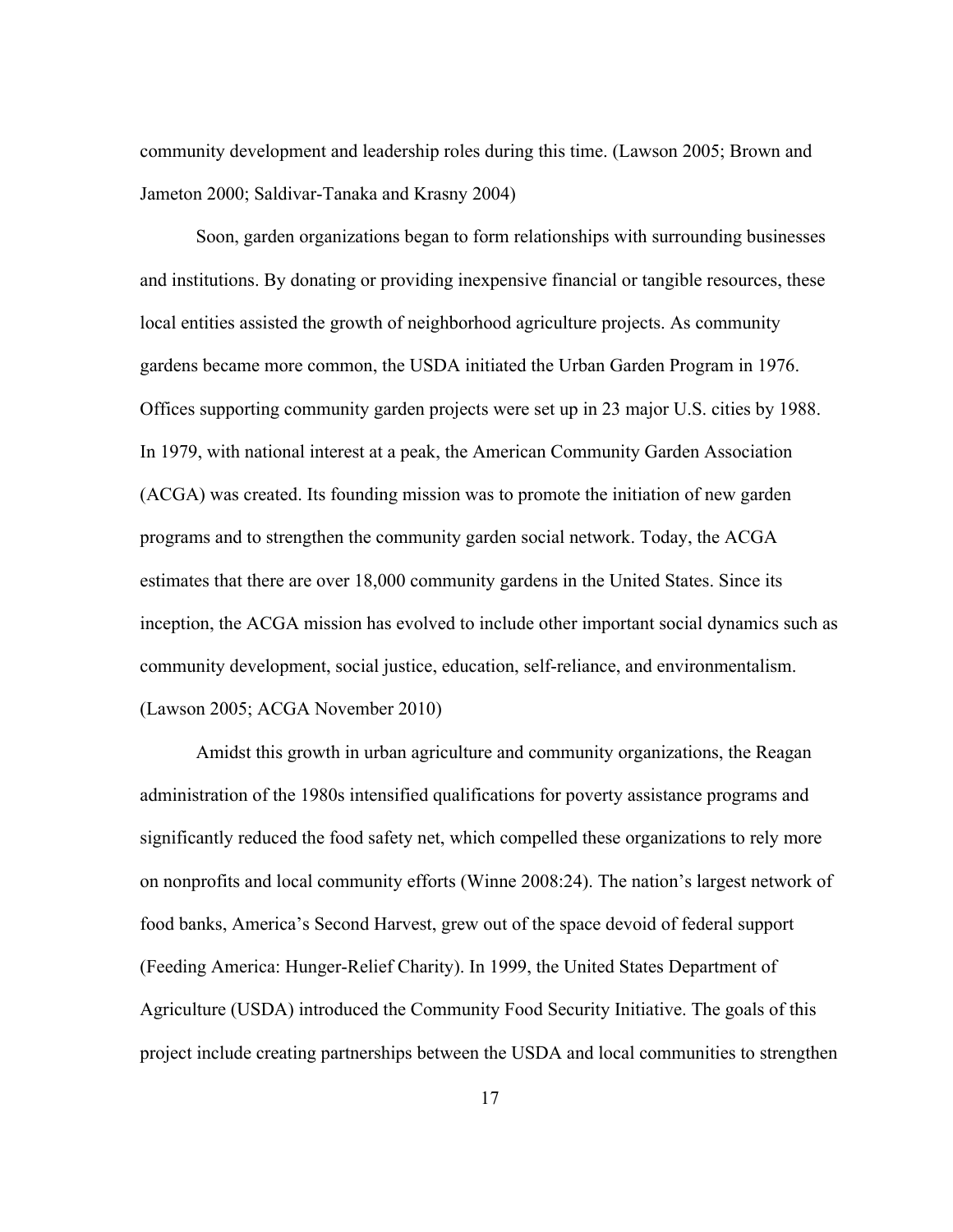community development and leadership roles during this time. (Lawson 2005; Brown and Jameton 2000; Saldivar-Tanaka and Krasny 2004)

Soon, garden organizations began to form relationships with surrounding businesses and institutions. By donating or providing inexpensive financial or tangible resources, these local entities assisted the growth of neighborhood agriculture projects. As community gardens became more common, the USDA initiated the Urban Garden Program in 1976. Offices supporting community garden projects were set up in 23 major U.S. cities by 1988. In 1979, with national interest at a peak, the American Community Garden Association (ACGA) was created. Its founding mission was to promote the initiation of new garden programs and to strengthen the community garden social network. Today, the ACGA estimates that there are over 18,000 community gardens in the United States. Since its inception, the ACGA mission has evolved to include other important social dynamics such as community development, social justice, education, self-reliance, and environmentalism. (Lawson 2005; ACGA November 2010)

Amidst this growth in urban agriculture and community organizations, the Reagan administration of the 1980s intensified qualifications for poverty assistance programs and significantly reduced the food safety net, which compelled these organizations to rely more on nonprofits and local community efforts (Winne 2008:24). The nation's largest network of food banks, America's Second Harvest, grew out of the space devoid of federal support (Feeding America: Hunger-Relief Charity). In 1999, the United States Department of Agriculture (USDA) introduced the Community Food Security Initiative. The goals of this project include creating partnerships between the USDA and local communities to strengthen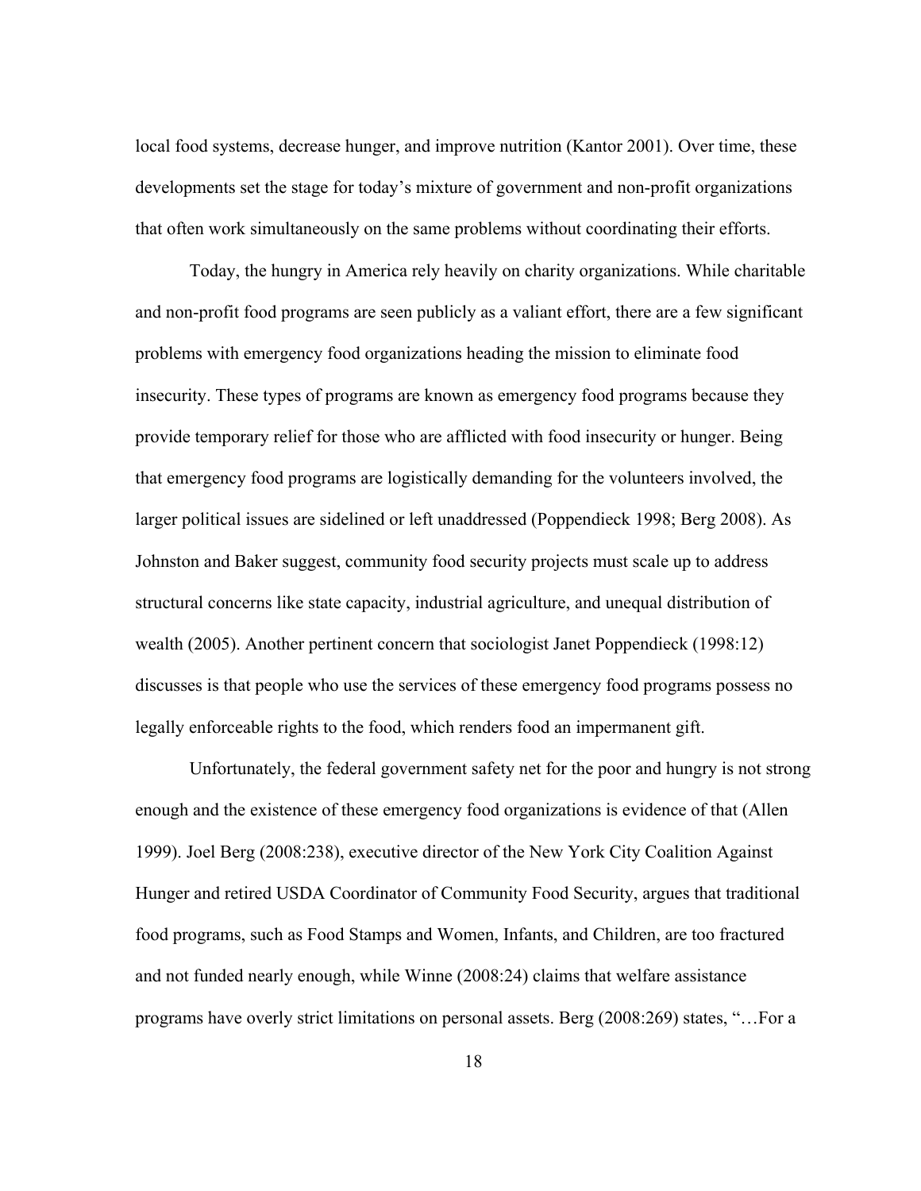local food systems, decrease hunger, and improve nutrition (Kantor 2001). Over time, these developments set the stage for today's mixture of government and non-profit organizations that often work simultaneously on the same problems without coordinating their efforts.

Today, the hungry in America rely heavily on charity organizations. While charitable and non-profit food programs are seen publicly as a valiant effort, there are a few significant problems with emergency food organizations heading the mission to eliminate food insecurity. These types of programs are known as emergency food programs because they provide temporary relief for those who are afflicted with food insecurity or hunger. Being that emergency food programs are logistically demanding for the volunteers involved, the larger political issues are sidelined or left unaddressed (Poppendieck 1998; Berg 2008). As Johnston and Baker suggest, community food security projects must scale up to address structural concerns like state capacity, industrial agriculture, and unequal distribution of wealth (2005). Another pertinent concern that sociologist Janet Poppendieck (1998:12) discusses is that people who use the services of these emergency food programs possess no legally enforceable rights to the food, which renders food an impermanent gift.

Unfortunately, the federal government safety net for the poor and hungry is not strong enough and the existence of these emergency food organizations is evidence of that (Allen 1999). Joel Berg (2008:238), executive director of the New York City Coalition Against Hunger and retired USDA Coordinator of Community Food Security, argues that traditional food programs, such as Food Stamps and Women, Infants, and Children, are too fractured and not funded nearly enough, while Winne (2008:24) claims that welfare assistance programs have overly strict limitations on personal assets. Berg (2008:269) states, "…For a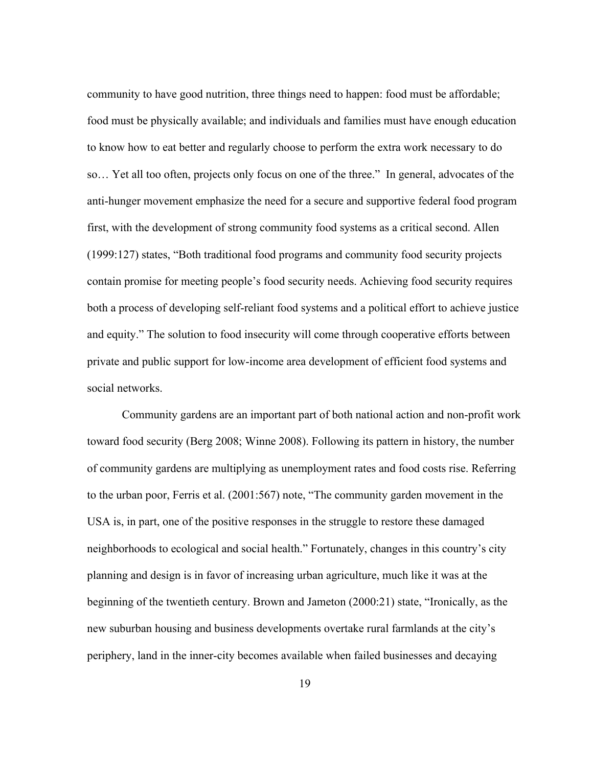community to have good nutrition, three things need to happen: food must be affordable; food must be physically available; and individuals and families must have enough education to know how to eat better and regularly choose to perform the extra work necessary to do so… Yet all too often, projects only focus on one of the three." In general, advocates of the anti-hunger movement emphasize the need for a secure and supportive federal food program first, with the development of strong community food systems as a critical second. Allen (1999:127) states, "Both traditional food programs and community food security projects contain promise for meeting people's food security needs. Achieving food security requires both a process of developing self-reliant food systems and a political effort to achieve justice and equity." The solution to food insecurity will come through cooperative efforts between private and public support for low-income area development of efficient food systems and social networks.

Community gardens are an important part of both national action and non-profit work toward food security (Berg 2008; Winne 2008). Following its pattern in history, the number of community gardens are multiplying as unemployment rates and food costs rise. Referring to the urban poor, Ferris et al. (2001:567) note, "The community garden movement in the USA is, in part, one of the positive responses in the struggle to restore these damaged neighborhoods to ecological and social health." Fortunately, changes in this country's city planning and design is in favor of increasing urban agriculture, much like it was at the beginning of the twentieth century. Brown and Jameton (2000:21) state, "Ironically, as the new suburban housing and business developments overtake rural farmlands at the city's periphery, land in the inner-city becomes available when failed businesses and decaying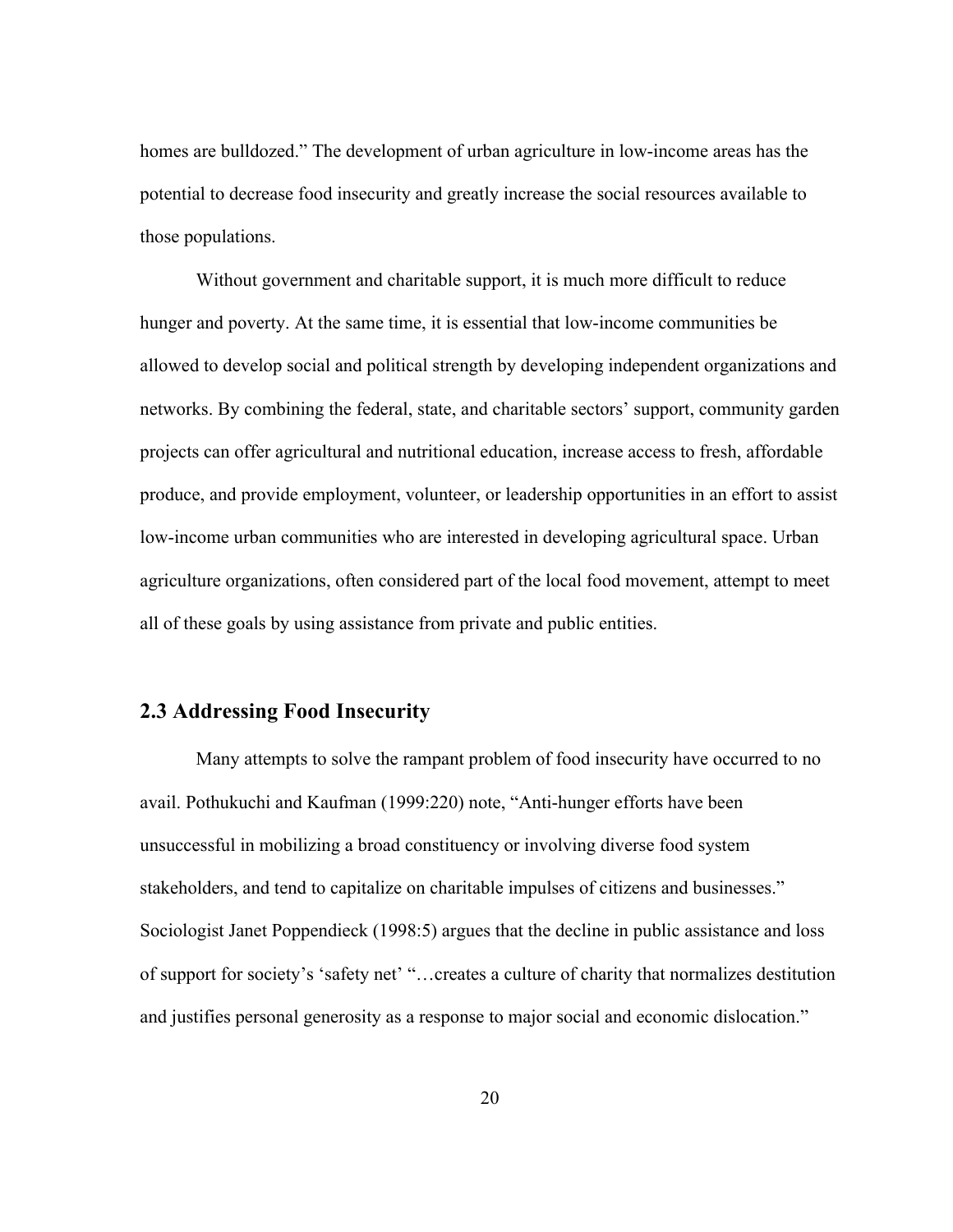homes are bulldozed." The development of urban agriculture in low-income areas has the potential to decrease food insecurity and greatly increase the social resources available to those populations.

Without government and charitable support, it is much more difficult to reduce hunger and poverty. At the same time, it is essential that low-income communities be allowed to develop social and political strength by developing independent organizations and networks. By combining the federal, state, and charitable sectors' support, community garden projects can offer agricultural and nutritional education, increase access to fresh, affordable produce, and provide employment, volunteer, or leadership opportunities in an effort to assist low-income urban communities who are interested in developing agricultural space. Urban agriculture organizations, often considered part of the local food movement, attempt to meet all of these goals by using assistance from private and public entities.

## 2.3 Addressing Food Insecurity

Many attempts to solve the rampant problem of food insecurity have occurred to no avail. Pothukuchi and Kaufman (1999:220) note, "Anti-hunger efforts have been unsuccessful in mobilizing a broad constituency or involving diverse food system stakeholders, and tend to capitalize on charitable impulses of citizens and businesses." Sociologist Janet Poppendieck (1998:5) argues that the decline in public assistance and loss of support for society's 'safety net' "…creates a culture of charity that normalizes destitution and justifies personal generosity as a response to major social and economic dislocation."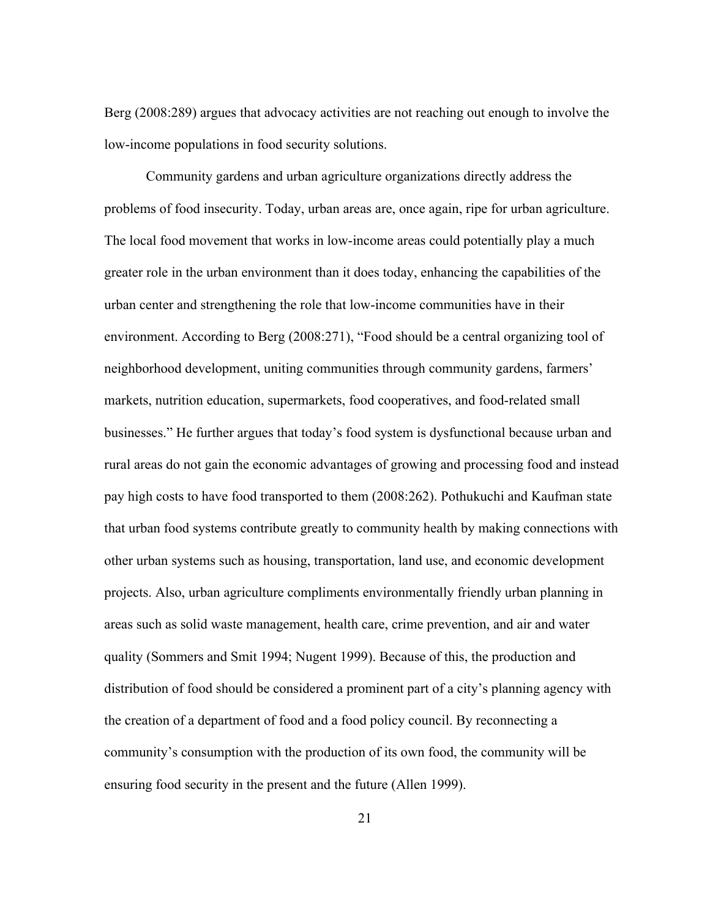Berg (2008:289) argues that advocacy activities are not reaching out enough to involve the low-income populations in food security solutions.

Community gardens and urban agriculture organizations directly address the problems of food insecurity. Today, urban areas are, once again, ripe for urban agriculture. The local food movement that works in low-income areas could potentially play a much greater role in the urban environment than it does today, enhancing the capabilities of the urban center and strengthening the role that low-income communities have in their environment. According to Berg (2008:271), "Food should be a central organizing tool of neighborhood development, uniting communities through community gardens, farmers' markets, nutrition education, supermarkets, food cooperatives, and food-related small businesses." He further argues that today's food system is dysfunctional because urban and rural areas do not gain the economic advantages of growing and processing food and instead pay high costs to have food transported to them (2008:262). Pothukuchi and Kaufman state that urban food systems contribute greatly to community health by making connections with other urban systems such as housing, transportation, land use, and economic development projects. Also, urban agriculture compliments environmentally friendly urban planning in areas such as solid waste management, health care, crime prevention, and air and water quality (Sommers and Smit 1994; Nugent 1999). Because of this, the production and distribution of food should be considered a prominent part of a city's planning agency with the creation of a department of food and a food policy council. By reconnecting a community's consumption with the production of its own food, the community will be ensuring food security in the present and the future (Allen 1999).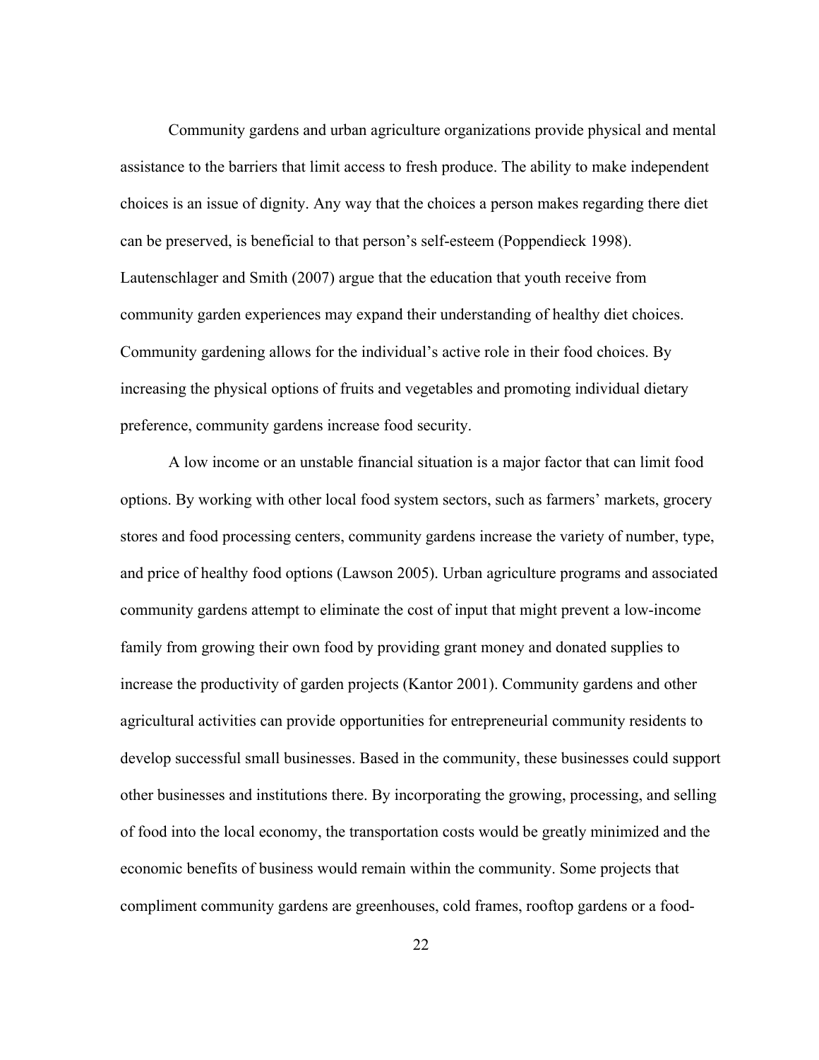Community gardens and urban agriculture organizations provide physical and mental assistance to the barriers that limit access to fresh produce. The ability to make independent choices is an issue of dignity. Any way that the choices a person makes regarding there diet can be preserved, is beneficial to that person's self-esteem (Poppendieck 1998). Lautenschlager and Smith (2007) argue that the education that youth receive from community garden experiences may expand their understanding of healthy diet choices. Community gardening allows for the individual's active role in their food choices. By increasing the physical options of fruits and vegetables and promoting individual dietary preference, community gardens increase food security.

A low income or an unstable financial situation is a major factor that can limit food options. By working with other local food system sectors, such as farmers' markets, grocery stores and food processing centers, community gardens increase the variety of number, type, and price of healthy food options (Lawson 2005). Urban agriculture programs and associated community gardens attempt to eliminate the cost of input that might prevent a low-income family from growing their own food by providing grant money and donated supplies to increase the productivity of garden projects (Kantor 2001). Community gardens and other agricultural activities can provide opportunities for entrepreneurial community residents to develop successful small businesses. Based in the community, these businesses could support other businesses and institutions there. By incorporating the growing, processing, and selling of food into the local economy, the transportation costs would be greatly minimized and the economic benefits of business would remain within the community. Some projects that compliment community gardens are greenhouses, cold frames, rooftop gardens or a food-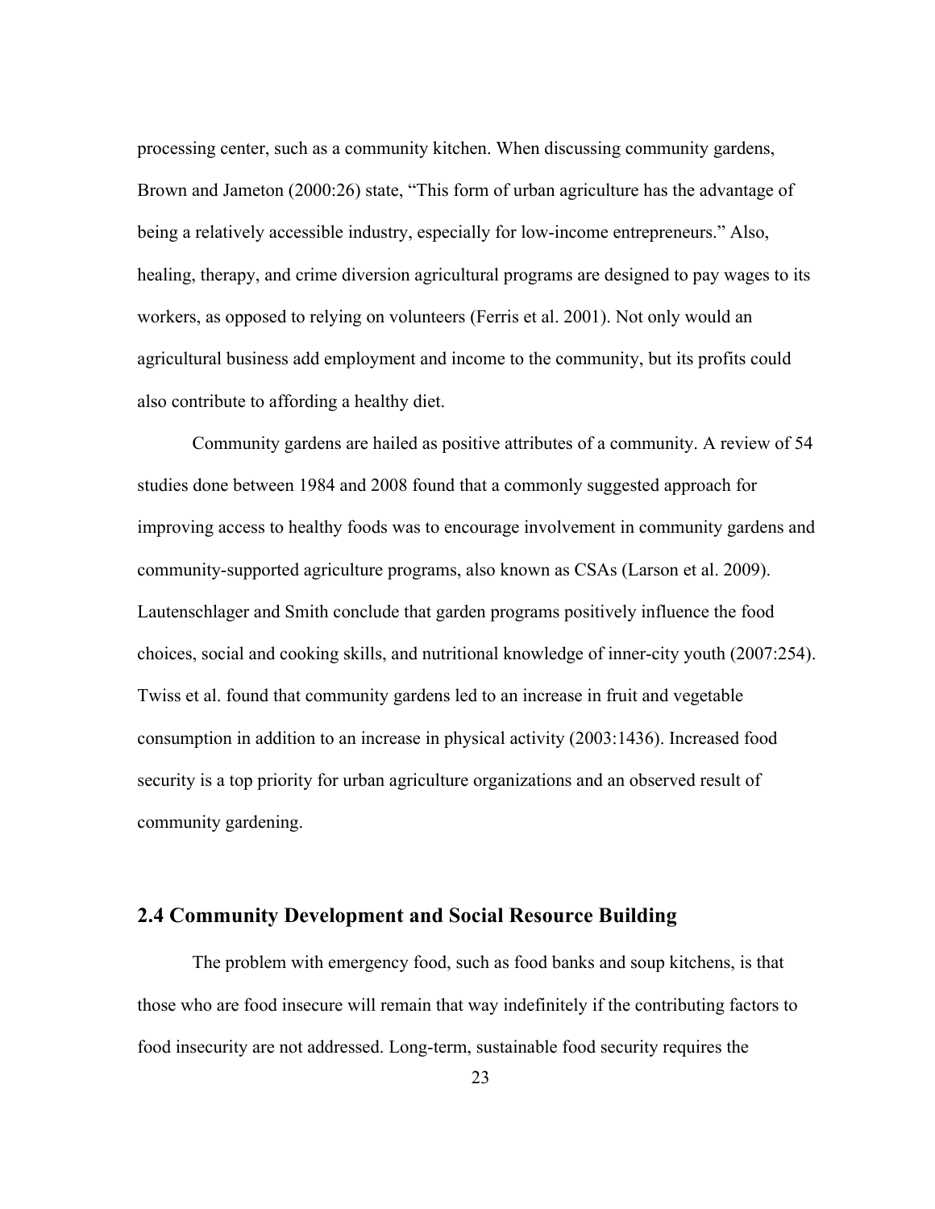processing center, such as a community kitchen. When discussing community gardens, Brown and Jameton (2000:26) state, "This form of urban agriculture has the advantage of being a relatively accessible industry, especially for low-income entrepreneurs." Also, healing, therapy, and crime diversion agricultural programs are designed to pay wages to its workers, as opposed to relying on volunteers (Ferris et al. 2001). Not only would an agricultural business add employment and income to the community, but its profits could also contribute to affording a healthy diet.

Community gardens are hailed as positive attributes of a community. A review of 54 studies done between 1984 and 2008 found that a commonly suggested approach for improving access to healthy foods was to encourage involvement in community gardens and community-supported agriculture programs, also known as CSAs (Larson et al. 2009). Lautenschlager and Smith conclude that garden programs positively influence the food choices, social and cooking skills, and nutritional knowledge of inner-city youth (2007:254). Twiss et al. found that community gardens led to an increase in fruit and vegetable consumption in addition to an increase in physical activity (2003:1436). Increased food security is a top priority for urban agriculture organizations and an observed result of community gardening.

## 2.4 Community Development and Social Resource Building

The problem with emergency food, such as food banks and soup kitchens, is that those who are food insecure will remain that way indefinitely if the contributing factors to food insecurity are not addressed. Long-term, sustainable food security requires the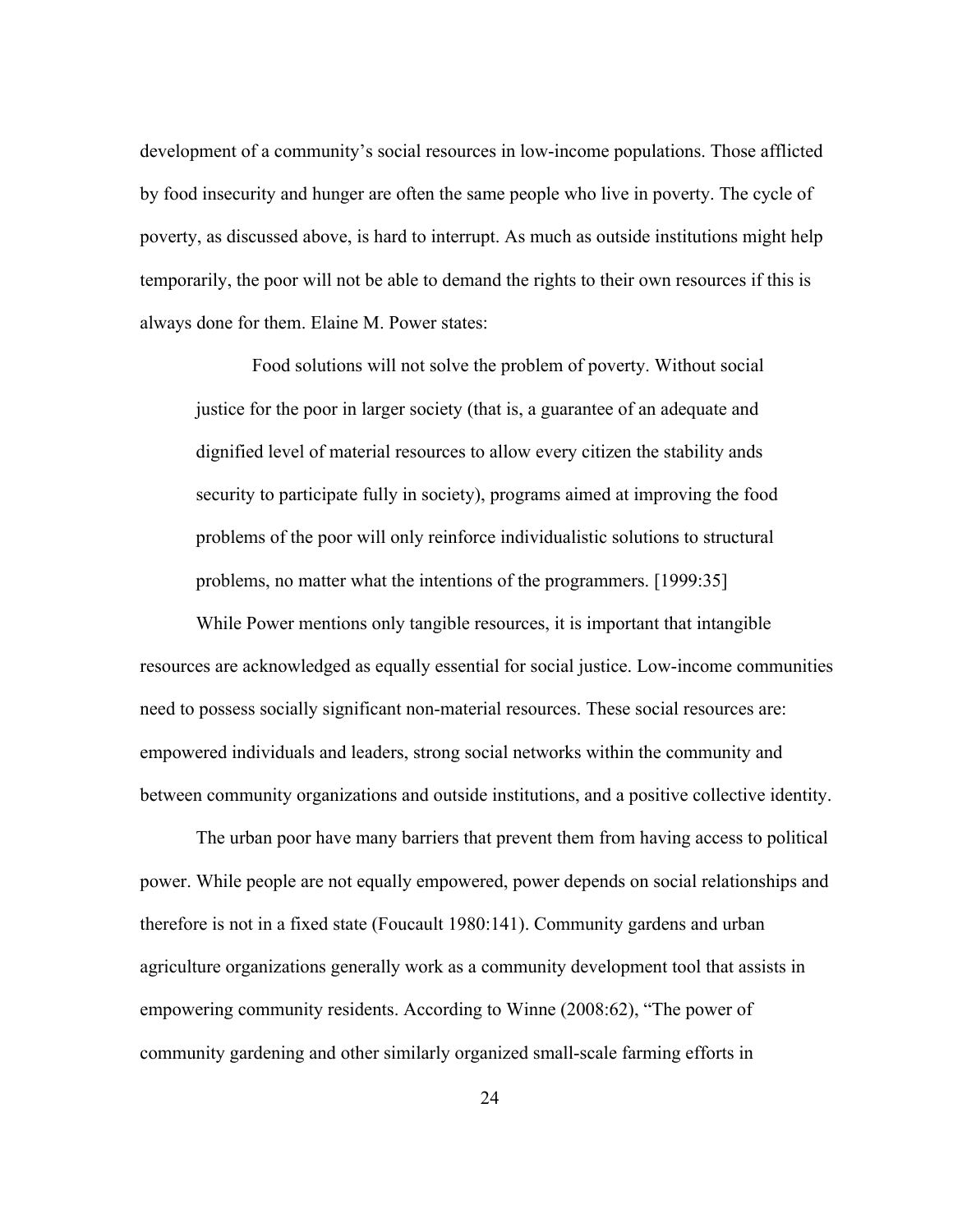development of a community's social resources in low-income populations. Those afflicted by food insecurity and hunger are often the same people who live in poverty. The cycle of poverty, as discussed above, is hard to interrupt. As much as outside institutions might help temporarily, the poor will not be able to demand the rights to their own resources if this is always done for them. Elaine M. Power states:

> Food solutions will not solve the problem of poverty. Without social justice for the poor in larger society (that is, a guarantee of an adequate and dignified level of material resources to allow every citizen the stability ands security to participate fully in society), programs aimed at improving the food problems of the poor will only reinforce individualistic solutions to structural problems, no matter what the intentions of the programmers. [1999:35]

While Power mentions only tangible resources, it is important that intangible resources are acknowledged as equally essential for social justice. Low-income communities need to possess socially significant non-material resources. These social resources are: empowered individuals and leaders, strong social networks within the community and between community organizations and outside institutions, and a positive collective identity.

The urban poor have many barriers that prevent them from having access to political power. While people are not equally empowered, power depends on social relationships and therefore is not in a fixed state (Foucault 1980:141). Community gardens and urban agriculture organizations generally work as a community development tool that assists in empowering community residents. According to Winne (2008:62), "The power of community gardening and other similarly organized small-scale farming efforts in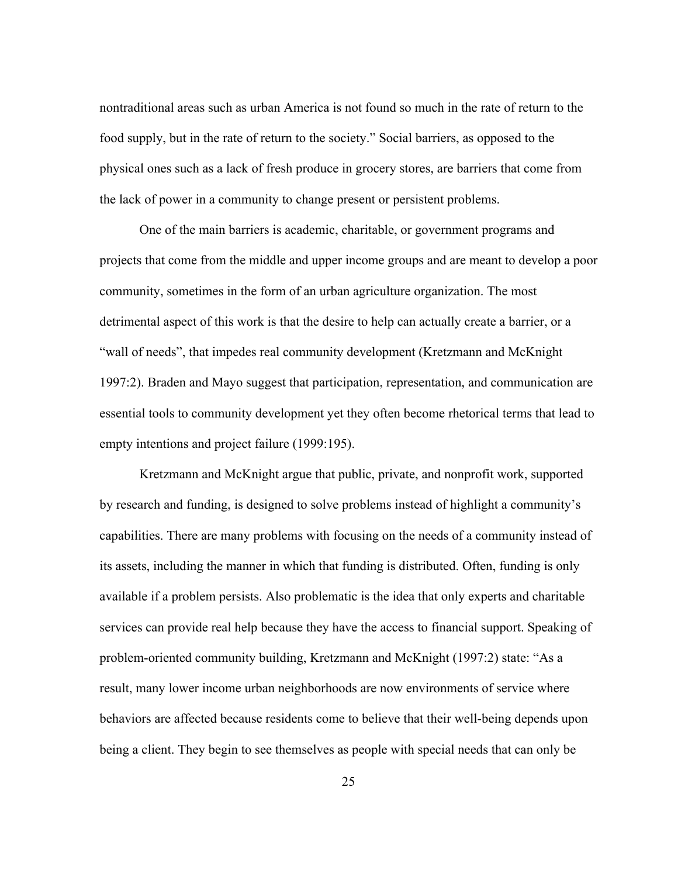nontraditional areas such as urban America is not found so much in the rate of return to the food supply, but in the rate of return to the society." Social barriers, as opposed to the physical ones such as a lack of fresh produce in grocery stores, are barriers that come from the lack of power in a community to change present or persistent problems.

One of the main barriers is academic, charitable, or government programs and projects that come from the middle and upper income groups and are meant to develop a poor community, sometimes in the form of an urban agriculture organization. The most detrimental aspect of this work is that the desire to help can actually create a barrier, or a "wall of needs", that impedes real community development (Kretzmann and McKnight 1997:2). Braden and Mayo suggest that participation, representation, and communication are essential tools to community development yet they often become rhetorical terms that lead to empty intentions and project failure (1999:195).

Kretzmann and McKnight argue that public, private, and nonprofit work, supported by research and funding, is designed to solve problems instead of highlight a community's capabilities. There are many problems with focusing on the needs of a community instead of its assets, including the manner in which that funding is distributed. Often, funding is only available if a problem persists. Also problematic is the idea that only experts and charitable services can provide real help because they have the access to financial support. Speaking of problem-oriented community building, Kretzmann and McKnight (1997:2) state: "As a result, many lower income urban neighborhoods are now environments of service where behaviors are affected because residents come to believe that their well-being depends upon being a client. They begin to see themselves as people with special needs that can only be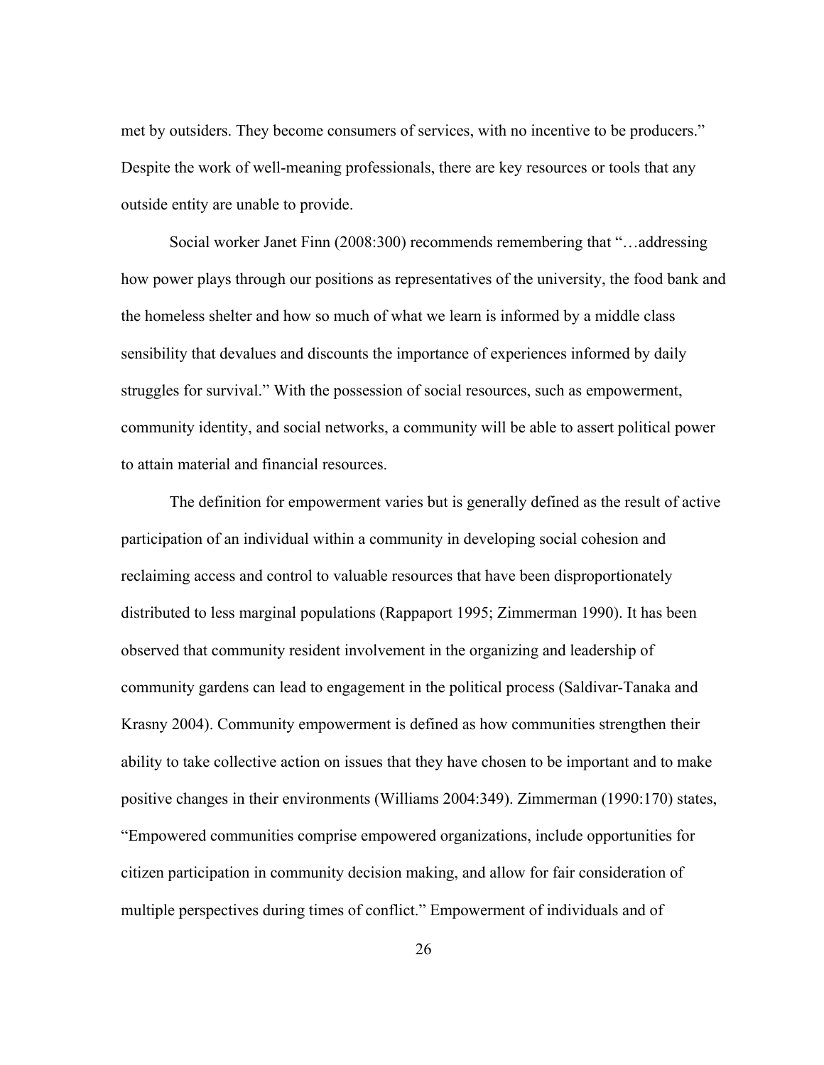met by outsiders. They become consumers of services, with no incentive to be producers." Despite the work of well-meaning professionals, there are key resources or tools that any outside entity are unable to provide.

Social worker Janet Finn (2008:300) recommends remembering that "…addressing how power plays through our positions as representatives of the university, the food bank and the homeless shelter and how so much of what we learn is informed by a middle class sensibility that devalues and discounts the importance of experiences informed by daily struggles for survival." With the possession of social resources, such as empowerment, community identity, and social networks, a community will be able to assert political power to attain material and financial resources.

The definition for empowerment varies but is generally defined as the result of active participation of an individual within a community in developing social cohesion and reclaiming access and control to valuable resources that have been disproportionately distributed to less marginal populations (Rappaport 1995; Zimmerman 1990). It has been observed that community resident involvement in the organizing and leadership of community gardens can lead to engagement in the political process (Saldivar-Tanaka and Krasny 2004). Community empowerment is defined as how communities strengthen their ability to take collective action on issues that they have chosen to be important and to make positive changes in their environments (Williams 2004:349). Zimmerman (1990:170) states, "Empowered communities comprise empowered organizations, include opportunities for citizen participation in community decision making, and allow for fair consideration of multiple perspectives during times of conflict." Empowerment of individuals and of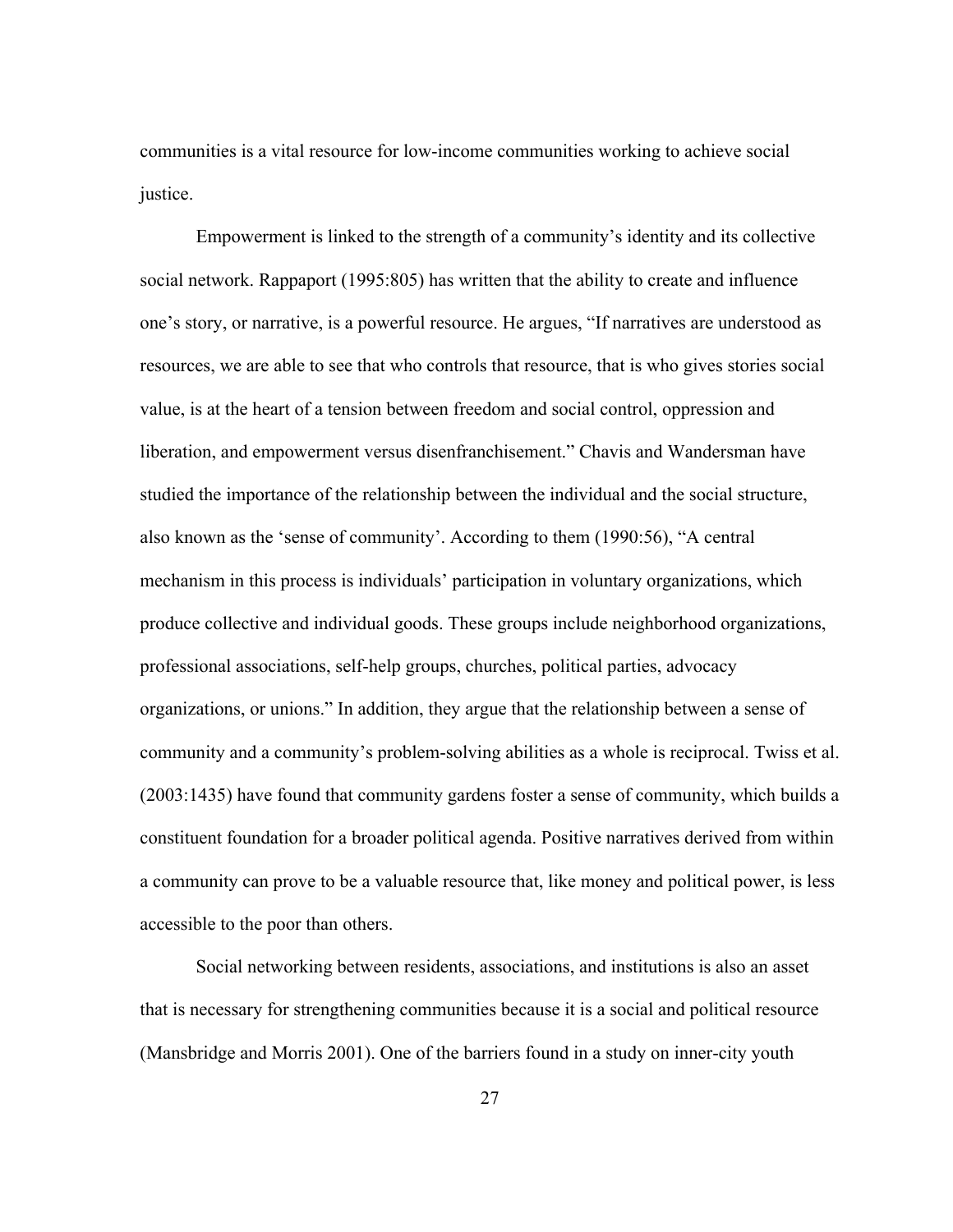communities is a vital resource for low-income communities working to achieve social justice.

Empowerment is linked to the strength of a community's identity and its collective social network. Rappaport (1995:805) has written that the ability to create and influence one's story, or narrative, is a powerful resource. He argues, "If narratives are understood as resources, we are able to see that who controls that resource, that is who gives stories social value, is at the heart of a tension between freedom and social control, oppression and liberation, and empowerment versus disenfranchisement." Chavis and Wandersman have studied the importance of the relationship between the individual and the social structure, also known as the 'sense of community'. According to them (1990:56), "A central mechanism in this process is individuals' participation in voluntary organizations, which produce collective and individual goods. These groups include neighborhood organizations, professional associations, self-help groups, churches, political parties, advocacy organizations, or unions." In addition, they argue that the relationship between a sense of community and a community's problem-solving abilities as a whole is reciprocal. Twiss et al. (2003:1435) have found that community gardens foster a sense of community, which builds a constituent foundation for a broader political agenda. Positive narratives derived from within a community can prove to be a valuable resource that, like money and political power, is less accessible to the poor than others.

Social networking between residents, associations, and institutions is also an asset that is necessary for strengthening communities because it is a social and political resource (Mansbridge and Morris 2001). One of the barriers found in a study on inner-city youth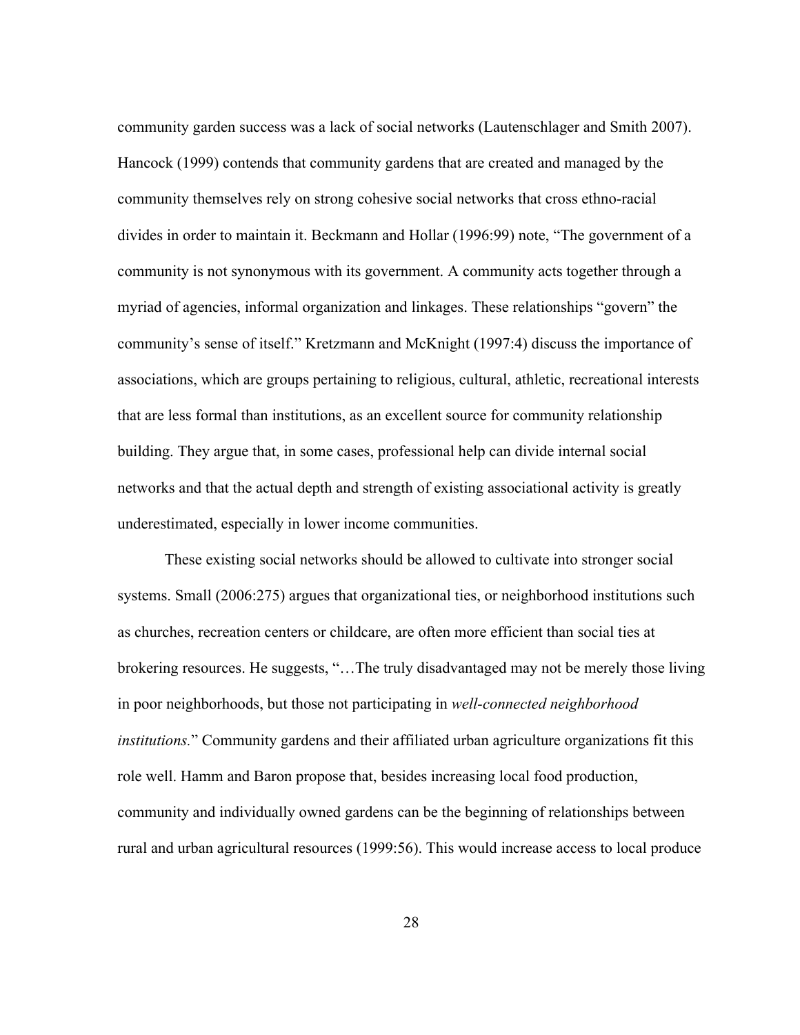community garden success was a lack of social networks (Lautenschlager and Smith 2007). Hancock (1999) contends that community gardens that are created and managed by the community themselves rely on strong cohesive social networks that cross ethno-racial divides in order to maintain it. Beckmann and Hollar (1996:99) note, "The government of a community is not synonymous with its government. A community acts together through a myriad of agencies, informal organization and linkages. These relationships "govern" the community's sense of itself." Kretzmann and McKnight (1997:4) discuss the importance of associations, which are groups pertaining to religious, cultural, athletic, recreational interests that are less formal than institutions, as an excellent source for community relationship building. They argue that, in some cases, professional help can divide internal social networks and that the actual depth and strength of existing associational activity is greatly underestimated, especially in lower income communities.

These existing social networks should be allowed to cultivate into stronger social systems. Small (2006:275) argues that organizational ties, or neighborhood institutions such as churches, recreation centers or childcare, are often more efficient than social ties at brokering resources. He suggests, "…The truly disadvantaged may not be merely those living in poor neighborhoods, but those not participating in *well-connected neighborhood institutions*." Community gardens and their affiliated urban agriculture organizations fit this role well. Hamm and Baron propose that, besides increasing local food production, community and individually owned gardens can be the beginning of relationships between rural and urban agricultural resources (1999:56). This would increase access to local produce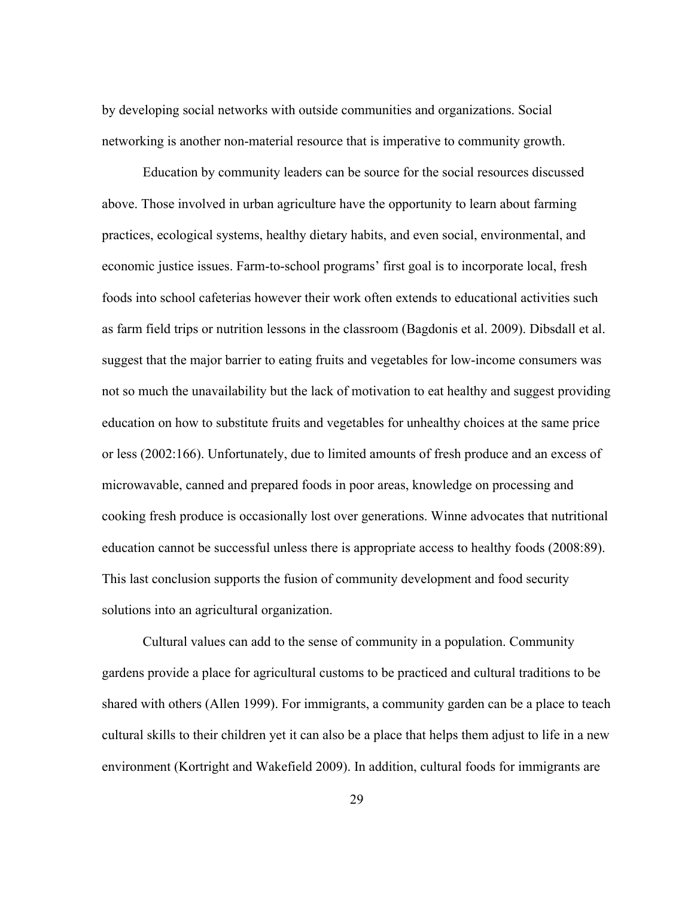by developing social networks with outside communities and organizations. Social networking is another non-material resource that is imperative to community growth.

Education by community leaders can be source for the social resources discussed above. Those involved in urban agriculture have the opportunity to learn about farming practices, ecological systems, healthy dietary habits, and even social, environmental, and economic justice issues. Farm-to-school programs' first goal is to incorporate local, fresh foods into school cafeterias however their work often extends to educational activities such as farm field trips or nutrition lessons in the classroom (Bagdonis et al. 2009). Dibsdall et al. suggest that the major barrier to eating fruits and vegetables for low-income consumers was not so much the unavailability but the lack of motivation to eat healthy and suggest providing education on how to substitute fruits and vegetables for unhealthy choices at the same price or less (2002:166). Unfortunately, due to limited amounts of fresh produce and an excess of microwavable, canned and prepared foods in poor areas, knowledge on processing and cooking fresh produce is occasionally lost over generations. Winne advocates that nutritional education cannot be successful unless there is appropriate access to healthy foods (2008:89). This last conclusion supports the fusion of community development and food security solutions into an agricultural organization.

Cultural values can add to the sense of community in a population. Community gardens provide a place for agricultural customs to be practiced and cultural traditions to be shared with others (Allen 1999). For immigrants, a community garden can be a place to teach cultural skills to their children yet it can also be a place that helps them adjust to life in a new environment (Kortright and Wakefield 2009). In addition, cultural foods for immigrants are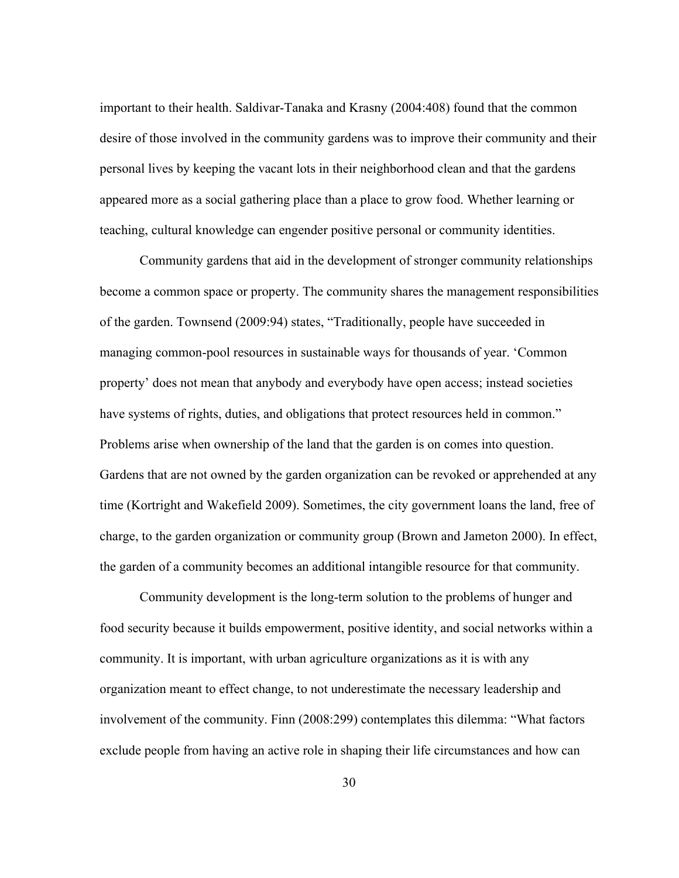important to their health. Saldivar-Tanaka and Krasny (2004:408) found that the common desire of those involved in the community gardens was to improve their community and their personal lives by keeping the vacant lots in their neighborhood clean and that the gardens appeared more as a social gathering place than a place to grow food. Whether learning or teaching, cultural knowledge can engender positive personal or community identities.

Community gardens that aid in the development of stronger community relationships become a common space or property. The community shares the management responsibilities of the garden. Townsend (2009:94) states, "Traditionally, people have succeeded in managing common-pool resources in sustainable ways for thousands of year. 'Common property' does not mean that anybody and everybody have open access; instead societies have systems of rights, duties, and obligations that protect resources held in common." Problems arise when ownership of the land that the garden is on comes into question. Gardens that are not owned by the garden organization can be revoked or apprehended at any time (Kortright and Wakefield 2009). Sometimes, the city government loans the land, free of charge, to the garden organization or community group (Brown and Jameton 2000). In effect, the garden of a community becomes an additional intangible resource for that community.

Community development is the long-term solution to the problems of hunger and food security because it builds empowerment, positive identity, and social networks within a community. It is important, with urban agriculture organizations as it is with any organization meant to effect change, to not underestimate the necessary leadership and involvement of the community. Finn (2008:299) contemplates this dilemma: "What factors exclude people from having an active role in shaping their life circumstances and how can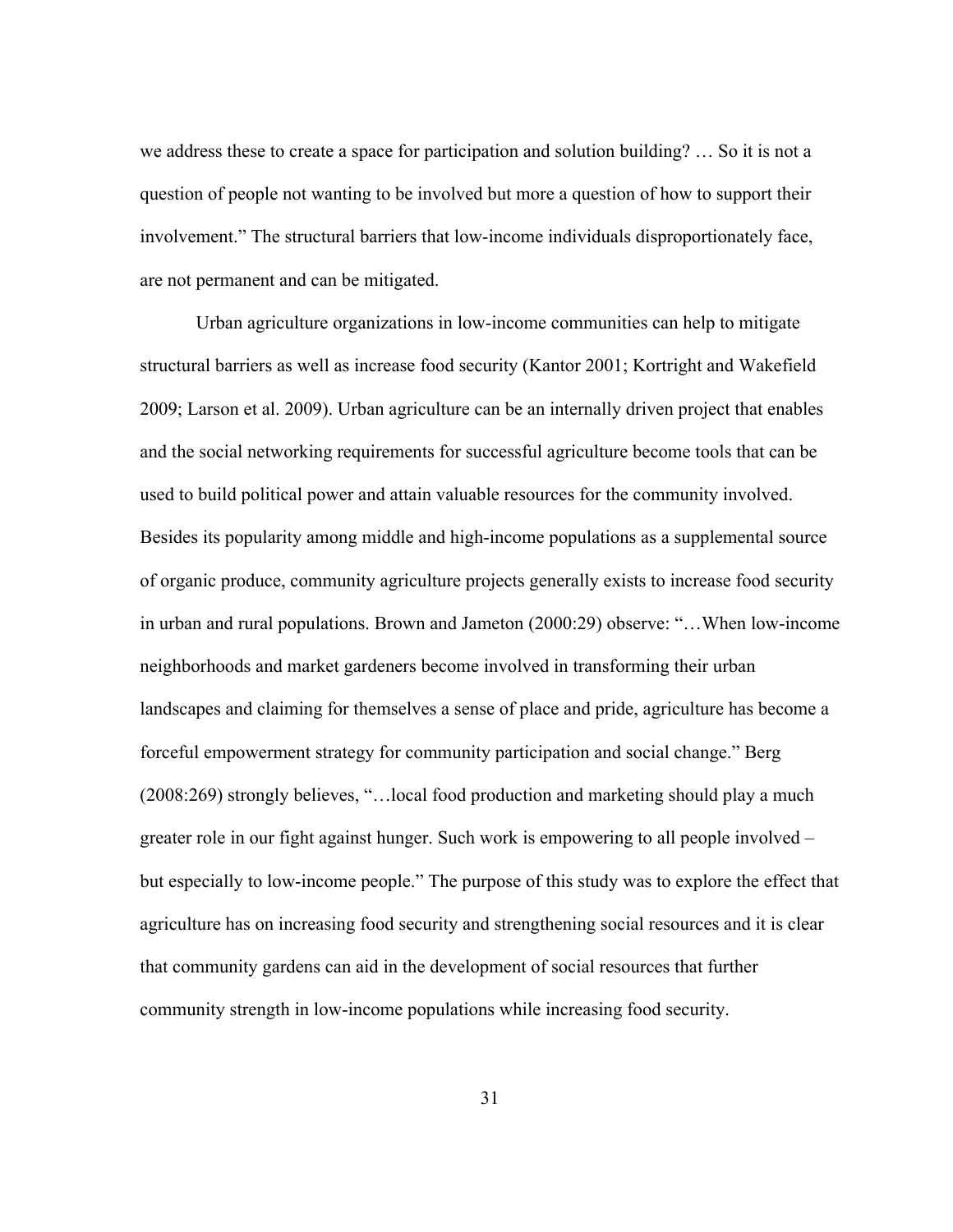we address these to create a space for participation and solution building? … So it is not a question of people not wanting to be involved but more a question of how to support their involvement." The structural barriers that low-income individuals disproportionately face, are not permanent and can be mitigated.

Urban agriculture organizations in low-income communities can help to mitigate structural barriers as well as increase food security (Kantor 2001; Kortright and Wakefield 2009; Larson et al. 2009). Urban agriculture can be an internally driven project that enables and the social networking requirements for successful agriculture become tools that can be used to build political power and attain valuable resources for the community involved. Besides its popularity among middle and high-income populations as a supplemental source of organic produce, community agriculture projects generally exists to increase food security in urban and rural populations. Brown and Jameton (2000:29) observe: "…When low-income neighborhoods and market gardeners become involved in transforming their urban landscapes and claiming for themselves a sense of place and pride, agriculture has become a forceful empowerment strategy for community participation and social change." Berg (2008:269) strongly believes, "…local food production and marketing should play a much greater role in our fight against hunger. Such work is empowering to all people involved – but especially to low-income people." The purpose of this study was to explore the effect that agriculture has on increasing food security and strengthening social resources and it is clear that community gardens can aid in the development of social resources that further community strength in low-income populations while increasing food security.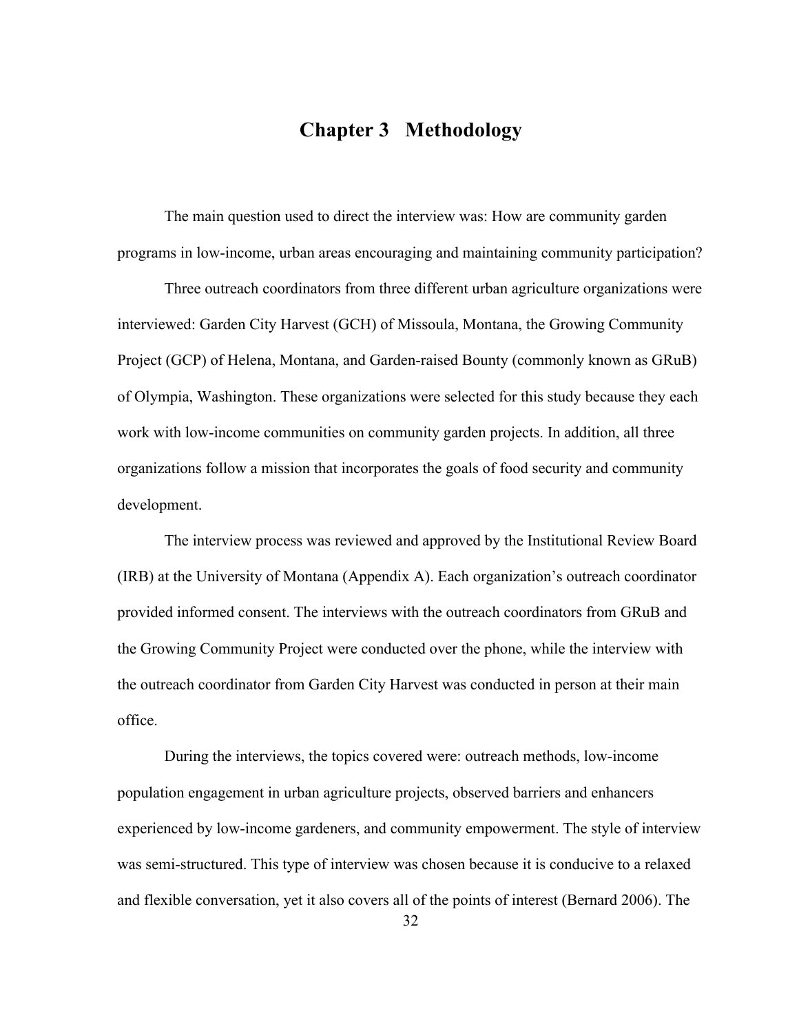# Chapter 3 Methodology

The main question used to direct the interview was: How are community garden programs in low-income, urban areas encouraging and maintaining community participation?

Three outreach coordinators from three different urban agriculture organizations were interviewed: Garden City Harvest (GCH) of Missoula, Montana, the Growing Community Project (GCP) of Helena, Montana, and Garden-raised Bounty (commonly known as GRuB) of Olympia, Washington. These organizations were selected for this study because they each work with low-income communities on community garden projects. In addition, all three organizations follow a mission that incorporates the goals of food security and community development.

The interview process was reviewed and approved by the Institutional Review Board (IRB) at the University of Montana (Appendix A). Each organization's outreach coordinator provided informed consent. The interviews with the outreach coordinators from GRuB and the Growing Community Project were conducted over the phone, while the interview with the outreach coordinator from Garden City Harvest was conducted in person at their main office.

During the interviews, the topics covered were: outreach methods, low-income population engagement in urban agriculture projects, observed barriers and enhancers experienced by low-income gardeners, and community empowerment. The style of interview was semi-structured. This type of interview was chosen because it is conducive to a relaxed and flexible conversation, yet it also covers all of the points of interest (Bernard 2006). The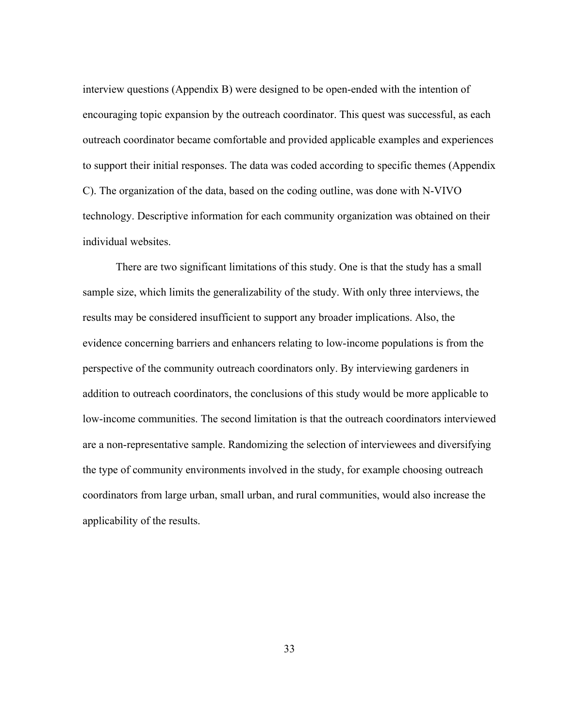interview questions (Appendix B) were designed to be open-ended with the intention of encouraging topic expansion by the outreach coordinator. This quest was successful, as each outreach coordinator became comfortable and provided applicable examples and experiences to support their initial responses. The data was coded according to specific themes (Appendix C). The organization of the data, based on the coding outline, was done with N-VIVO technology. Descriptive information for each community organization was obtained on their individual websites.

There are two significant limitations of this study. One is that the study has a small sample size, which limits the generalizability of the study. With only three interviews, the results may be considered insufficient to support any broader implications. Also, the evidence concerning barriers and enhancers relating to low-income populations is from the perspective of the community outreach coordinators only. By interviewing gardeners in addition to outreach coordinators, the conclusions of this study would be more applicable to low-income communities. The second limitation is that the outreach coordinators interviewed are a non-representative sample. Randomizing the selection of interviewees and diversifying the type of community environments involved in the study, for example choosing outreach coordinators from large urban, small urban, and rural communities, would also increase the applicability of the results.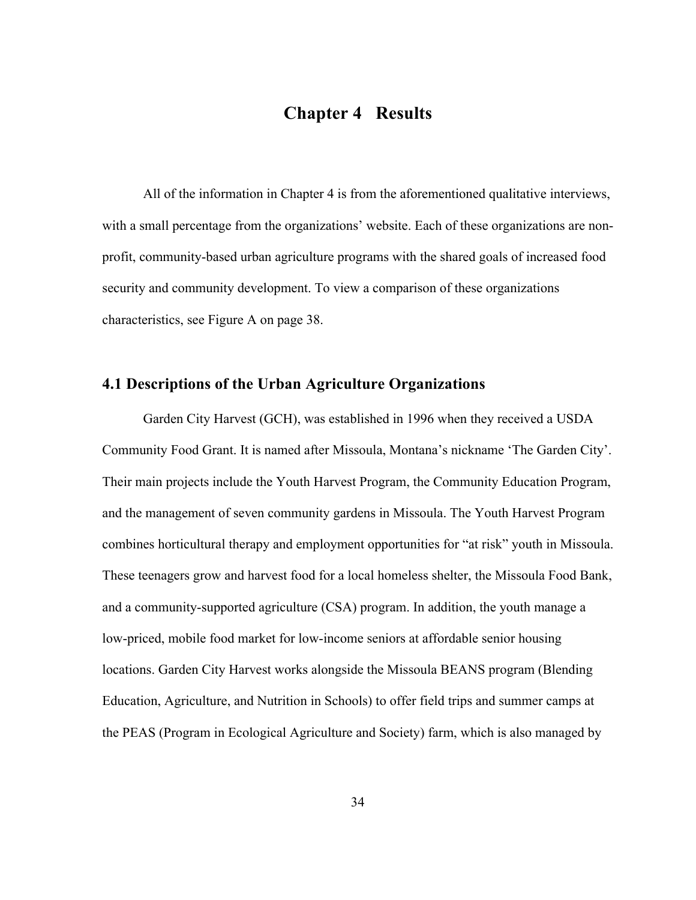# Chapter 4 Results

All of the information in Chapter 4 is from the aforementioned qualitative interviews, with a small percentage from the organizations' website. Each of these organizations are non-profit, community-based urban agriculture programs with the shared goals of increased food security and community development. To view a comparison of these organizations characteristics, see Figure A on page 38.

## 4.1 Descriptions of the Urban Agriculture Organizations

Garden City Harvest (GCH), was established in 1996 when they received a USDA Community Food Grant. It is named after Missoula, Montana's nickname 'The Garden City'. Their main projects include the Youth Harvest Program, the Community Education Program, and the management of seven community gardens in Missoula. The Youth Harvest Program combines horticultural therapy and employment opportunities for "at risk" youth in Missoula. These teenagers grow and harvest food for a local homeless shelter, the Missoula Food Bank, and a community-supported agriculture (CSA) program. In addition, the youth manage a low-priced, mobile food market for low-income seniors at affordable senior housing locations. Garden City Harvest works alongside the Missoula BEANS program (Blending Education, Agriculture, and Nutrition in Schools) to offer field trips and summer camps at the PEAS (Program in Ecological Agriculture and Society) farm, which is also managed by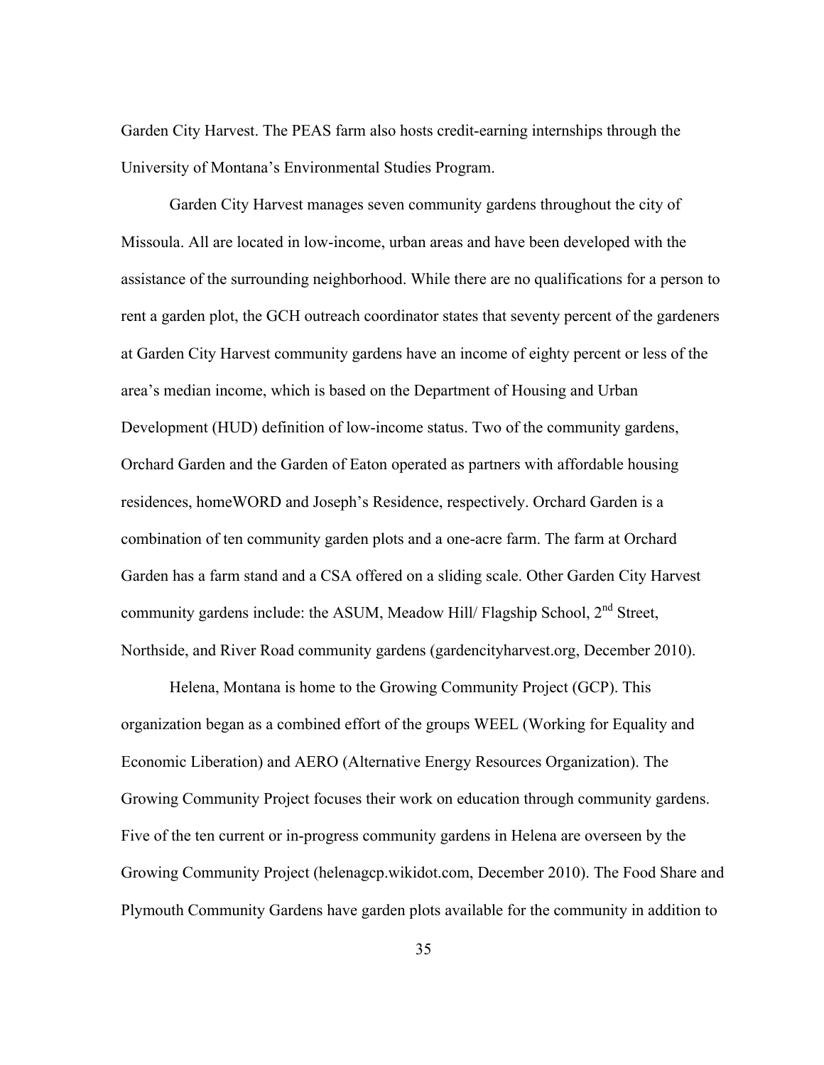Garden City Harvest. The PEAS farm also hosts credit-earning internships through the University of Montana's Environmental Studies Program.

Garden City Harvest manages seven community gardens throughout the city of Missoula. All are located in low-income, urban areas and have been developed with the assistance of the surrounding neighborhood. While there are no qualifications for a person to rent a garden plot, the GCH outreach coordinator states that seventy percent of the gardeners at Garden City Harvest community gardens have an income of eighty percent or less of the area's median income, which is based on the Department of Housing and Urban Development (HUD) definition of low-income status. Two of the community gardens, Orchard Garden and the Garden of Eaton operated as partners with affordable housing residences, homeWORD and Joseph's Residence, respectively. Orchard Garden is a combination of ten community garden plots and a one-acre farm. The farm at Orchard Garden has a farm stand and a CSA offered on a sliding scale. Other Garden City Harvest community gardens include: the ASUM, Meadow Hill/ Flagship School, 2nd Street, Northside, and River Road community gardens (gardencityharvest.org, December 2010).

Helena, Montana is home to the Growing Community Project (GCP). This organization began as a combined effort of the groups WEEL (Working for Equality and Economic Liberation) and AERO (Alternative Energy Resources Organization). The Growing Community Project focuses their work on education through community gardens. Five of the ten current or in-progress community gardens in Helena are overseen by the Growing Community Project (helenagcp.wikidot.com, December 2010). The Food Share and Plymouth Community Gardens have garden plots available for the community in addition to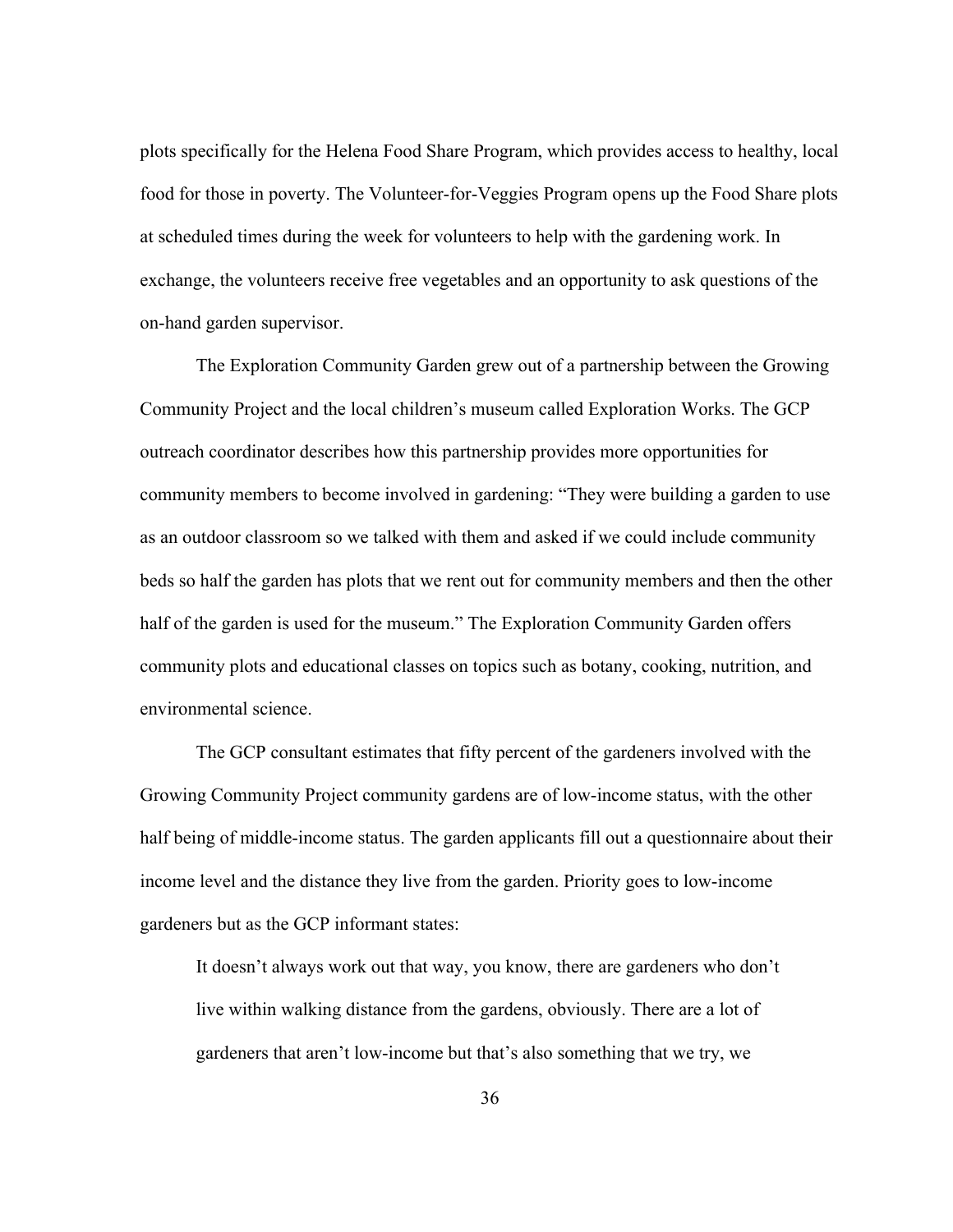plots specifically for the Helena Food Share Program, which provides access to healthy, local food for those in poverty. The Volunteer-for-Veggies Program opens up the Food Share plots at scheduled times during the week for volunteers to help with the gardening work. In exchange, the volunteers receive free vegetables and an opportunity to ask questions of the on-hand garden supervisor.

The Exploration Community Garden grew out of a partnership between the Growing Community Project and the local children's museum called Exploration Works. The GCP outreach coordinator describes how this partnership provides more opportunities for community members to become involved in gardening: "They were building a garden to use as an outdoor classroom so we talked with them and asked if we could include community beds so half the garden has plots that we rent out for community members and then the other half of the garden is used for the museum." The Exploration Community Garden offers community plots and educational classes on topics such as botany, cooking, nutrition, and environmental science.

The GCP consultant estimates that fifty percent of the gardeners involved with the Growing Community Project community gardens are of low-income status, with the other half being of middle-income status. The garden applicants fill out a questionnaire about their income level and the distance they live from the garden. Priority goes to low-income gardeners but as the GCP informant states:

> It doesn't always work out that way, you know, there are gardeners who don't live within walking distance from the gardens, obviously. There are a lot of gardeners that aren't low-income but that's also something that we try, we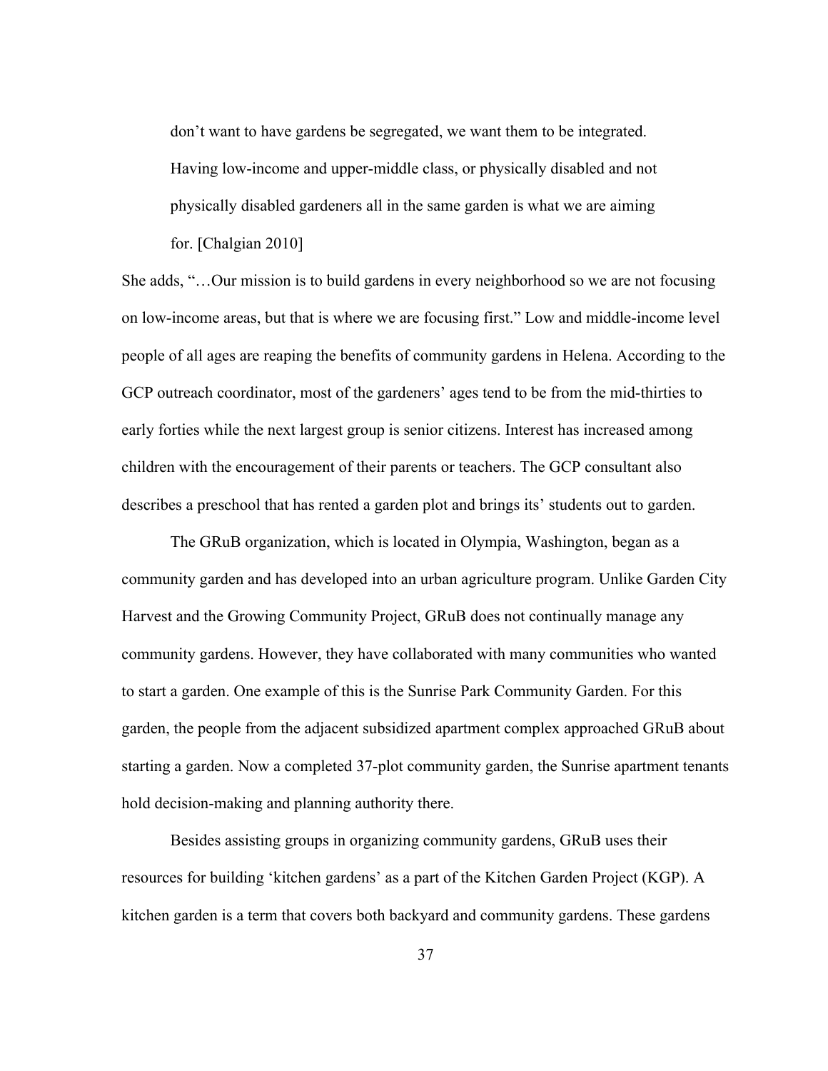> don't want to have gardens be segregated, we want them to be integrated. Having low-income and upper-middle class, or physically disabled and not physically disabled gardeners all in the same garden is what we are aiming for. [Chalgian 2010]

She adds, "…Our mission is to build gardens in every neighborhood so we are not focusing on low-income areas, but that is where we are focusing first." Low and middle-income level people of all ages are reaping the benefits of community gardens in Helena. According to the GCP outreach coordinator, most of the gardeners' ages tend to be from the mid-thirties to early forties while the next largest group is senior citizens. Interest has increased among children with the encouragement of their parents or teachers. The GCP consultant also describes a preschool that has rented a garden plot and brings its' students out to garden.

The GRuB organization, which is located in Olympia, Washington, began as a community garden and has developed into an urban agriculture program. Unlike Garden City Harvest and the Growing Community Project, GRuB does not continually manage any community gardens. However, they have collaborated with many communities who wanted to start a garden. One example of this is the Sunrise Park Community Garden. For this garden, the people from the adjacent subsidized apartment complex approached GRuB about starting a garden. Now a completed 37-plot community garden, the Sunrise apartment tenants hold decision-making and planning authority there.

Besides assisting groups in organizing community gardens, GRuB uses their resources for building 'kitchen gardens' as a part of the Kitchen Garden Project (KGP). A kitchen garden is a term that covers both backyard and community gardens. These gardens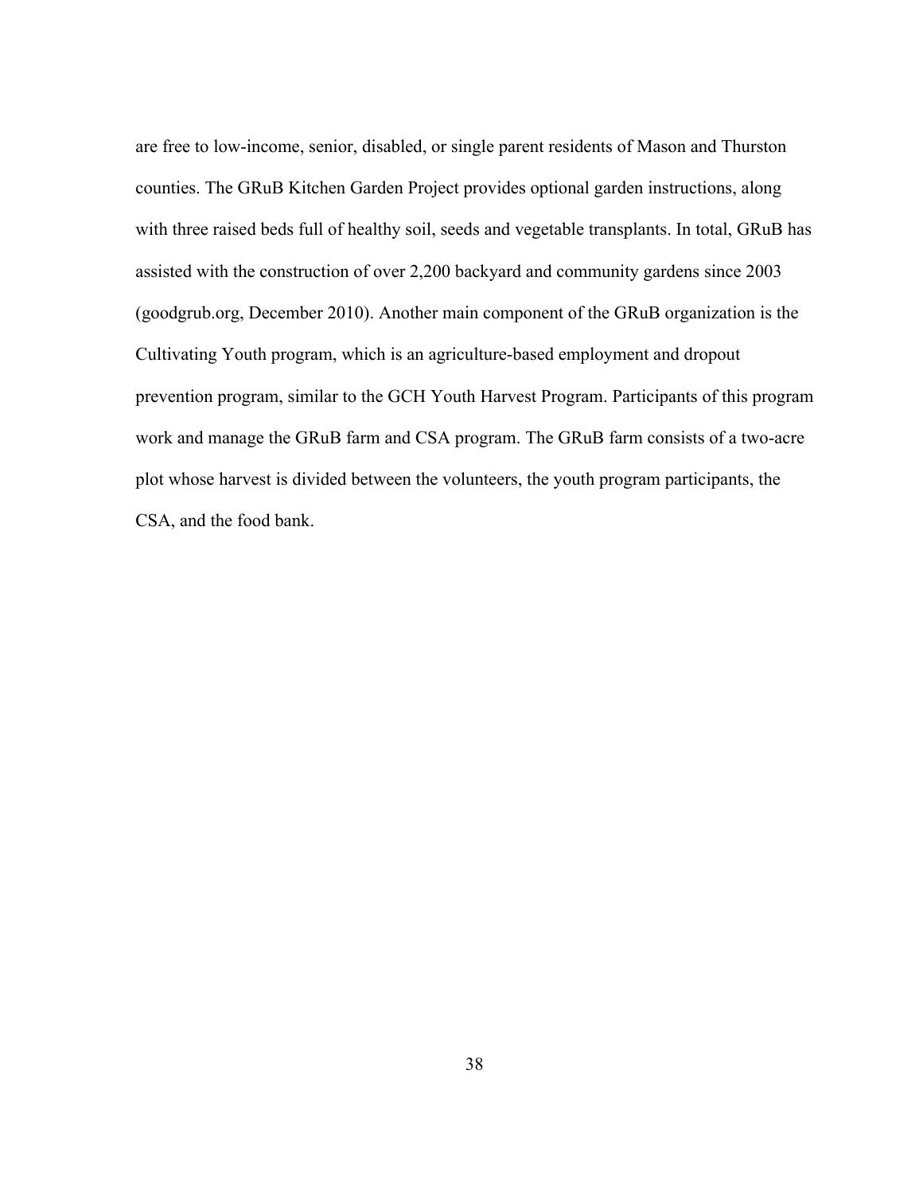are free to low-income, senior, disabled, or single parent residents of Mason and Thurston counties. The GRuB Kitchen Garden Project provides optional garden instructions, along with three raised beds full of healthy soil, seeds and vegetable transplants. In total, GRuB has assisted with the construction of over 2,200 backyard and community gardens since 2003 (goodgrub.org, December 2010). Another main component of the GRuB organization is the Cultivating Youth program, which is an agriculture-based employment and dropout prevention program, similar to the GCH Youth Harvest Program. Participants of this program work and manage the GRuB farm and CSA program. The GRuB farm consists of a two-acre plot whose harvest is divided between the volunteers, the youth program participants, the CSA, and the food bank.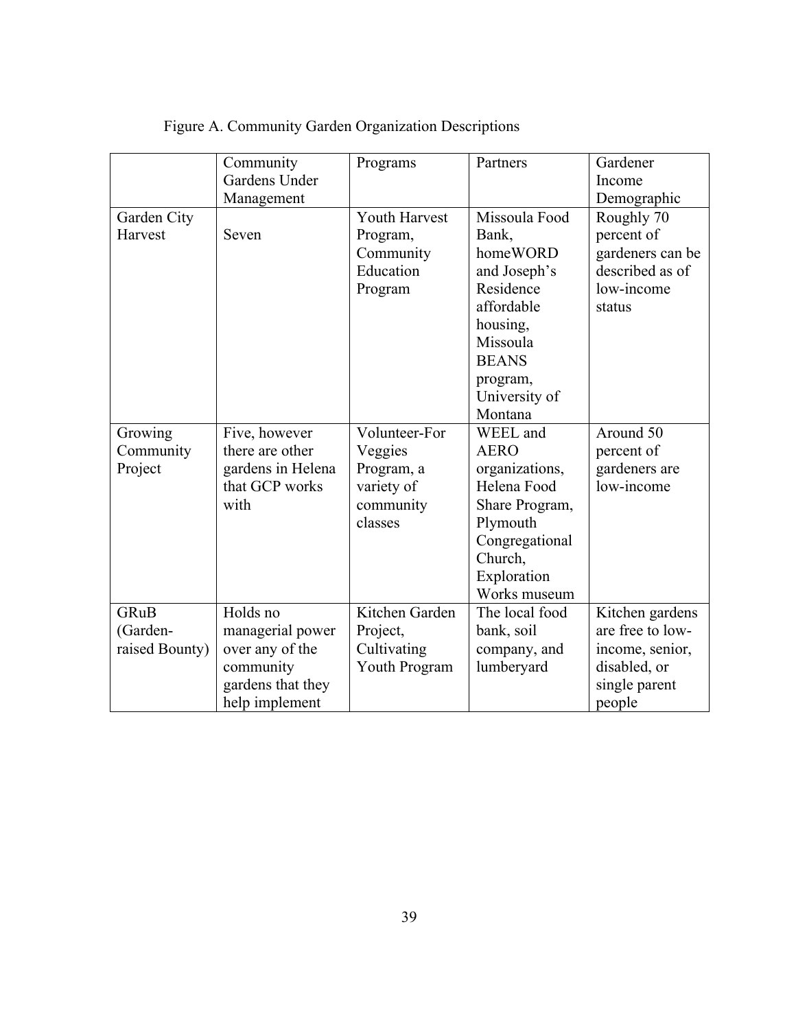Figure A. Community Garden Organization Descriptions

| | Community Gardens Under Management | Programs | Partners | Gardener Income Demographic |
|---|---|---|---|---|
| Garden City Harvest | Seven | Youth Harvest Program, Community Education Program | Missoula Food Bank, homeWORD and Joseph's Residence affordable housing, Missoula BEANS program, University of Montana | Roughly 70 percent of gardeners can be described as of low-income status |
| Growing Community Project | Five, however there are other gardens in Helena that GCP works with | Volunteer-For Veggies Program, a variety of community classes | WEEL and AERO organizations, Helena Food Share Program, Plymouth Congregational Church, Exploration Works museum | Around 50 percent of gardeners are low-income |
| GRuB (Garden-raised Bounty) | Holds no managerial power over any of the community gardens that they help implement | Kitchen Garden Project, Cultivating Youth Program | The local food bank, soil company, and lumberyard | Kitchen gardens are free to low-income, senior, disabled, or single parent people |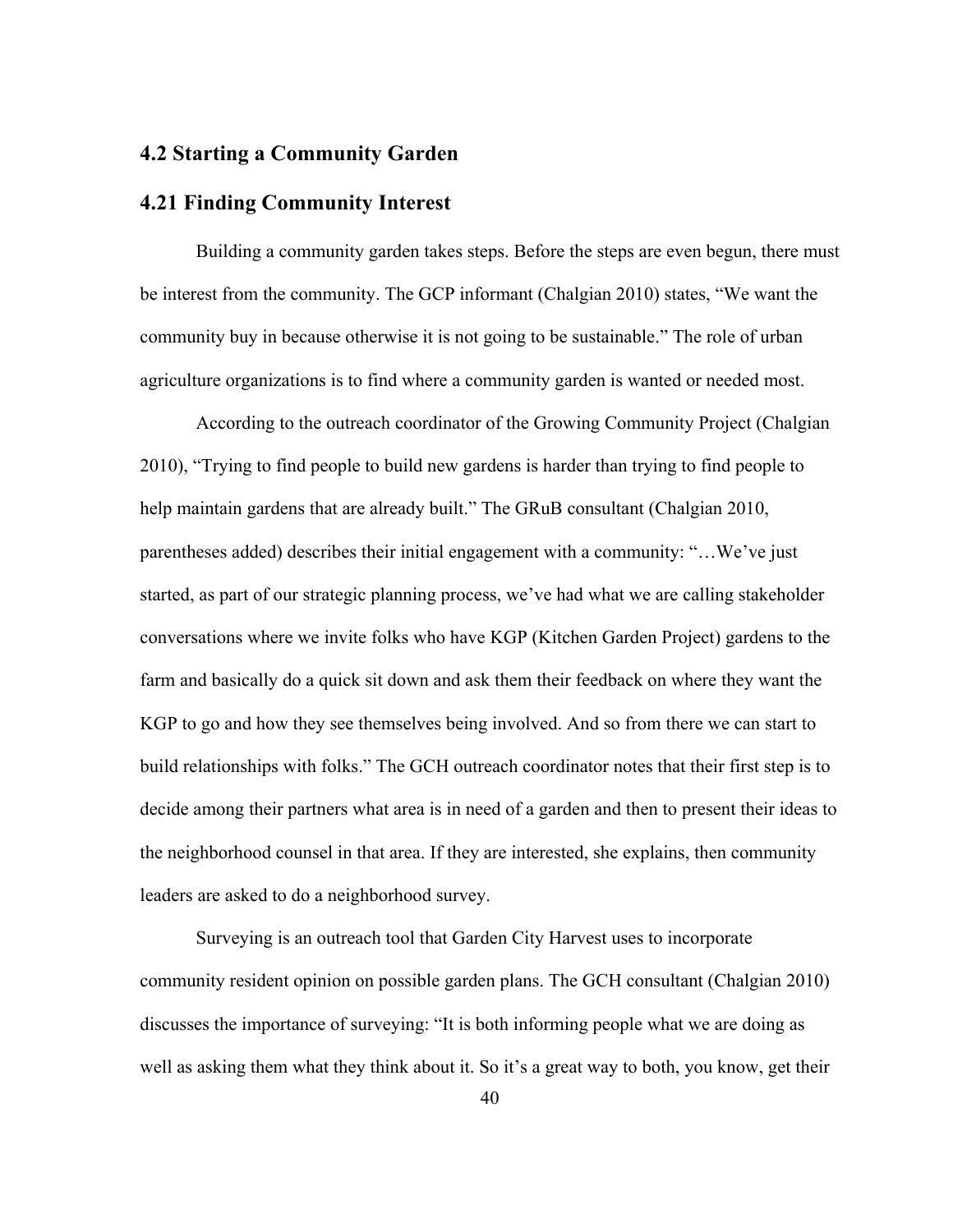## 4.2 Starting a Community Garden

### 4.21 Finding Community Interest

Building a community garden takes steps. Before the steps are even begun, there must be interest from the community. The GCP informant (Chalgian 2010) states, "We want the community buy in because otherwise it is not going to be sustainable." The role of urban agriculture organizations is to find where a community garden is wanted or needed most.

According to the outreach coordinator of the Growing Community Project (Chalgian 2010), "Trying to find people to build new gardens is harder than trying to find people to help maintain gardens that are already built." The GRuB consultant (Chalgian 2010, parentheses added) describes their initial engagement with a community: "…We've just started, as part of our strategic planning process, we've had what we are calling stakeholder conversations where we invite folks who have KGP (Kitchen Garden Project) gardens to the farm and basically do a quick sit down and ask them their feedback on where they want the KGP to go and how they see themselves being involved. And so from there we can start to build relationships with folks." The GCH outreach coordinator notes that their first step is to decide among their partners what area is in need of a garden and then to present their ideas to the neighborhood counsel in that area. If they are interested, she explains, then community leaders are asked to do a neighborhood survey.

Surveying is an outreach tool that Garden City Harvest uses to incorporate community resident opinion on possible garden plans. The GCH consultant (Chalgian 2010) discusses the importance of surveying: "It is both informing people what we are doing as well as asking them what they think about it. So it's a great way to both, you know, get their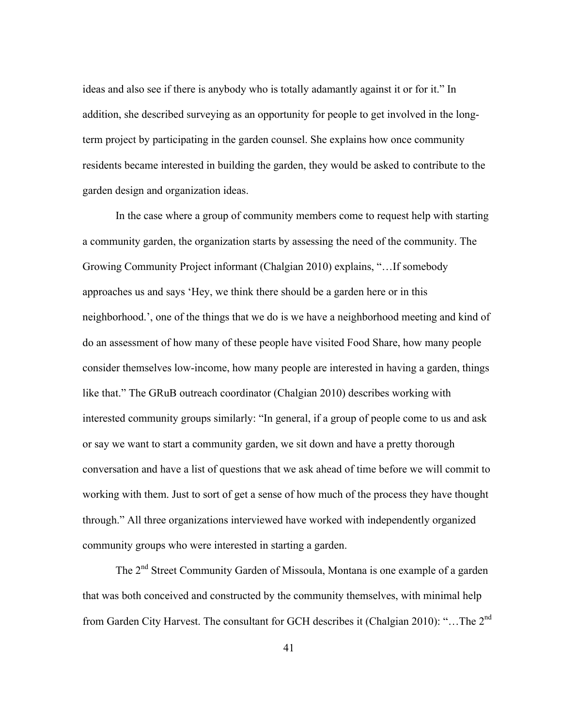ideas and also see if there is anybody who is totally adamantly against it or for it." In addition, she described surveying as an opportunity for people to get involved in the long-term project by participating in the garden counsel. She explains how once community residents became interested in building the garden, they would be asked to contribute to the garden design and organization ideas.

In the case where a group of community members come to request help with starting a community garden, the organization starts by assessing the need of the community. The Growing Community Project informant (Chalgian 2010) explains, "…If somebody approaches us and says 'Hey, we think there should be a garden here or in this neighborhood.', one of the things that we do is we have a neighborhood meeting and kind of do an assessment of how many of these people have visited Food Share, how many people consider themselves low-income, how many people are interested in having a garden, things like that." The GRuB outreach coordinator (Chalgian 2010) describes working with interested community groups similarly: "In general, if a group of people come to us and ask or say we want to start a community garden, we sit down and have a pretty thorough conversation and have a list of questions that we ask ahead of time before we will commit to working with them. Just to sort of get a sense of how much of the process they have thought through." All three organizations interviewed have worked with independently organized community groups who were interested in starting a garden.

The 2nd Street Community Garden of Missoula, Montana is one example of a garden that was both conceived and constructed by the community themselves, with minimal help from Garden City Harvest. The consultant for GCH describes it (Chalgian 2010): "…The 2nd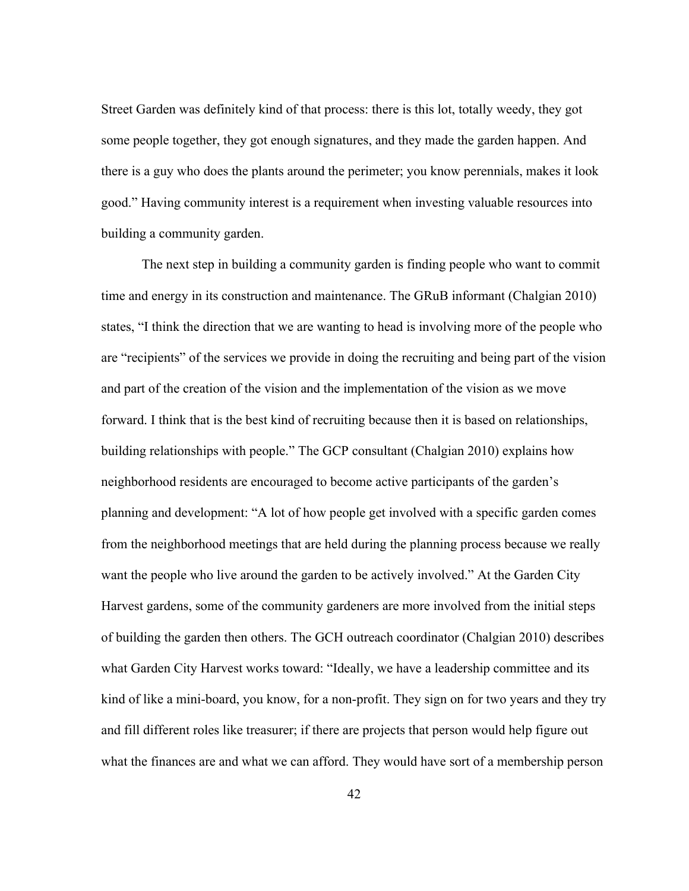Street Garden was definitely kind of that process: there is this lot, totally weedy, they got some people together, they got enough signatures, and they made the garden happen. And there is a guy who does the plants around the perimeter; you know perennials, makes it look good." Having community interest is a requirement when investing valuable resources into building a community garden.

The next step in building a community garden is finding people who want to commit time and energy in its construction and maintenance. The GRuB informant (Chalgian 2010) states, "I think the direction that we are wanting to head is involving more of the people who are "recipients" of the services we provide in doing the recruiting and being part of the vision and part of the creation of the vision and the implementation of the vision as we move forward. I think that is the best kind of recruiting because then it is based on relationships, building relationships with people." The GCP consultant (Chalgian 2010) explains how neighborhood residents are encouraged to become active participants of the garden's planning and development: "A lot of how people get involved with a specific garden comes from the neighborhood meetings that are held during the planning process because we really want the people who live around the garden to be actively involved." At the Garden City Harvest gardens, some of the community gardeners are more involved from the initial steps of building the garden then others. The GCH outreach coordinator (Chalgian 2010) describes what Garden City Harvest works toward: "Ideally, we have a leadership committee and its kind of like a mini-board, you know, for a non-profit. They sign on for two years and they try and fill different roles like treasurer; if there are projects that person would help figure out what the finances are and what we can afford. They would have sort of a membership person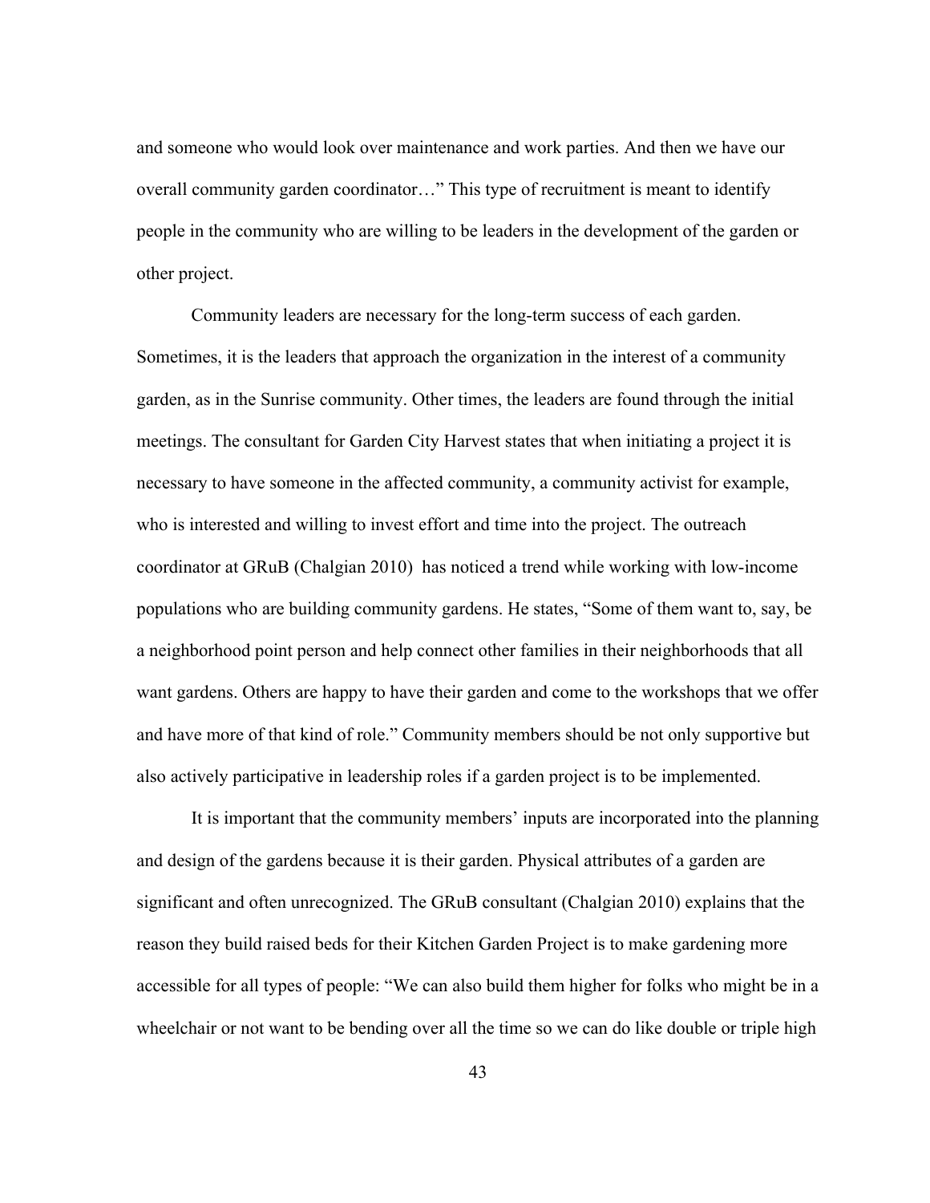and someone who would look over maintenance and work parties. And then we have our overall community garden coordinator…" This type of recruitment is meant to identify people in the community who are willing to be leaders in the development of the garden or other project.

Community leaders are necessary for the long-term success of each garden. Sometimes, it is the leaders that approach the organization in the interest of a community garden, as in the Sunrise community. Other times, the leaders are found through the initial meetings. The consultant for Garden City Harvest states that when initiating a project it is necessary to have someone in the affected community, a community activist for example, who is interested and willing to invest effort and time into the project. The outreach coordinator at GRuB (Chalgian 2010) has noticed a trend while working with low-income populations who are building community gardens. He states, "Some of them want to, say, be a neighborhood point person and help connect other families in their neighborhoods that all want gardens. Others are happy to have their garden and come to the workshops that we offer and have more of that kind of role." Community members should be not only supportive but also actively participative in leadership roles if a garden project is to be implemented.

It is important that the community members' inputs are incorporated into the planning and design of the gardens because it is their garden. Physical attributes of a garden are significant and often unrecognized. The GRuB consultant (Chalgian 2010) explains that the reason they build raised beds for their Kitchen Garden Project is to make gardening more accessible for all types of people: "We can also build them higher for folks who might be in a wheelchair or not want to be bending over all the time so we can do like double or triple high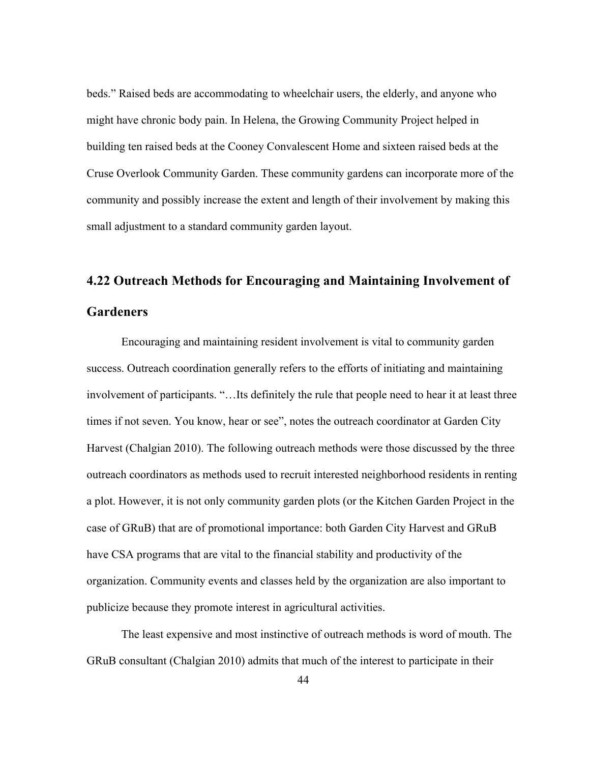beds." Raised beds are accommodating to wheelchair users, the elderly, and anyone who might have chronic body pain. In Helena, the Growing Community Project helped in building ten raised beds at the Cooney Convalescent Home and sixteen raised beds at the Cruse Overlook Community Garden. These community gardens can incorporate more of the community and possibly increase the extent and length of their involvement by making this small adjustment to a standard community garden layout.

## 4.22 Outreach Methods for Encouraging and Maintaining Involvement of Gardeners

Encouraging and maintaining resident involvement is vital to community garden success. Outreach coordination generally refers to the efforts of initiating and maintaining involvement of participants. "…Its definitely the rule that people need to hear it at least three times if not seven. You know, hear or see", notes the outreach coordinator at Garden City Harvest (Chalgian 2010). The following outreach methods were those discussed by the three outreach coordinators as methods used to recruit interested neighborhood residents in renting a plot. However, it is not only community garden plots (or the Kitchen Garden Project in the case of GRuB) that are of promotional importance: both Garden City Harvest and GRuB have CSA programs that are vital to the financial stability and productivity of the organization. Community events and classes held by the organization are also important to publicize because they promote interest in agricultural activities.

The least expensive and most instinctive of outreach methods is word of mouth. The GRuB consultant (Chalgian 2010) admits that much of the interest to participate in their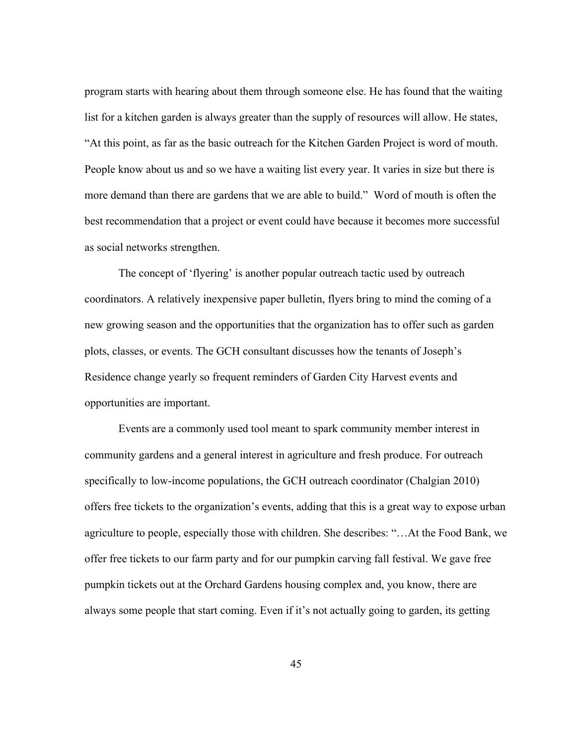program starts with hearing about them through someone else. He has found that the waiting list for a kitchen garden is always greater than the supply of resources will allow. He states, "At this point, as far as the basic outreach for the Kitchen Garden Project is word of mouth. People know about us and so we have a waiting list every year. It varies in size but there is more demand than there are gardens that we are able to build." Word of mouth is often the best recommendation that a project or event could have because it becomes more successful as social networks strengthen.

The concept of 'flyering' is another popular outreach tactic used by outreach coordinators. A relatively inexpensive paper bulletin, flyers bring to mind the coming of a new growing season and the opportunities that the organization has to offer such as garden plots, classes, or events. The GCH consultant discusses how the tenants of Joseph's Residence change yearly so frequent reminders of Garden City Harvest events and opportunities are important.

Events are a commonly used tool meant to spark community member interest in community gardens and a general interest in agriculture and fresh produce. For outreach specifically to low-income populations, the GCH outreach coordinator (Chalgian 2010) offers free tickets to the organization's events, adding that this is a great way to expose urban agriculture to people, especially those with children. She describes: "…At the Food Bank, we offer free tickets to our farm party and for our pumpkin carving fall festival. We gave free pumpkin tickets out at the Orchard Gardens housing complex and, you know, there are always some people that start coming. Even if it's not actually going to garden, its getting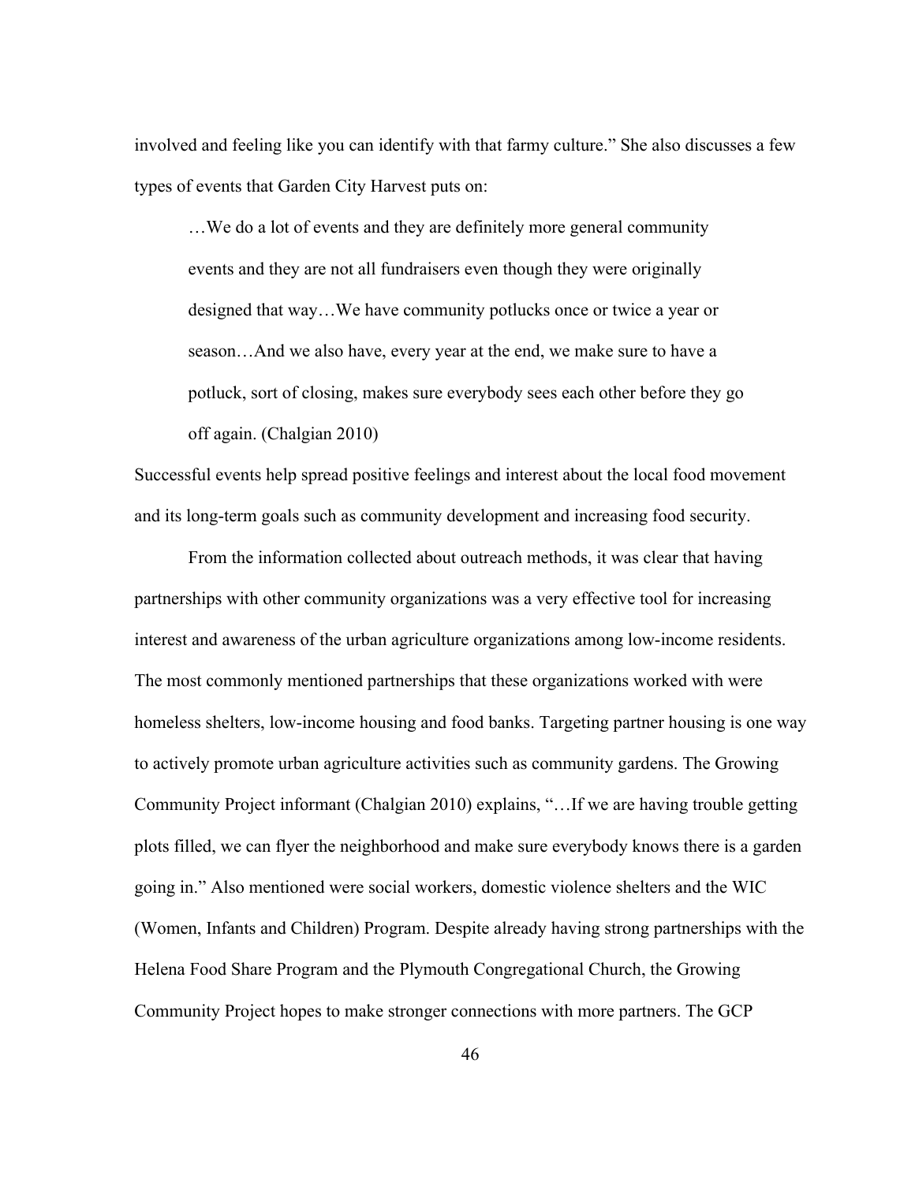involved and feeling like you can identify with that farmy culture." She also discusses a few types of events that Garden City Harvest puts on:

> …We do a lot of events and they are definitely more general community events and they are not all fundraisers even though they were originally designed that way…We have community potlucks once or twice a year or season…And we also have, every year at the end, we make sure to have a potluck, sort of closing, makes sure everybody sees each other before they go off again. (Chalgian 2010)

Successful events help spread positive feelings and interest about the local food movement and its long-term goals such as community development and increasing food security.

From the information collected about outreach methods, it was clear that having partnerships with other community organizations was a very effective tool for increasing interest and awareness of the urban agriculture organizations among low-income residents. The most commonly mentioned partnerships that these organizations worked with were homeless shelters, low-income housing and food banks. Targeting partner housing is one way to actively promote urban agriculture activities such as community gardens. The Growing Community Project informant (Chalgian 2010) explains, "…If we are having trouble getting plots filled, we can flyer the neighborhood and make sure everybody knows there is a garden going in." Also mentioned were social workers, domestic violence shelters and the WIC (Women, Infants and Children) Program. Despite already having strong partnerships with the Helena Food Share Program and the Plymouth Congregational Church, the Growing Community Project hopes to make stronger connections with more partners. The GCP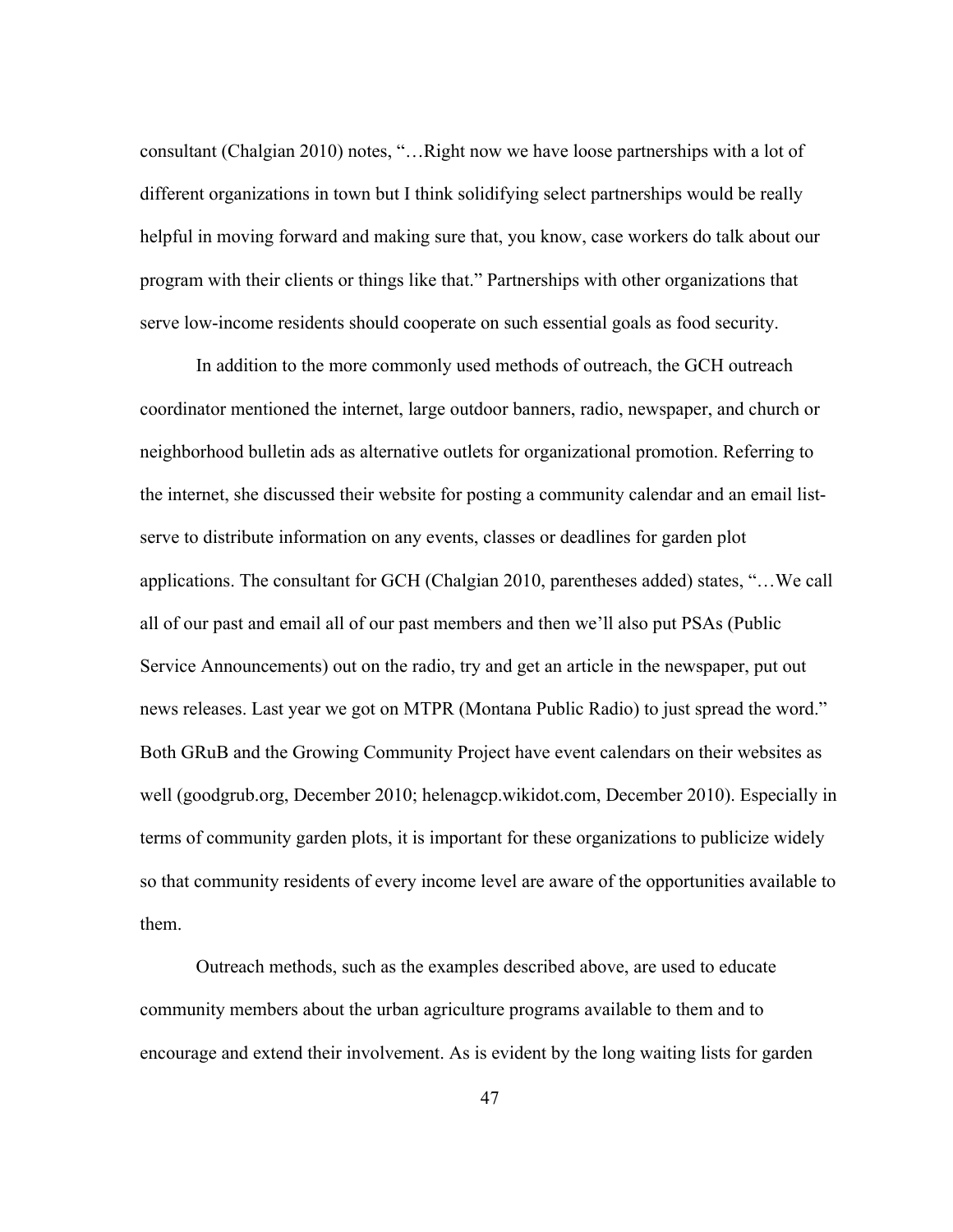consultant (Chalgian 2010) notes, "…Right now we have loose partnerships with a lot of different organizations in town but I think solidifying select partnerships would be really helpful in moving forward and making sure that, you know, case workers do talk about our program with their clients or things like that." Partnerships with other organizations that serve low-income residents should cooperate on such essential goals as food security.

In addition to the more commonly used methods of outreach, the GCH outreach coordinator mentioned the internet, large outdoor banners, radio, newspaper, and church or neighborhood bulletin ads as alternative outlets for organizational promotion. Referring to the internet, she discussed their website for posting a community calendar and an email list-serve to distribute information on any events, classes or deadlines for garden plot applications. The consultant for GCH (Chalgian 2010, parentheses added) states, "…We call all of our past and email all of our past members and then we'll also put PSAs (Public Service Announcements) out on the radio, try and get an article in the newspaper, put out news releases. Last year we got on MTPR (Montana Public Radio) to just spread the word." Both GRuB and the Growing Community Project have event calendars on their websites as well (goodgrub.org, December 2010; helenagcp.wikidot.com, December 2010). Especially in terms of community garden plots, it is important for these organizations to publicize widely so that community residents of every income level are aware of the opportunities available to them.

Outreach methods, such as the examples described above, are used to educate community members about the urban agriculture programs available to them and to encourage and extend their involvement. As is evident by the long waiting lists for garden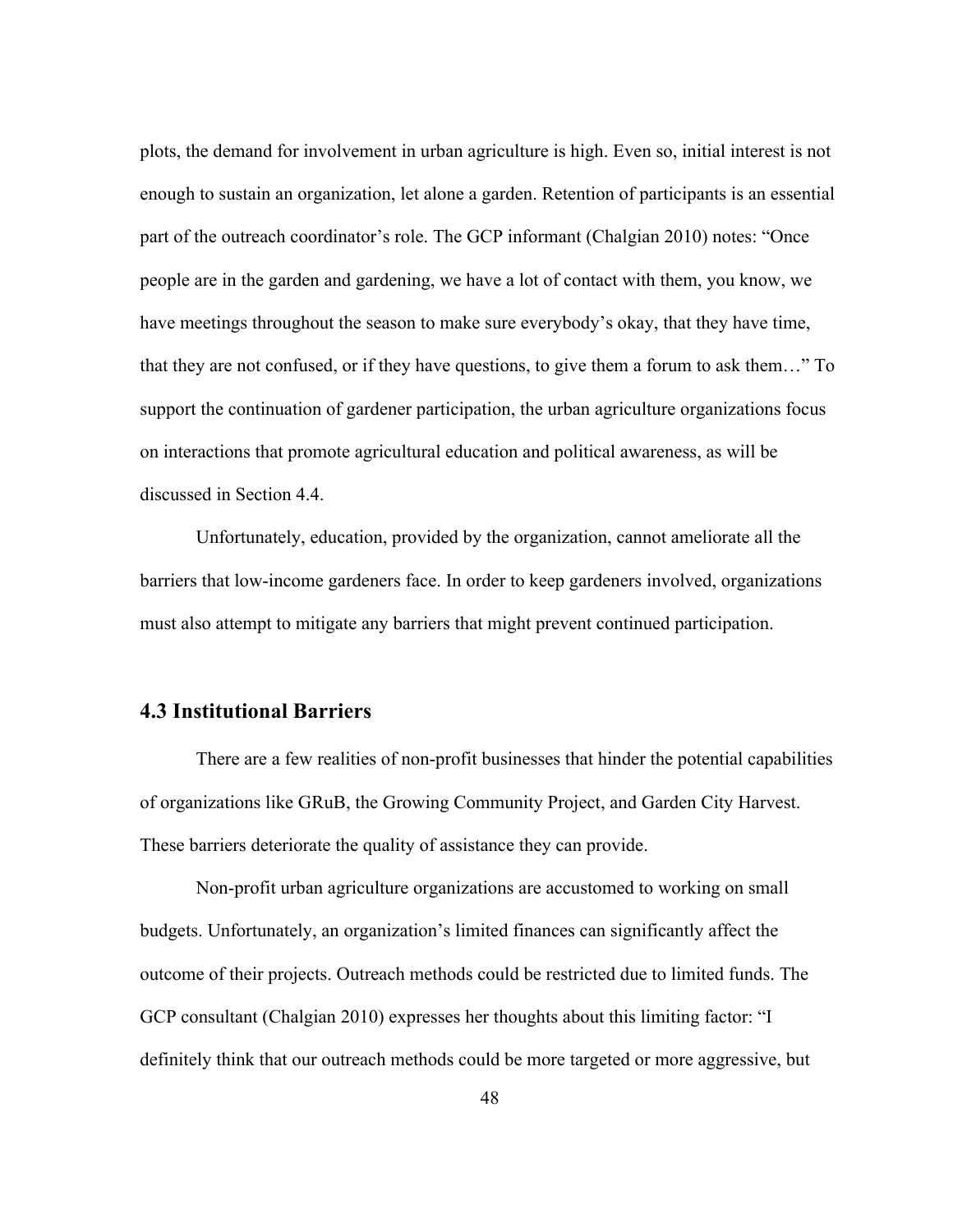plots, the demand for involvement in urban agriculture is high. Even so, initial interest is not enough to sustain an organization, let alone a garden. Retention of participants is an essential part of the outreach coordinator's role. The GCP informant (Chalgian 2010) notes: "Once people are in the garden and gardening, we have a lot of contact with them, you know, we have meetings throughout the season to make sure everybody's okay, that they have time, that they are not confused, or if they have questions, to give them a forum to ask them…" To support the continuation of gardener participation, the urban agriculture organizations focus on interactions that promote agricultural education and political awareness, as will be discussed in Section 4.4.

Unfortunately, education, provided by the organization, cannot ameliorate all the barriers that low-income gardeners face. In order to keep gardeners involved, organizations must also attempt to mitigate any barriers that might prevent continued participation.

## 4.3 Institutional Barriers

There are a few realities of non-profit businesses that hinder the potential capabilities of organizations like GRuB, the Growing Community Project, and Garden City Harvest. These barriers deteriorate the quality of assistance they can provide.

Non-profit urban agriculture organizations are accustomed to working on small budgets. Unfortunately, an organization's limited finances can significantly affect the outcome of their projects. Outreach methods could be restricted due to limited funds. The GCP consultant (Chalgian 2010) expresses her thoughts about this limiting factor: "I definitely think that our outreach methods could be more targeted or more aggressive, but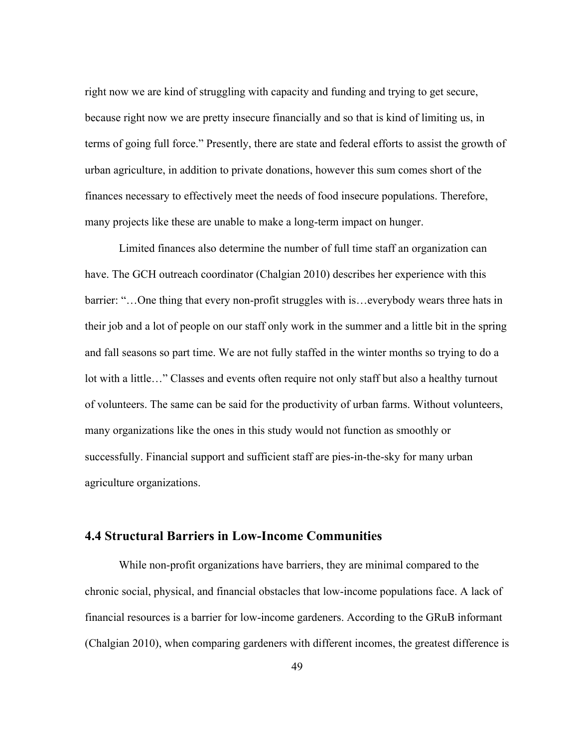right now we are kind of struggling with capacity and funding and trying to get secure, because right now we are pretty insecure financially and so that is kind of limiting us, in terms of going full force." Presently, there are state and federal efforts to assist the growth of urban agriculture, in addition to private donations, however this sum comes short of the finances necessary to effectively meet the needs of food insecure populations. Therefore, many projects like these are unable to make a long-term impact on hunger.

Limited finances also determine the number of full time staff an organization can have. The GCH outreach coordinator (Chalgian 2010) describes her experience with this barrier: "…One thing that every non-profit struggles with is…everybody wears three hats in their job and a lot of people on our staff only work in the summer and a little bit in the spring and fall seasons so part time. We are not fully staffed in the winter months so trying to do a lot with a little…" Classes and events often require not only staff but also a healthy turnout of volunteers. The same can be said for the productivity of urban farms. Without volunteers, many organizations like the ones in this study would not function as smoothly or successfully. Financial support and sufficient staff are pies-in-the-sky for many urban agriculture organizations.

## 4.4 Structural Barriers in Low-Income Communities

While non-profit organizations have barriers, they are minimal compared to the chronic social, physical, and financial obstacles that low-income populations face. A lack of financial resources is a barrier for low-income gardeners. According to the GRuB informant (Chalgian 2010), when comparing gardeners with different incomes, the greatest difference is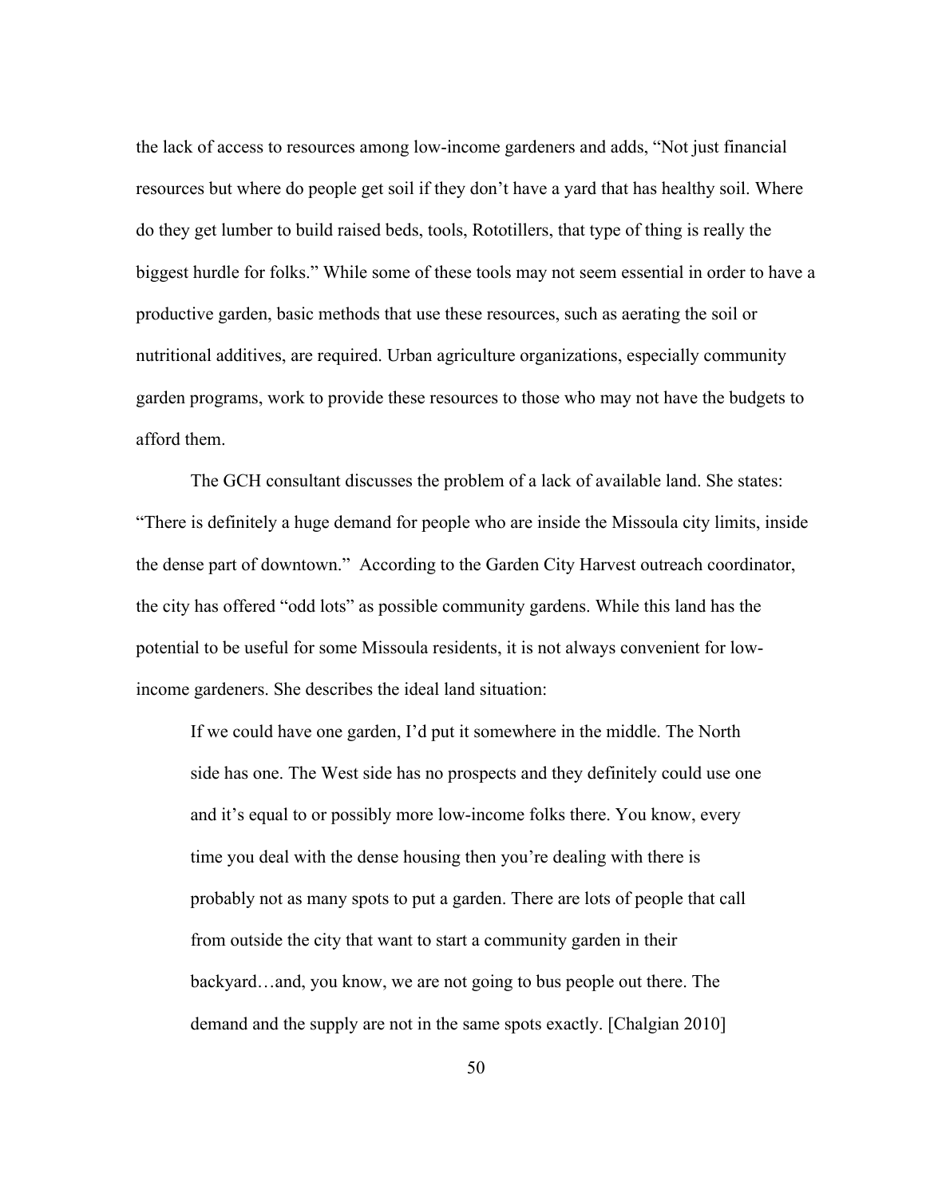the lack of access to resources among low-income gardeners and adds, "Not just financial resources but where do people get soil if they don't have a yard that has healthy soil. Where do they get lumber to build raised beds, tools, Rototillers, that type of thing is really the biggest hurdle for folks." While some of these tools may not seem essential in order to have a productive garden, basic methods that use these resources, such as aerating the soil or nutritional additives, are required. Urban agriculture organizations, especially community garden programs, work to provide these resources to those who may not have the budgets to afford them.

The GCH consultant discusses the problem of a lack of available land. She states: "There is definitely a huge demand for people who are inside the Missoula city limits, inside the dense part of downtown." According to the Garden City Harvest outreach coordinator, the city has offered "odd lots" as possible community gardens. While this land has the potential to be useful for some Missoula residents, it is not always convenient for low-income gardeners. She describes the ideal land situation:

> If we could have one garden, I'd put it somewhere in the middle. The North side has one. The West side has no prospects and they definitely could use one and it's equal to or possibly more low-income folks there. You know, every time you deal with the dense housing then you're dealing with there is probably not as many spots to put a garden. There are lots of people that call from outside the city that want to start a community garden in their backyard…and, you know, we are not going to bus people out there. The demand and the supply are not in the same spots exactly. [Chalgian 2010]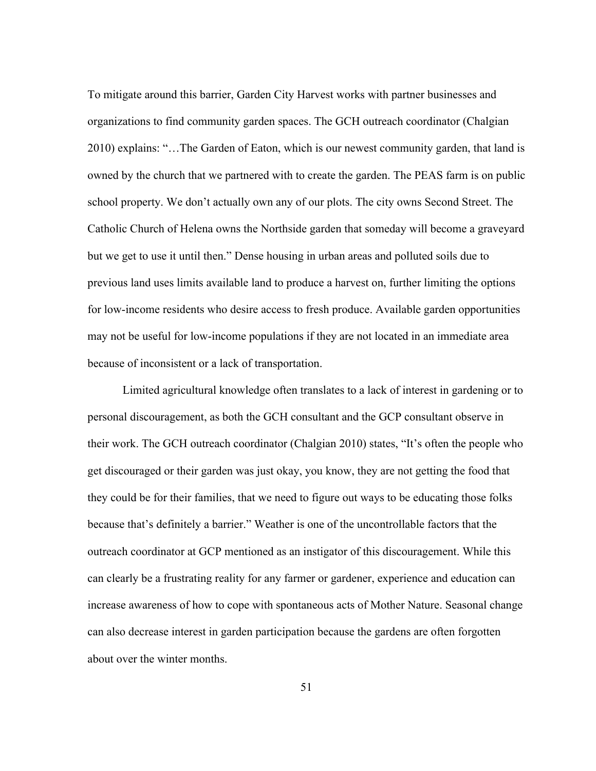To mitigate around this barrier, Garden City Harvest works with partner businesses and organizations to find community garden spaces. The GCH outreach coordinator (Chalgian 2010) explains: "…The Garden of Eaton, which is our newest community garden, that land is owned by the church that we partnered with to create the garden. The PEAS farm is on public school property. We don't actually own any of our plots. The city owns Second Street. The Catholic Church of Helena owns the Northside garden that someday will become a graveyard but we get to use it until then." Dense housing in urban areas and polluted soils due to previous land uses limits available land to produce a harvest on, further limiting the options for low-income residents who desire access to fresh produce. Available garden opportunities may not be useful for low-income populations if they are not located in an immediate area because of inconsistent or a lack of transportation.

Limited agricultural knowledge often translates to a lack of interest in gardening or to personal discouragement, as both the GCH consultant and the GCP consultant observe in their work. The GCH outreach coordinator (Chalgian 2010) states, "It's often the people who get discouraged or their garden was just okay, you know, they are not getting the food that they could be for their families, that we need to figure out ways to be educating those folks because that's definitely a barrier." Weather is one of the uncontrollable factors that the outreach coordinator at GCP mentioned as an instigator of this discouragement. While this can clearly be a frustrating reality for any farmer or gardener, experience and education can increase awareness of how to cope with spontaneous acts of Mother Nature. Seasonal change can also decrease interest in garden participation because the gardens are often forgotten about over the winter months.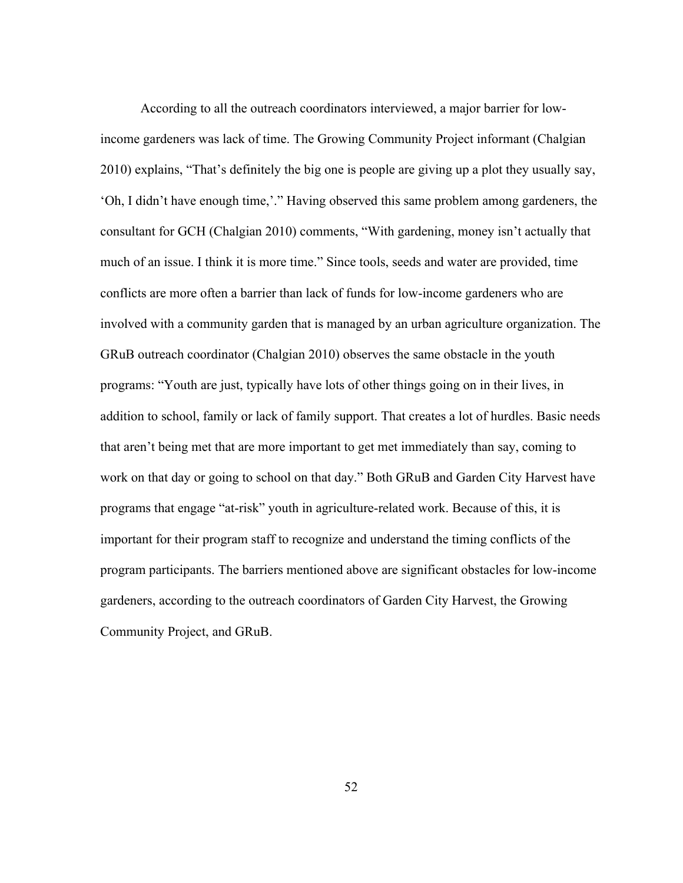According to all the outreach coordinators interviewed, a major barrier for low-income gardeners was lack of time. The Growing Community Project informant (Chalgian 2010) explains, "That's definitely the big one is people are giving up a plot they usually say, 'Oh, I didn't have enough time,'." Having observed this same problem among gardeners, the consultant for GCH (Chalgian 2010) comments, "With gardening, money isn't actually that much of an issue. I think it is more time." Since tools, seeds and water are provided, time conflicts are more often a barrier than lack of funds for low-income gardeners who are involved with a community garden that is managed by an urban agriculture organization. The GRuB outreach coordinator (Chalgian 2010) observes the same obstacle in the youth programs: "Youth are just, typically have lots of other things going on in their lives, in addition to school, family or lack of family support. That creates a lot of hurdles. Basic needs that aren't being met that are more important to get met immediately than say, coming to work on that day or going to school on that day." Both GRuB and Garden City Harvest have programs that engage "at-risk" youth in agriculture-related work. Because of this, it is important for their program staff to recognize and understand the timing conflicts of the program participants. The barriers mentioned above are significant obstacles for low-income gardeners, according to the outreach coordinators of Garden City Harvest, the Growing Community Project, and GRuB.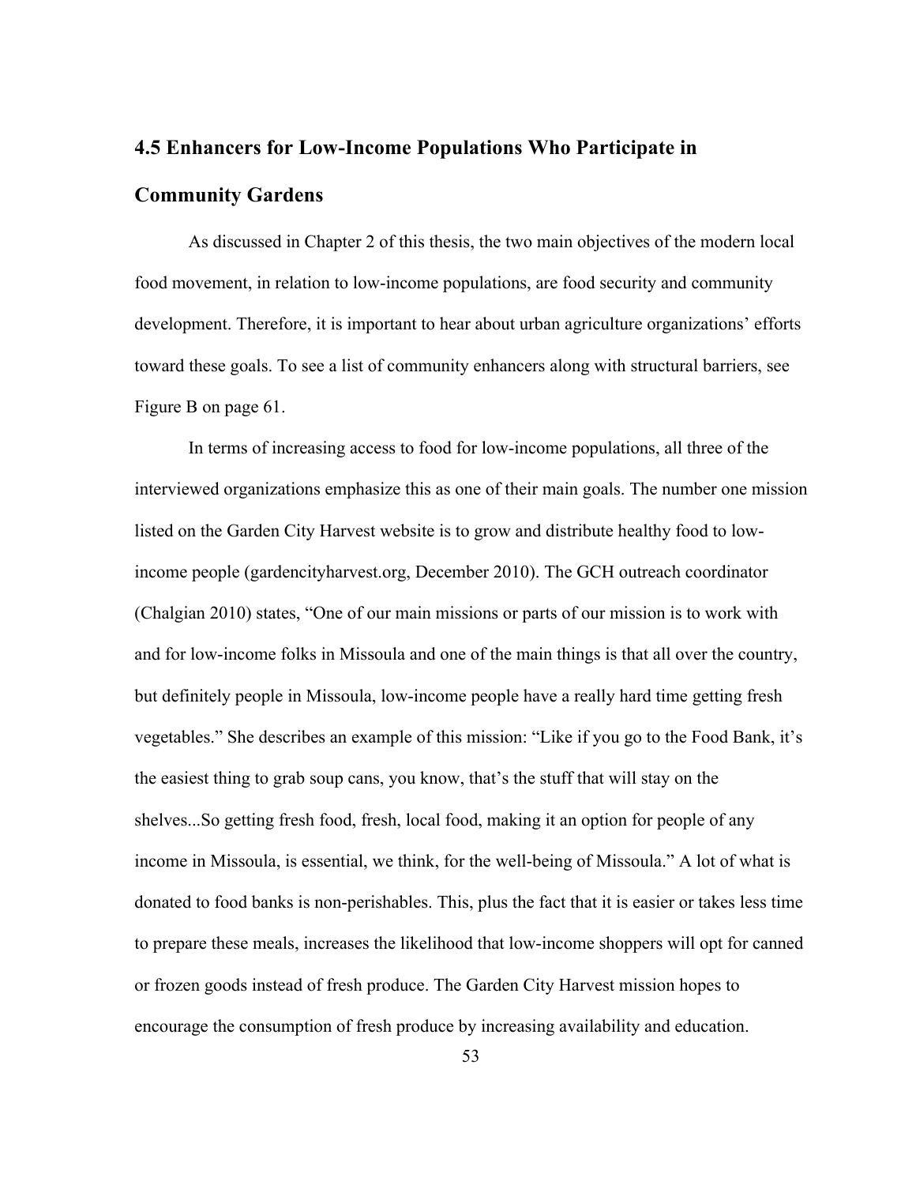## 4.5 Enhancers for Low-Income Populations Who Participate in Community Gardens

As discussed in Chapter 2 of this thesis, the two main objectives of the modern local food movement, in relation to low-income populations, are food security and community development. Therefore, it is important to hear about urban agriculture organizations' efforts toward these goals. To see a list of community enhancers along with structural barriers, see Figure B on page 61.

In terms of increasing access to food for low-income populations, all three of the interviewed organizations emphasize this as one of their main goals. The number one mission listed on the Garden City Harvest website is to grow and distribute healthy food to low-income people (gardencityharvest.org, December 2010). The GCH outreach coordinator (Chalgian 2010) states, "One of our main missions or parts of our mission is to work with and for low-income folks in Missoula and one of the main things is that all over the country, but definitely people in Missoula, low-income people have a really hard time getting fresh vegetables." She describes an example of this mission: "Like if you go to the Food Bank, it's the easiest thing to grab soup cans, you know, that's the stuff that will stay on the shelves...So getting fresh food, fresh, local food, making it an option for people of any income in Missoula, is essential, we think, for the well-being of Missoula." A lot of what is donated to food banks is non-perishables. This, plus the fact that it is easier or takes less time to prepare these meals, increases the likelihood that low-income shoppers will opt for canned or frozen goods instead of fresh produce. The Garden City Harvest mission hopes to encourage the consumption of fresh produce by increasing availability and education.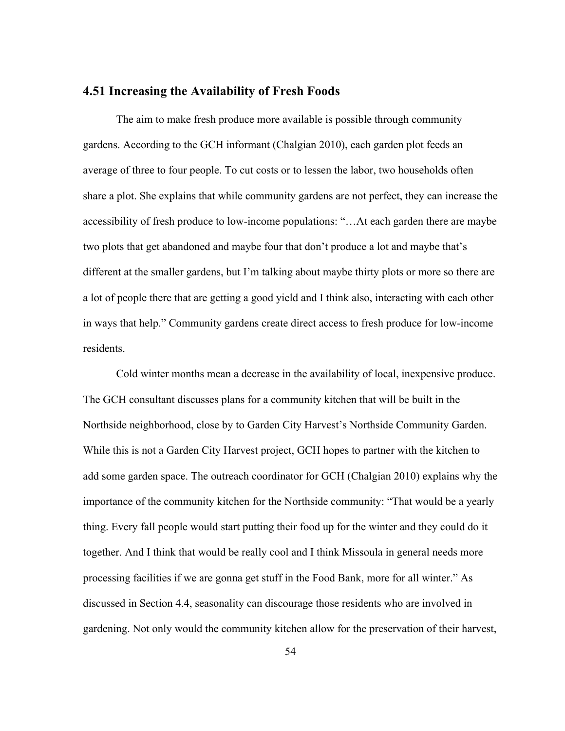### 4.51 Increasing the Availability of Fresh Foods

The aim to make fresh produce more available is possible through community gardens. According to the GCH informant (Chalgian 2010), each garden plot feeds an average of three to four people. To cut costs or to lessen the labor, two households often share a plot. She explains that while community gardens are not perfect, they can increase the accessibility of fresh produce to low-income populations: "…At each garden there are maybe two plots that get abandoned and maybe four that don't produce a lot and maybe that's different at the smaller gardens, but I'm talking about maybe thirty plots or more so there are a lot of people there that are getting a good yield and I think also, interacting with each other in ways that help." Community gardens create direct access to fresh produce for low-income residents.

Cold winter months mean a decrease in the availability of local, inexpensive produce. The GCH consultant discusses plans for a community kitchen that will be built in the Northside neighborhood, close by to Garden City Harvest's Northside Community Garden. While this is not a Garden City Harvest project, GCH hopes to partner with the kitchen to add some garden space. The outreach coordinator for GCH (Chalgian 2010) explains why the importance of the community kitchen for the Northside community: "That would be a yearly thing. Every fall people would start putting their food up for the winter and they could do it together. And I think that would be really cool and I think Missoula in general needs more processing facilities if we are gonna get stuff in the Food Bank, more for all winter." As discussed in Section 4.4, seasonality can discourage those residents who are involved in gardening. Not only would the community kitchen allow for the preservation of their harvest,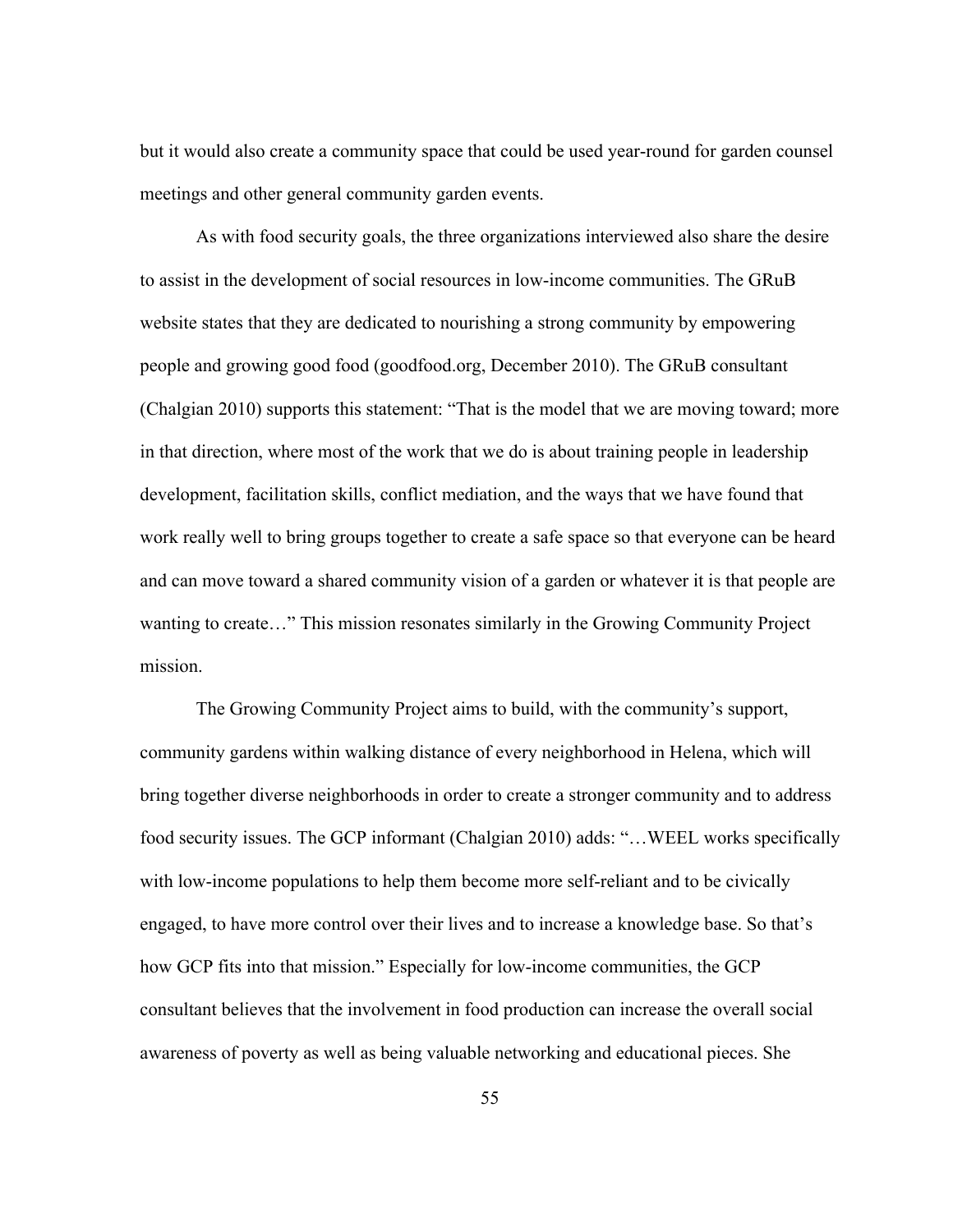but it would also create a community space that could be used year-round for garden counsel meetings and other general community garden events.

As with food security goals, the three organizations interviewed also share the desire to assist in the development of social resources in low-income communities. The GRuB website states that they are dedicated to nourishing a strong community by empowering people and growing good food (goodfood.org, December 2010). The GRuB consultant (Chalgian 2010) supports this statement: "That is the model that we are moving toward; more in that direction, where most of the work that we do is about training people in leadership development, facilitation skills, conflict mediation, and the ways that we have found that work really well to bring groups together to create a safe space so that everyone can be heard and can move toward a shared community vision of a garden or whatever it is that people are wanting to create…" This mission resonates similarly in the Growing Community Project mission.

The Growing Community Project aims to build, with the community's support, community gardens within walking distance of every neighborhood in Helena, which will bring together diverse neighborhoods in order to create a stronger community and to address food security issues. The GCP informant (Chalgian 2010) adds: "…WEEL works specifically with low-income populations to help them become more self-reliant and to be civically engaged, to have more control over their lives and to increase a knowledge base. So that's how GCP fits into that mission." Especially for low-income communities, the GCP consultant believes that the involvement in food production can increase the overall social awareness of poverty as well as being valuable networking and educational pieces. She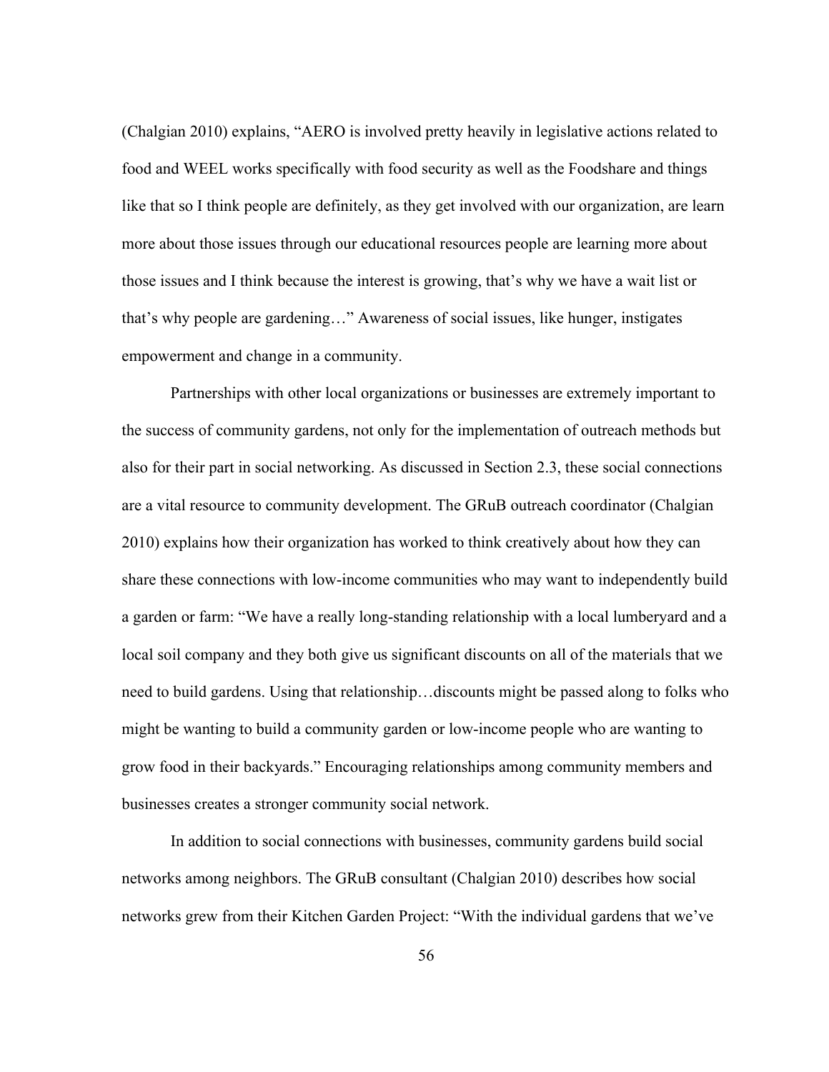(Chalgian 2010) explains, "AERO is involved pretty heavily in legislative actions related to food and WEEL works specifically with food security as well as the Foodshare and things like that so I think people are definitely, as they get involved with our organization, are learn more about those issues through our educational resources people are learning more about those issues and I think because the interest is growing, that's why we have a wait list or that's why people are gardening…" Awareness of social issues, like hunger, instigates empowerment and change in a community.

Partnerships with other local organizations or businesses are extremely important to the success of community gardens, not only for the implementation of outreach methods but also for their part in social networking. As discussed in Section 2.3, these social connections are a vital resource to community development. The GRuB outreach coordinator (Chalgian 2010) explains how their organization has worked to think creatively about how they can share these connections with low-income communities who may want to independently build a garden or farm: "We have a really long-standing relationship with a local lumberyard and a local soil company and they both give us significant discounts on all of the materials that we need to build gardens. Using that relationship…discounts might be passed along to folks who might be wanting to build a community garden or low-income people who are wanting to grow food in their backyards." Encouraging relationships among community members and businesses creates a stronger community social network.

In addition to social connections with businesses, community gardens build social networks among neighbors. The GRuB consultant (Chalgian 2010) describes how social networks grew from their Kitchen Garden Project: "With the individual gardens that we've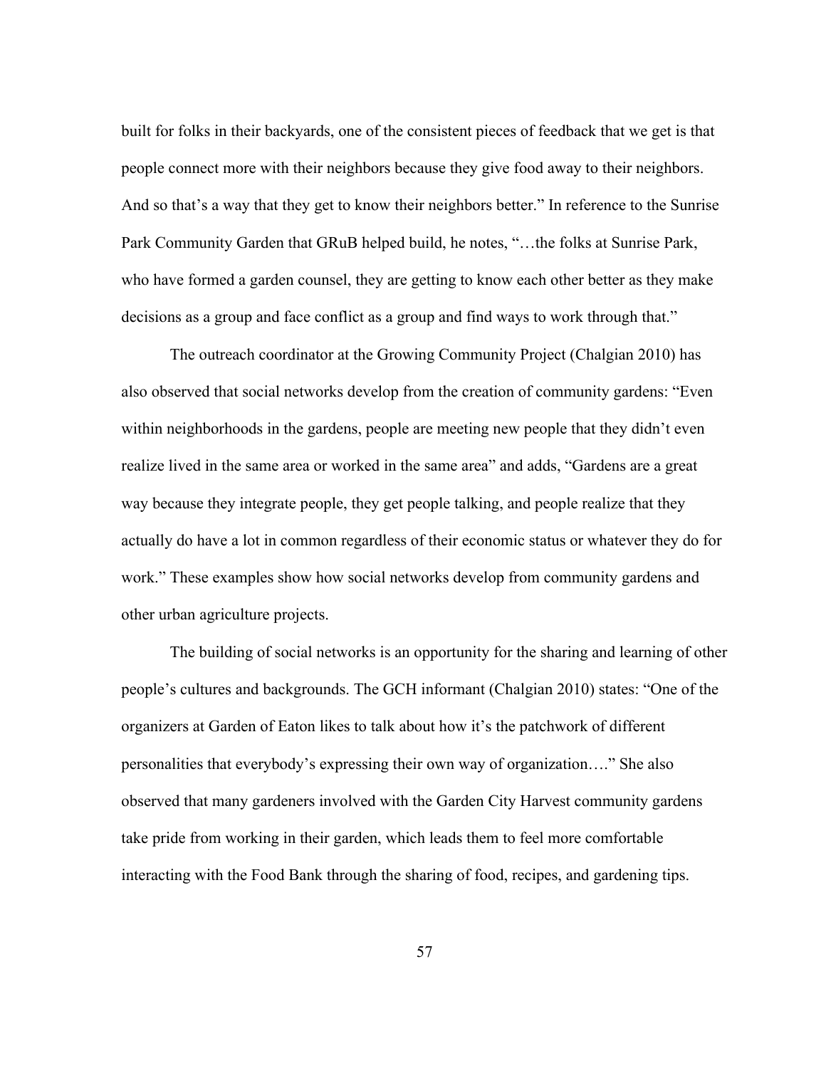built for folks in their backyards, one of the consistent pieces of feedback that we get is that people connect more with their neighbors because they give food away to their neighbors. And so that's a way that they get to know their neighbors better." In reference to the Sunrise Park Community Garden that GRuB helped build, he notes, "…the folks at Sunrise Park, who have formed a garden counsel, they are getting to know each other better as they make decisions as a group and face conflict as a group and find ways to work through that."

The outreach coordinator at the Growing Community Project (Chalgian 2010) has also observed that social networks develop from the creation of community gardens: "Even within neighborhoods in the gardens, people are meeting new people that they didn't even realize lived in the same area or worked in the same area" and adds, "Gardens are a great way because they integrate people, they get people talking, and people realize that they actually do have a lot in common regardless of their economic status or whatever they do for work." These examples show how social networks develop from community gardens and other urban agriculture projects.

The building of social networks is an opportunity for the sharing and learning of other people's cultures and backgrounds. The GCH informant (Chalgian 2010) states: "One of the organizers at Garden of Eaton likes to talk about how it's the patchwork of different personalities that everybody's expressing their own way of organization…." She also observed that many gardeners involved with the Garden City Harvest community gardens take pride from working in their garden, which leads them to feel more comfortable interacting with the Food Bank through the sharing of food, recipes, and gardening tips.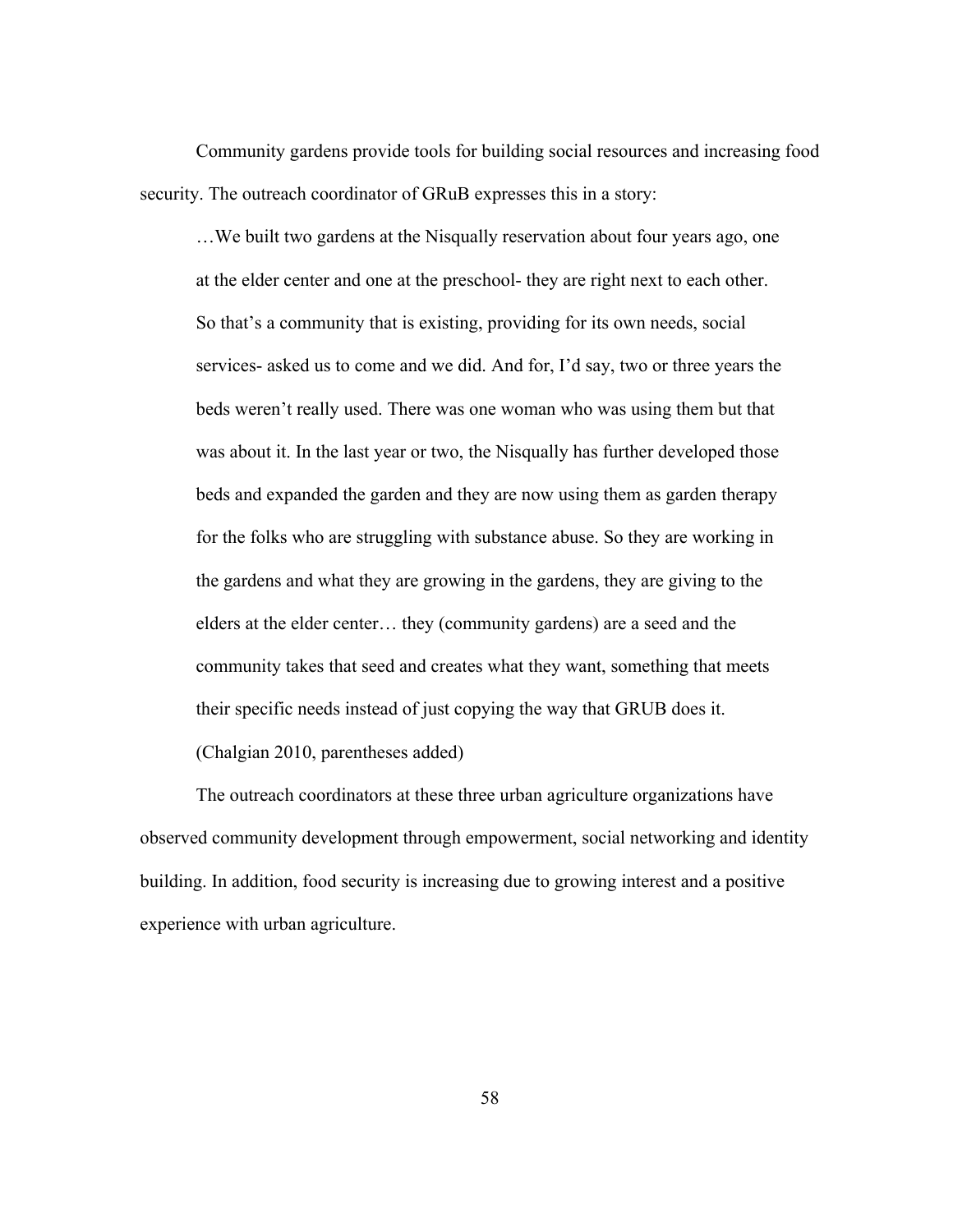Community gardens provide tools for building social resources and increasing food security. The outreach coordinator of GRuB expresses this in a story:

> …We built two gardens at the Nisqually reservation about four years ago, one at the elder center and one at the preschool- they are right next to each other. So that's a community that is existing, providing for its own needs, social services- asked us to come and we did. And for, I'd say, two or three years the beds weren't really used. There was one woman who was using them but that was about it. In the last year or two, the Nisqually has further developed those beds and expanded the garden and they are now using them as garden therapy for the folks who are struggling with substance abuse. So they are working in the gardens and what they are growing in the gardens, they are giving to the elders at the elder center… they (community gardens) are a seed and the community takes that seed and creates what they want, something that meets their specific needs instead of just copying the way that GRUB does it. (Chalgian 2010, parentheses added)

The outreach coordinators at these three urban agriculture organizations have observed community development through empowerment, social networking and identity building. In addition, food security is increasing due to growing interest and a positive experience with urban agriculture.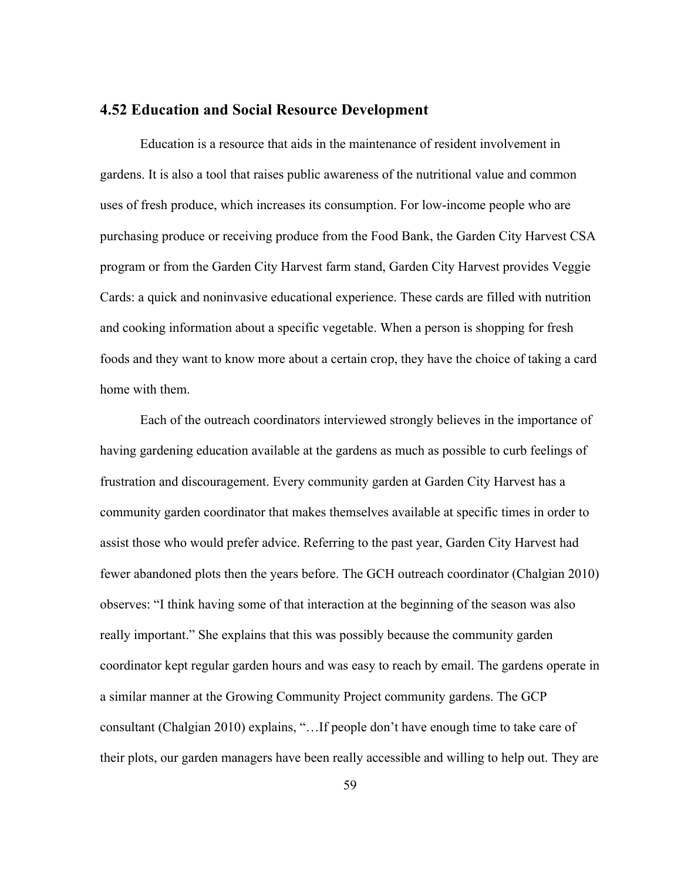## 4.52 Education and Social Resource Development

Education is a resource that aids in the maintenance of resident involvement in gardens. It is also a tool that raises public awareness of the nutritional value and common uses of fresh produce, which increases its consumption. For low-income people who are purchasing produce or receiving produce from the Food Bank, the Garden City Harvest CSA program or from the Garden City Harvest farm stand, Garden City Harvest provides Veggie Cards: a quick and noninvasive educational experience. These cards are filled with nutrition and cooking information about a specific vegetable. When a person is shopping for fresh foods and they want to know more about a certain crop, they have the choice of taking a card home with them.

Each of the outreach coordinators interviewed strongly believes in the importance of having gardening education available at the gardens as much as possible to curb feelings of frustration and discouragement. Every community garden at Garden City Harvest has a community garden coordinator that makes themselves available at specific times in order to assist those who would prefer advice. Referring to the past year, Garden City Harvest had fewer abandoned plots then the years before. The GCH outreach coordinator (Chalgian 2010) observes: "I think having some of that interaction at the beginning of the season was also really important." She explains that this was possibly because the community garden coordinator kept regular garden hours and was easy to reach by email. The gardens operate in a similar manner at the Growing Community Project community gardens. The GCP consultant (Chalgian 2010) explains, "…If people don't have enough time to take care of their plots, our garden managers have been really accessible and willing to help out. They are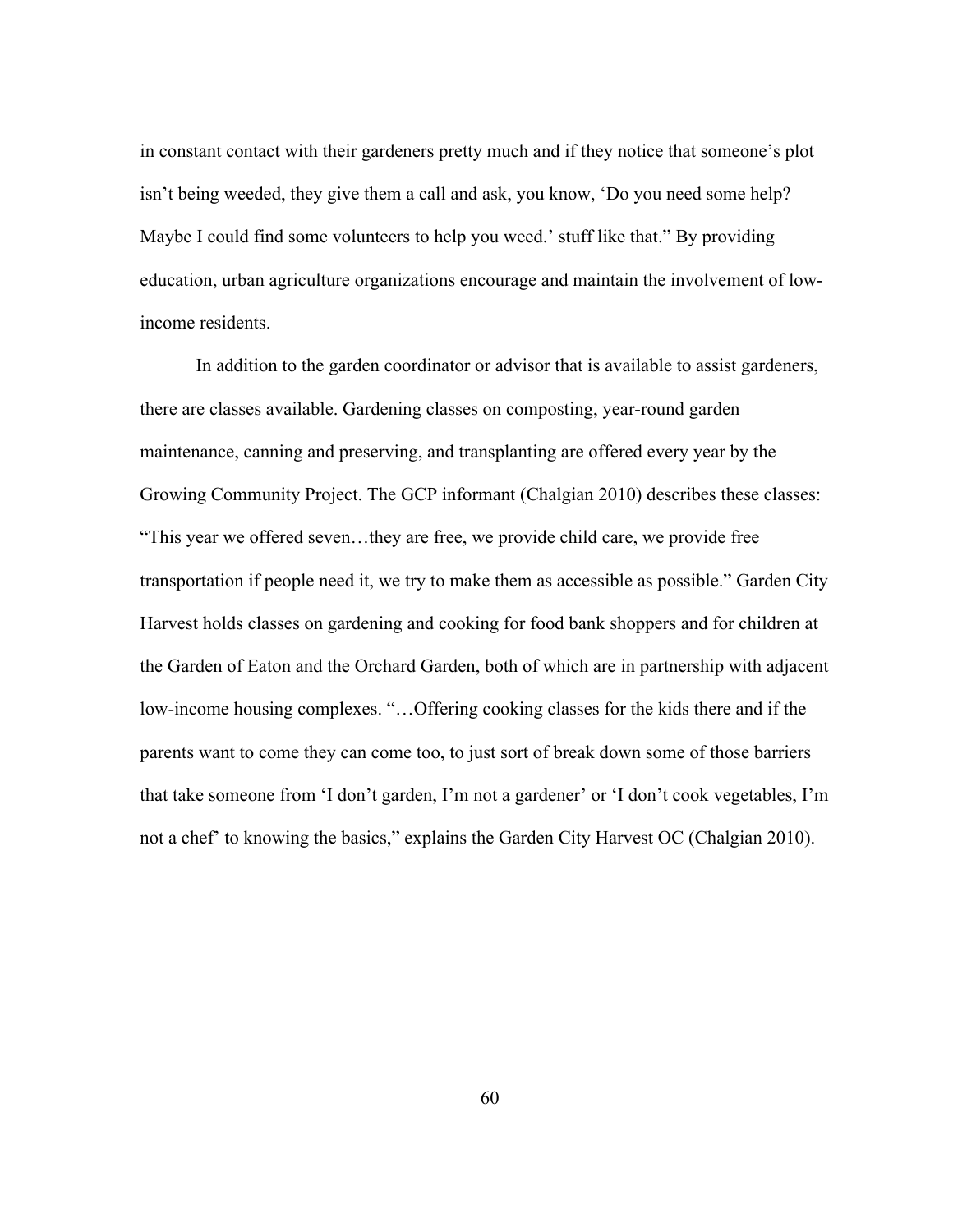in constant contact with their gardeners pretty much and if they notice that someone's plot isn't being weeded, they give them a call and ask, you know, 'Do you need some help? Maybe I could find some volunteers to help you weed.' stuff like that." By providing education, urban agriculture organizations encourage and maintain the involvement of low-income residents.

In addition to the garden coordinator or advisor that is available to assist gardeners, there are classes available. Gardening classes on composting, year-round garden maintenance, canning and preserving, and transplanting are offered every year by the Growing Community Project. The GCP informant (Chalgian 2010) describes these classes: "This year we offered seven…they are free, we provide child care, we provide free transportation if people need it, we try to make them as accessible as possible." Garden City Harvest holds classes on gardening and cooking for food bank shoppers and for children at the Garden of Eaton and the Orchard Garden, both of which are in partnership with adjacent low-income housing complexes. "…Offering cooking classes for the kids there and if the parents want to come they can come too, to just sort of break down some of those barriers that take someone from 'I don't garden, I'm not a gardener' or 'I don't cook vegetables, I'm not a chef' to knowing the basics," explains the Garden City Harvest OC (Chalgian 2010).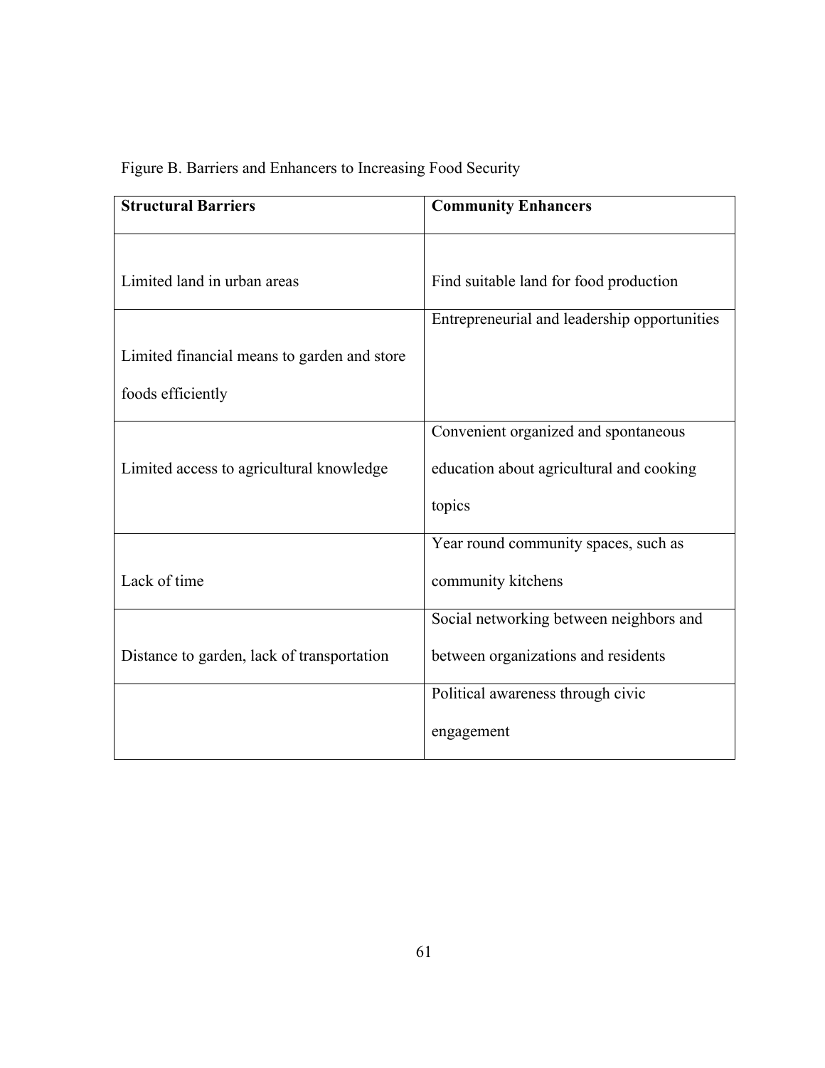Figure B. Barriers and Enhancers to Increasing Food Security

| **Structural Barriers** | **Community Enhancers** |
| --- | --- |
| Limited land in urban areas | Find suitable land for food production |
| Limited financial means to garden and store foods efficiently | Entrepreneurial and leadership opportunities |
| Limited access to agricultural knowledge | Convenient organized and spontaneous education about agricultural and cooking topics |
| Lack of time | Year round community spaces, such as community kitchens |
| Distance to garden, lack of transportation | Social networking between neighbors and between organizations and residents |
| | Political awareness through civic engagement |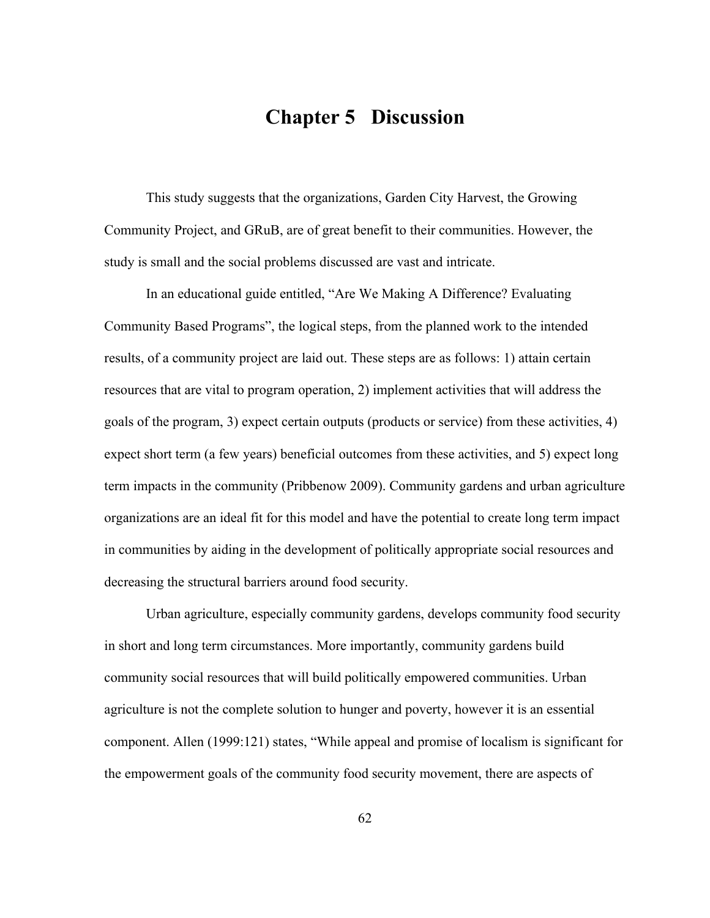# Chapter 5 Discussion

This study suggests that the organizations, Garden City Harvest, the Growing Community Project, and GRuB, are of great benefit to their communities. However, the study is small and the social problems discussed are vast and intricate.

In an educational guide entitled, "Are We Making A Difference? Evaluating Community Based Programs", the logical steps, from the planned work to the intended results, of a community project are laid out. These steps are as follows: 1) attain certain resources that are vital to program operation, 2) implement activities that will address the goals of the program, 3) expect certain outputs (products or service) from these activities, 4) expect short term (a few years) beneficial outcomes from these activities, and 5) expect long term impacts in the community (Pribbenow 2009). Community gardens and urban agriculture organizations are an ideal fit for this model and have the potential to create long term impact in communities by aiding in the development of politically appropriate social resources and decreasing the structural barriers around food security.

Urban agriculture, especially community gardens, develops community food security in short and long term circumstances. More importantly, community gardens build community social resources that will build politically empowered communities. Urban agriculture is not the complete solution to hunger and poverty, however it is an essential component. Allen (1999:121) states, "While appeal and promise of localism is significant for the empowerment goals of the community food security movement, there are aspects of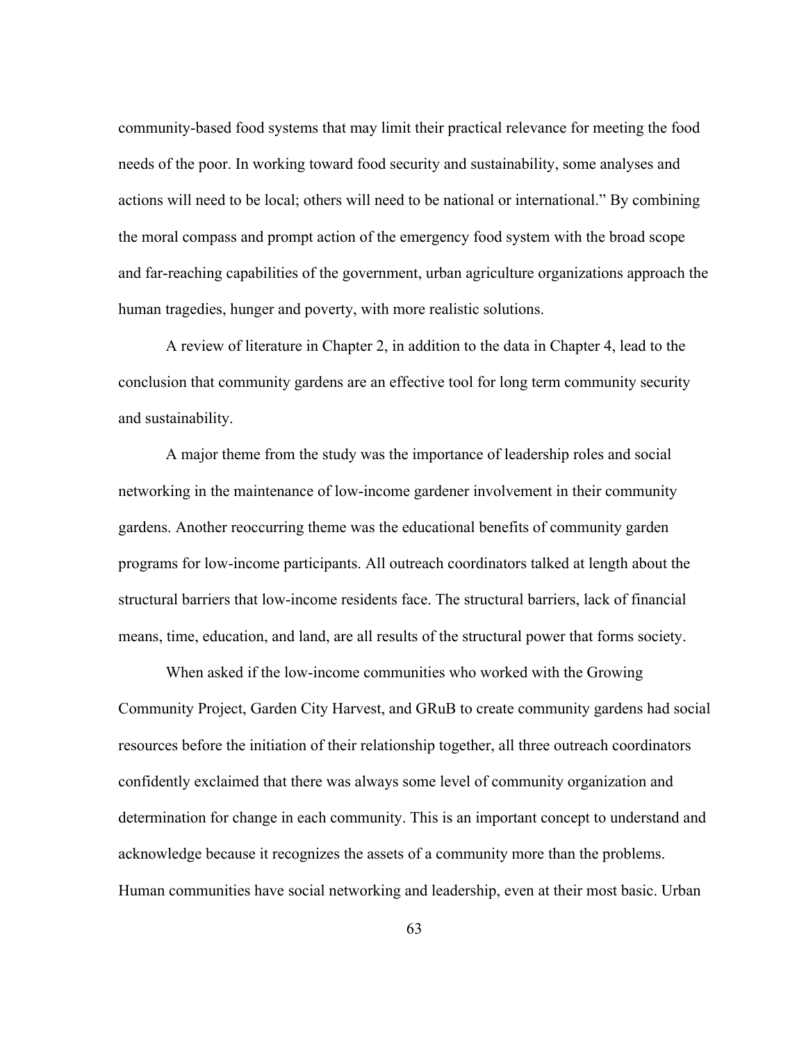community-based food systems that may limit their practical relevance for meeting the food needs of the poor. In working toward food security and sustainability, some analyses and actions will need to be local; others will need to be national or international." By combining the moral compass and prompt action of the emergency food system with the broad scope and far-reaching capabilities of the government, urban agriculture organizations approach the human tragedies, hunger and poverty, with more realistic solutions.

A review of literature in Chapter 2, in addition to the data in Chapter 4, lead to the conclusion that community gardens are an effective tool for long term community security and sustainability.

A major theme from the study was the importance of leadership roles and social networking in the maintenance of low-income gardener involvement in their community gardens. Another reoccurring theme was the educational benefits of community garden programs for low-income participants. All outreach coordinators talked at length about the structural barriers that low-income residents face. The structural barriers, lack of financial means, time, education, and land, are all results of the structural power that forms society.

When asked if the low-income communities who worked with the Growing Community Project, Garden City Harvest, and GRuB to create community gardens had social resources before the initiation of their relationship together, all three outreach coordinators confidently exclaimed that there was always some level of community organization and determination for change in each community. This is an important concept to understand and acknowledge because it recognizes the assets of a community more than the problems. Human communities have social networking and leadership, even at their most basic. Urban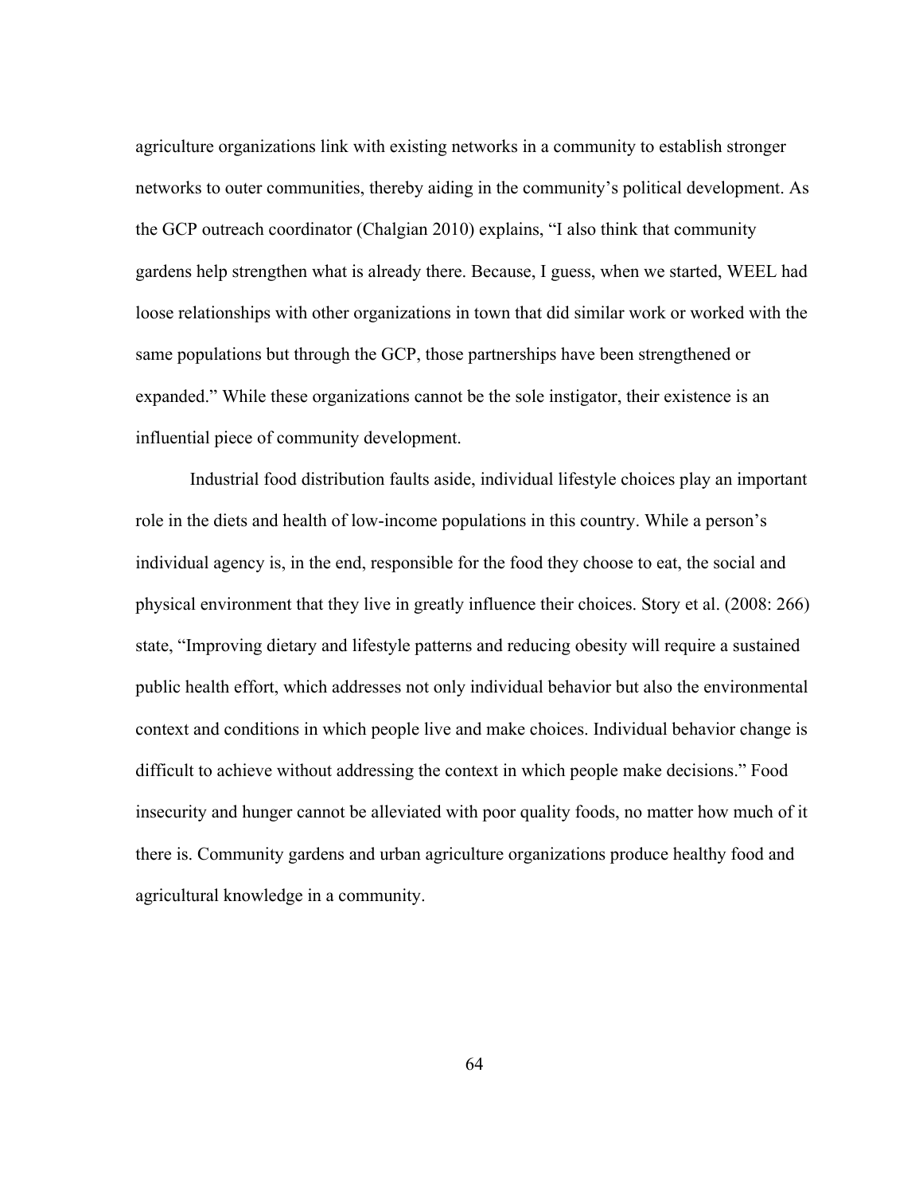agriculture organizations link with existing networks in a community to establish stronger networks to outer communities, thereby aiding in the community's political development. As the GCP outreach coordinator (Chalgian 2010) explains, "I also think that community gardens help strengthen what is already there. Because, I guess, when we started, WEEL had loose relationships with other organizations in town that did similar work or worked with the same populations but through the GCP, those partnerships have been strengthened or expanded." While these organizations cannot be the sole instigator, their existence is an influential piece of community development.

Industrial food distribution faults aside, individual lifestyle choices play an important role in the diets and health of low-income populations in this country. While a person's individual agency is, in the end, responsible for the food they choose to eat, the social and physical environment that they live in greatly influence their choices. Story et al. (2008: 266) state, "Improving dietary and lifestyle patterns and reducing obesity will require a sustained public health effort, which addresses not only individual behavior but also the environmental context and conditions in which people live and make choices. Individual behavior change is difficult to achieve without addressing the context in which people make decisions." Food insecurity and hunger cannot be alleviated with poor quality foods, no matter how much of it there is. Community gardens and urban agriculture organizations produce healthy food and agricultural knowledge in a community.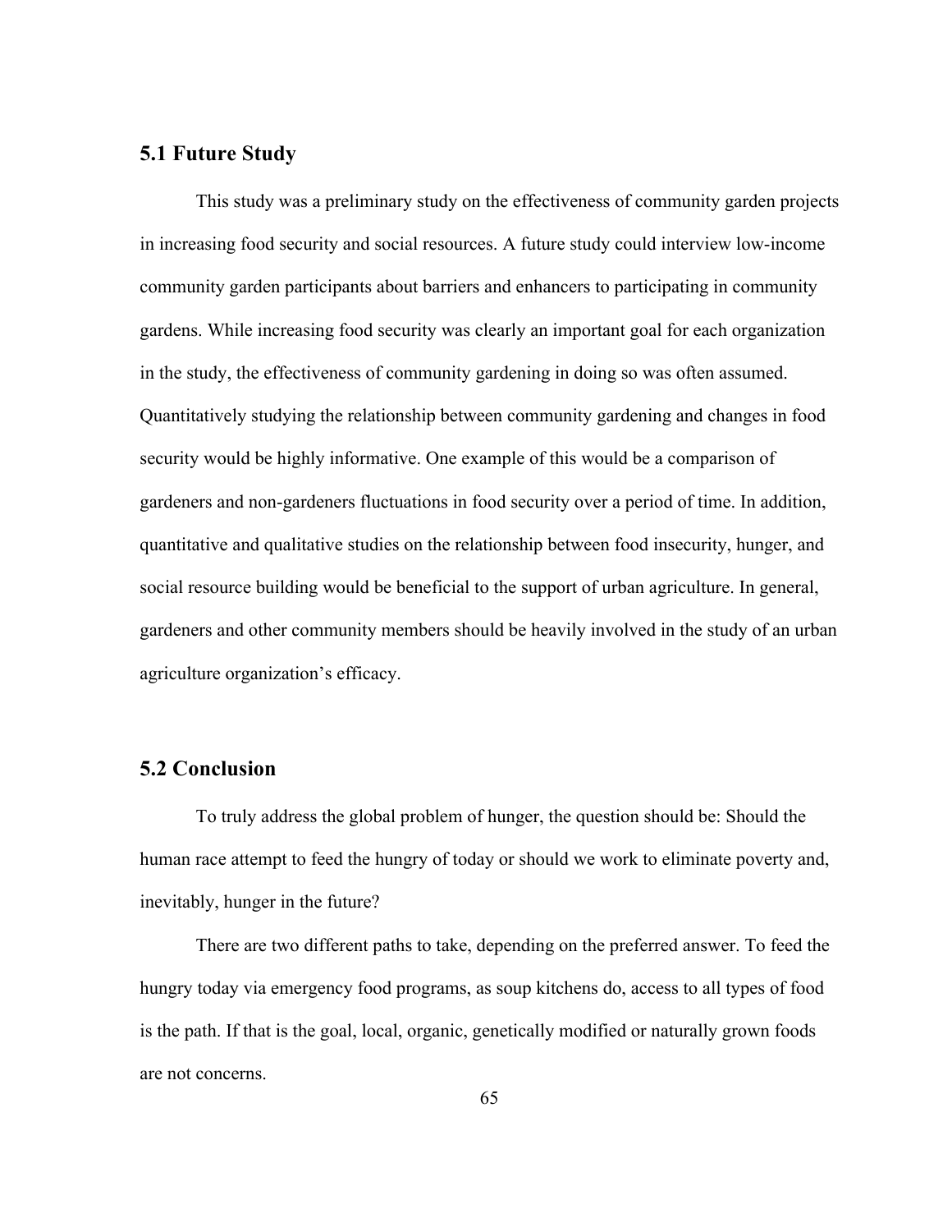## 5.1 Future Study

This study was a preliminary study on the effectiveness of community garden projects in increasing food security and social resources. A future study could interview low-income community garden participants about barriers and enhancers to participating in community gardens. While increasing food security was clearly an important goal for each organization in the study, the effectiveness of community gardening in doing so was often assumed. Quantitatively studying the relationship between community gardening and changes in food security would be highly informative. One example of this would be a comparison of gardeners and non-gardeners fluctuations in food security over a period of time. In addition, quantitative and qualitative studies on the relationship between food insecurity, hunger, and social resource building would be beneficial to the support of urban agriculture. In general, gardeners and other community members should be heavily involved in the study of an urban agriculture organization's efficacy.

## 5.2 Conclusion

To truly address the global problem of hunger, the question should be: Should the human race attempt to feed the hungry of today or should we work to eliminate poverty and, inevitably, hunger in the future?

There are two different paths to take, depending on the preferred answer. To feed the hungry today via emergency food programs, as soup kitchens do, access to all types of food is the path. If that is the goal, local, organic, genetically modified or naturally grown foods are not concerns.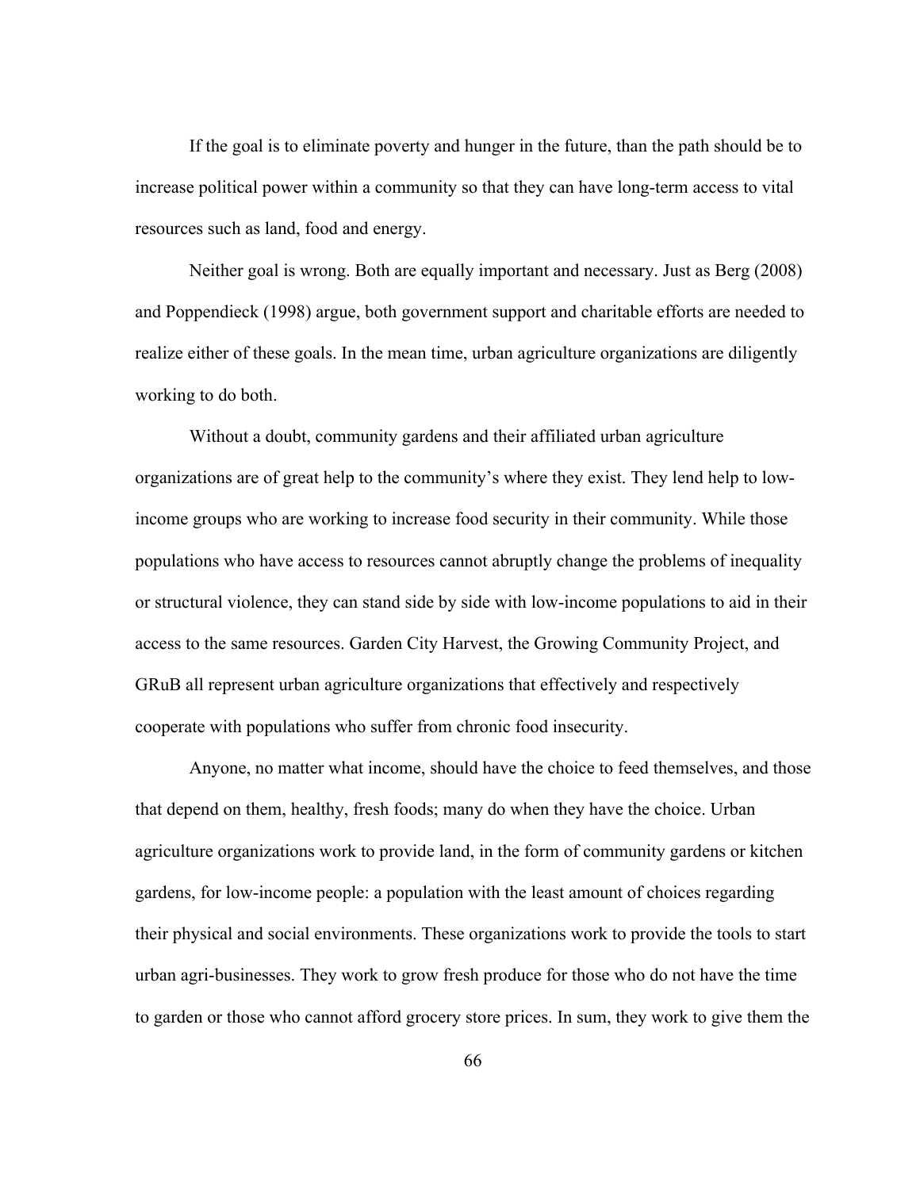If the goal is to eliminate poverty and hunger in the future, than the path should be to increase political power within a community so that they can have long-term access to vital resources such as land, food and energy.

Neither goal is wrong. Both are equally important and necessary. Just as Berg (2008) and Poppendieck (1998) argue, both government support and charitable efforts are needed to realize either of these goals. In the mean time, urban agriculture organizations are diligently working to do both.

Without a doubt, community gardens and their affiliated urban agriculture organizations are of great help to the community's where they exist. They lend help to low-income groups who are working to increase food security in their community. While those populations who have access to resources cannot abruptly change the problems of inequality or structural violence, they can stand side by side with low-income populations to aid in their access to the same resources. Garden City Harvest, the Growing Community Project, and GRuB all represent urban agriculture organizations that effectively and respectively cooperate with populations who suffer from chronic food insecurity.

Anyone, no matter what income, should have the choice to feed themselves, and those that depend on them, healthy, fresh foods; many do when they have the choice. Urban agriculture organizations work to provide land, in the form of community gardens or kitchen gardens, for low-income people: a population with the least amount of choices regarding their physical and social environments. These organizations work to provide the tools to start urban agri-businesses. They work to grow fresh produce for those who do not have the time to garden or those who cannot afford grocery store prices. In sum, they work to give them the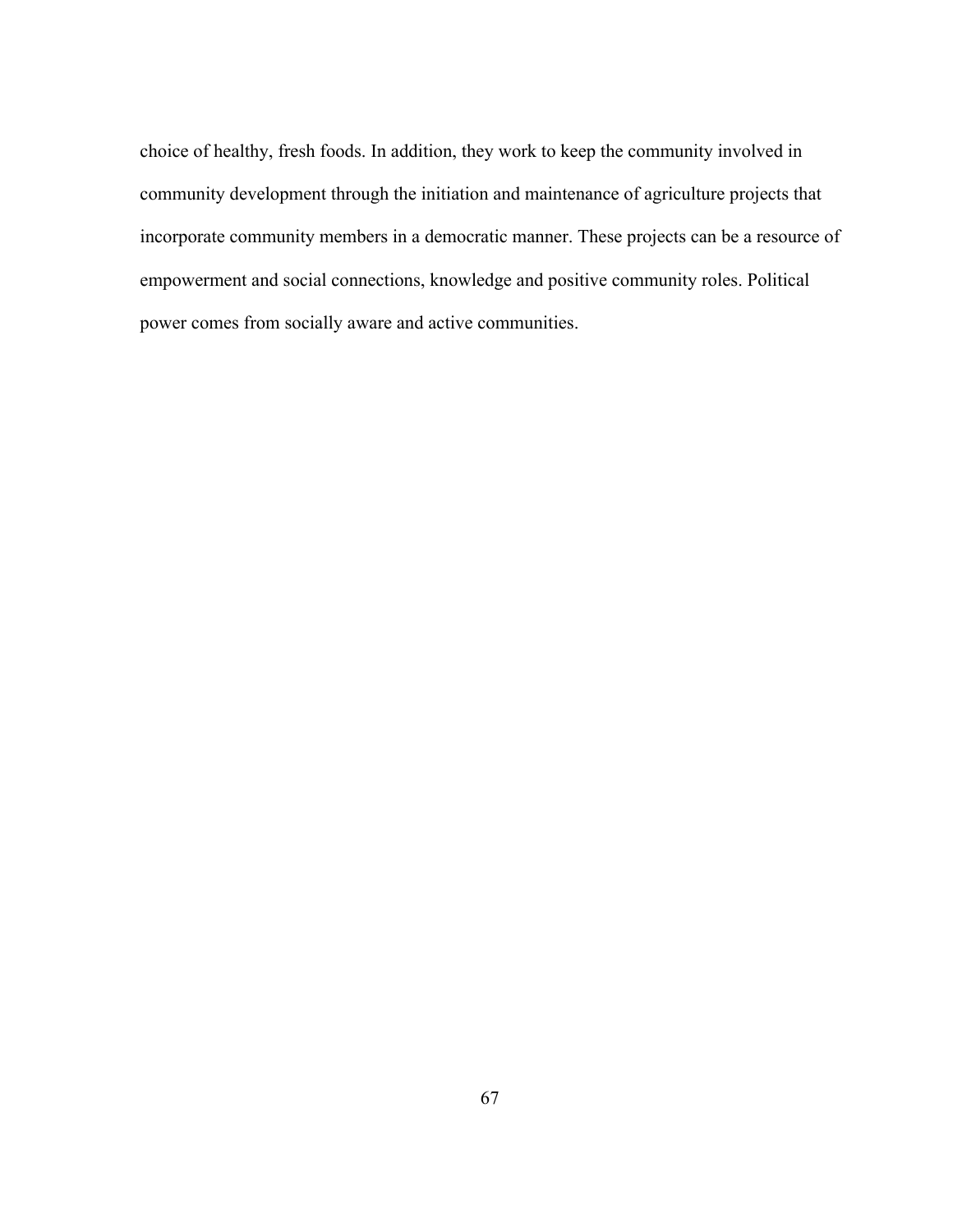choice of healthy, fresh foods. In addition, they work to keep the community involved in community development through the initiation and maintenance of agriculture projects that incorporate community members in a democratic manner. These projects can be a resource of empowerment and social connections, knowledge and positive community roles. Political power comes from socially aware and active communities.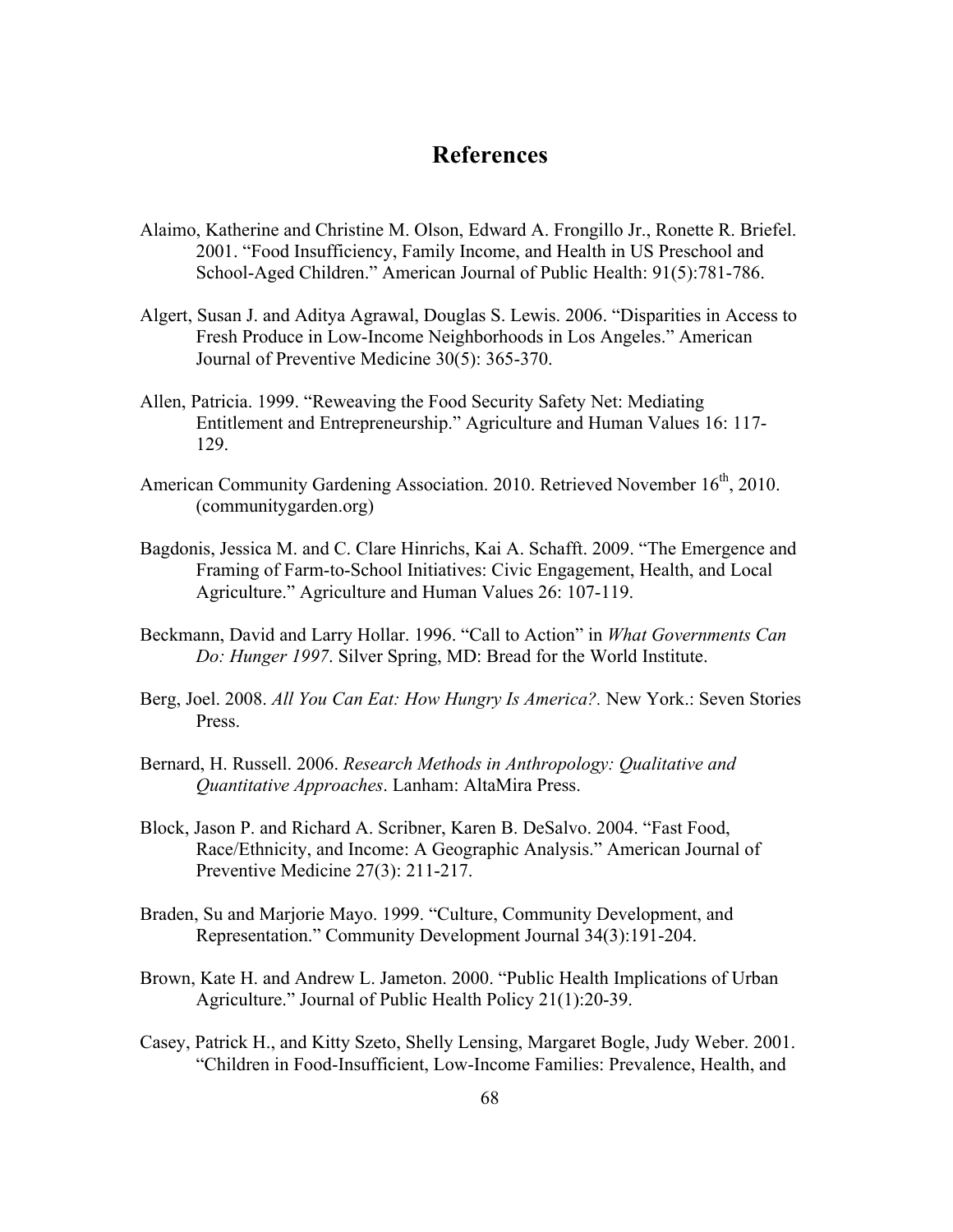# References

Alaimo, Katherine and Christine M. Olson, Edward A. Frongillo Jr., Ronette R. Briefel. 2001. "Food Insufficiency, Family Income, and Health in US Preschool and School-Aged Children." American Journal of Public Health: 91(5):781-786.

Algert, Susan J. and Aditya Agrawal, Douglas S. Lewis. 2006. "Disparities in Access to Fresh Produce in Low-Income Neighborhoods in Los Angeles." American Journal of Preventive Medicine 30(5): 365-370.

Allen, Patricia. 1999. "Reweaving the Food Security Safety Net: Mediating Entitlement and Entrepreneurship." Agriculture and Human Values 16: 117-129.

American Community Gardening Association. 2010. Retrieved November 16th, 2010. (communitygarden.org)

Bagdonis, Jessica M. and C. Clare Hinrichs, Kai A. Schafft. 2009. "The Emergence and Framing of Farm-to-School Initiatives: Civic Engagement, Health, and Local Agriculture." Agriculture and Human Values 26: 107-119.

Beckmann, David and Larry Hollar. 1996. "Call to Action" in *What Governments Can Do: Hunger 1997*. Silver Spring, MD: Bread for the World Institute.

Berg, Joel. 2008. *All You Can Eat: How Hungry Is America?*. New York.: Seven Stories Press.

Bernard, H. Russell. 2006. *Research Methods in Anthropology: Qualitative and Quantitative Approaches*. Lanham: AltaMira Press.

Block, Jason P. and Richard A. Scribner, Karen B. DeSalvo. 2004. "Fast Food, Race/Ethnicity, and Income: A Geographic Analysis." American Journal of Preventive Medicine 27(3): 211-217.

Braden, Su and Marjorie Mayo. 1999. "Culture, Community Development, and Representation." Community Development Journal 34(3):191-204.

Brown, Kate H. and Andrew L. Jameton. 2000. "Public Health Implications of Urban Agriculture." Journal of Public Health Policy 21(1):20-39.

Casey, Patrick H., and Kitty Szeto, Shelly Lensing, Margaret Bogle, Judy Weber. 2001. "Children in Food-Insufficient, Low-Income Families: Prevalence, Health, and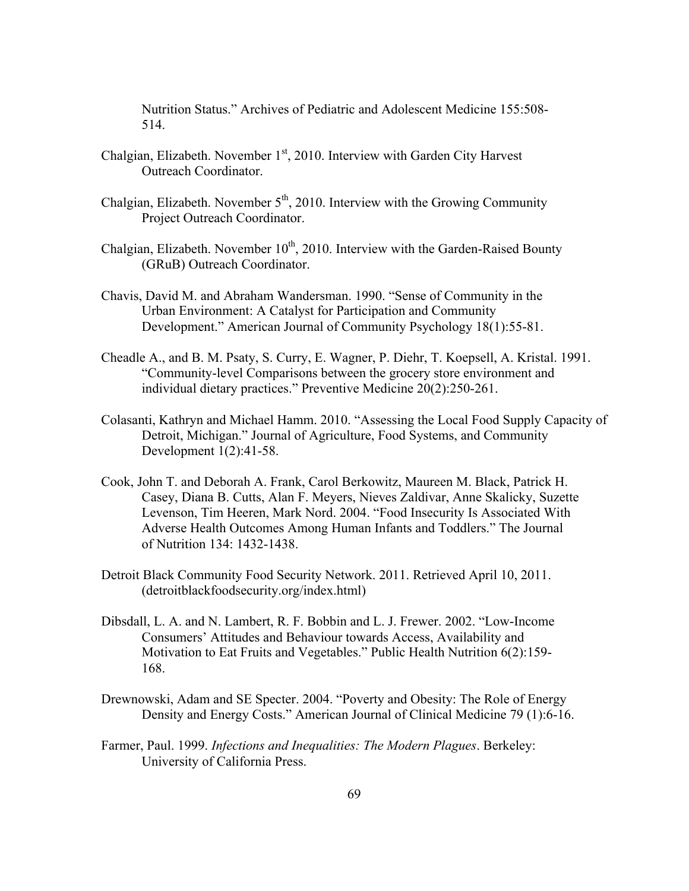Nutrition Status." Archives of Pediatric and Adolescent Medicine 155:508-514.

Chalgian, Elizabeth. November 1st, 2010. Interview with Garden City Harvest Outreach Coordinator.

Chalgian, Elizabeth. November 5th, 2010. Interview with the Growing Community Project Outreach Coordinator.

Chalgian, Elizabeth. November 10th, 2010. Interview with the Garden-Raised Bounty (GRuB) Outreach Coordinator.

Chavis, David M. and Abraham Wandersman. 1990. "Sense of Community in the Urban Environment: A Catalyst for Participation and Community Development." American Journal of Community Psychology 18(1):55-81.

Cheadle A., and B. M. Psaty, S. Curry, E. Wagner, P. Diehr, T. Koepsell, A. Kristal. 1991. "Community-level Comparisons between the grocery store environment and individual dietary practices." Preventive Medicine 20(2):250-261.

Colasanti, Kathryn and Michael Hamm. 2010. "Assessing the Local Food Supply Capacity of Detroit, Michigan." Journal of Agriculture, Food Systems, and Community Development 1(2):41-58.

Cook, John T. and Deborah A. Frank, Carol Berkowitz, Maureen M. Black, Patrick H. Casey, Diana B. Cutts, Alan F. Meyers, Nieves Zaldivar, Anne Skalicky, Suzette Levenson, Tim Heeren, Mark Nord. 2004. "Food Insecurity Is Associated With Adverse Health Outcomes Among Human Infants and Toddlers." The Journal of Nutrition 134: 1432-1438.

Detroit Black Community Food Security Network. 2011. Retrieved April 10, 2011. (detroitblackfoodsecurity.org/index.html)

Dibsdall, L. A. and N. Lambert, R. F. Bobbin and L. J. Frewer. 2002. "Low-Income Consumers' Attitudes and Behaviour towards Access, Availability and Motivation to Eat Fruits and Vegetables." Public Health Nutrition 6(2):159-168.

Drewnowski, Adam and SE Specter. 2004. "Poverty and Obesity: The Role of Energy Density and Energy Costs." American Journal of Clinical Medicine 79 (1):6-16.

Farmer, Paul. 1999. *Infections and Inequalities: The Modern Plagues*. Berkeley: University of California Press.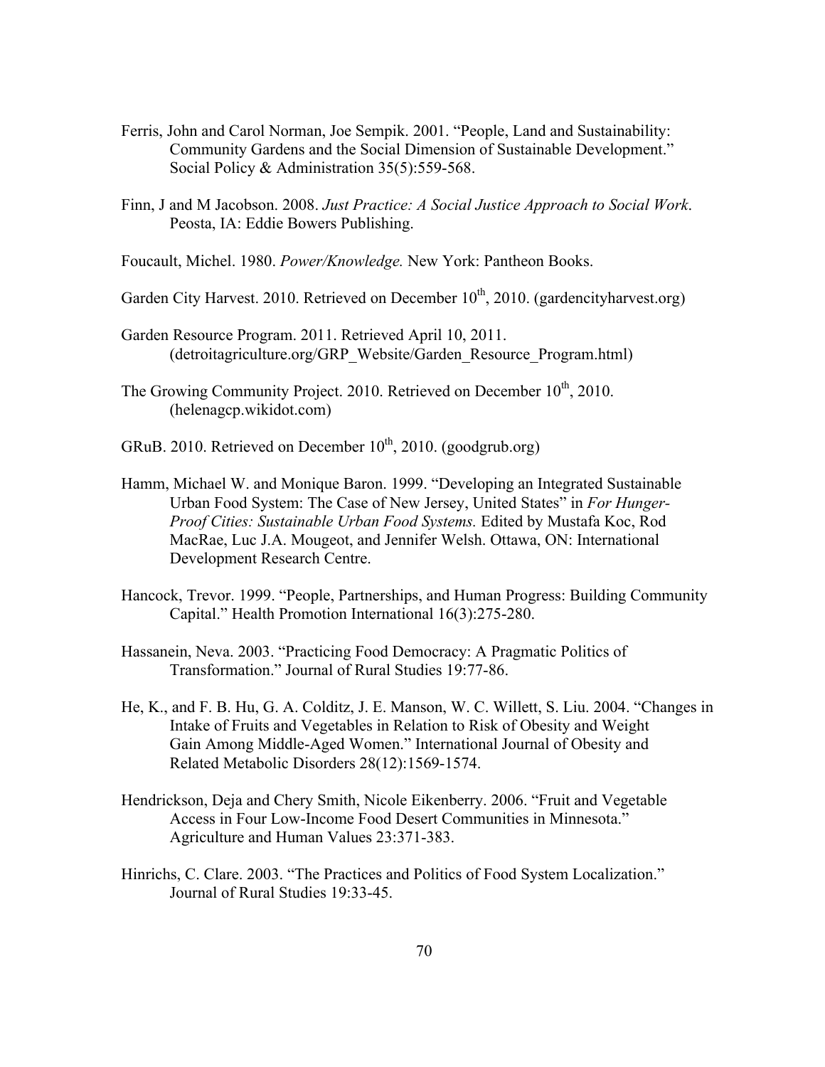Ferris, John and Carol Norman, Joe Sempik. 2001. "People, Land and Sustainability: Community Gardens and the Social Dimension of Sustainable Development." Social Policy & Administration 35(5):559-568.

Finn, J and M Jacobson. 2008. *Just Practice: A Social Justice Approach to Social Work*. Peosta, IA: Eddie Bowers Publishing.

Foucault, Michel. 1980. *Power/Knowledge.* New York: Pantheon Books.

Garden City Harvest. 2010. Retrieved on December 10th, 2010. (gardencityharvest.org)

Garden Resource Program. 2011. Retrieved April 10, 2011. (detroitagriculture.org/GRP_Website/Garden_Resource_Program.html)

The Growing Community Project. 2010. Retrieved on December 10th, 2010. (helenagcp.wikidot.com)

GRuB. 2010. Retrieved on December 10th, 2010. (goodgrub.org)

Hamm, Michael W. and Monique Baron. 1999. "Developing an Integrated Sustainable Urban Food System: The Case of New Jersey, United States" in *For Hunger-Proof Cities: Sustainable Urban Food Systems.* Edited by Mustafa Koc, Rod MacRae, Luc J.A. Mougeot, and Jennifer Welsh. Ottawa, ON: International Development Research Centre.

Hancock, Trevor. 1999. "People, Partnerships, and Human Progress: Building Community Capital." Health Promotion International 16(3):275-280.

Hassanein, Neva. 2003. "Practicing Food Democracy: A Pragmatic Politics of Transformation." Journal of Rural Studies 19:77-86.

He, K., and F. B. Hu, G. A. Colditz, J. E. Manson, W. C. Willett, S. Liu. 2004. "Changes in Intake of Fruits and Vegetables in Relation to Risk of Obesity and Weight Gain Among Middle-Aged Women." International Journal of Obesity and Related Metabolic Disorders 28(12):1569-1574.

Hendrickson, Deja and Chery Smith, Nicole Eikenberry. 2006. "Fruit and Vegetable Access in Four Low-Income Food Desert Communities in Minnesota." Agriculture and Human Values 23:371-383.

Hinrichs, C. Clare. 2003. "The Practices and Politics of Food System Localization." Journal of Rural Studies 19:33-45.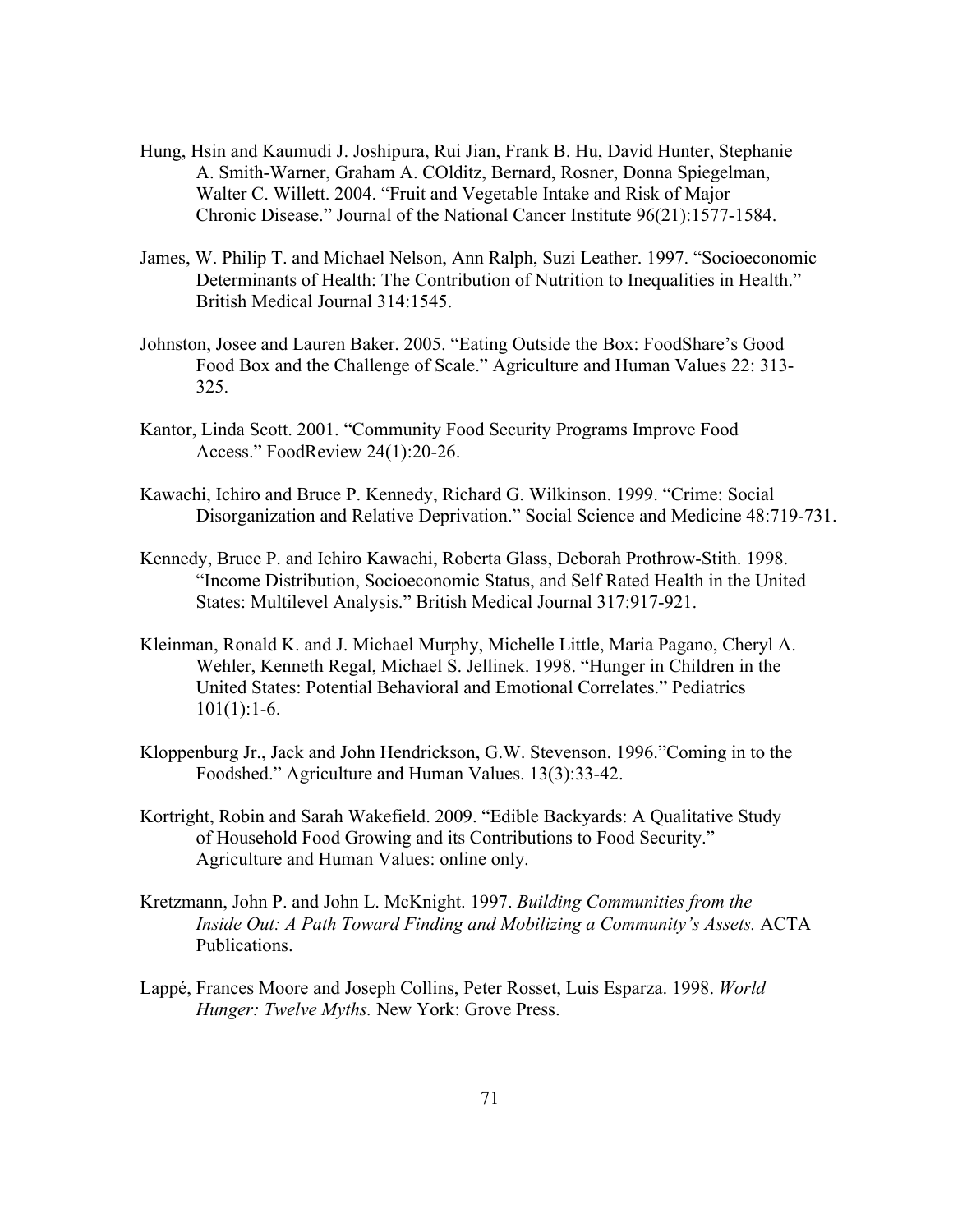Hung, Hsin and Kaumudi J. Joshipura, Rui Jian, Frank B. Hu, David Hunter, Stephanie A. Smith-Warner, Graham A. COlditz, Bernard, Rosner, Donna Spiegelman, Walter C. Willett. 2004. "Fruit and Vegetable Intake and Risk of Major Chronic Disease." Journal of the National Cancer Institute 96(21):1577-1584.

James, W. Philip T. and Michael Nelson, Ann Ralph, Suzi Leather. 1997. "Socioeconomic Determinants of Health: The Contribution of Nutrition to Inequalities in Health." British Medical Journal 314:1545.

Johnston, Josee and Lauren Baker. 2005. "Eating Outside the Box: FoodShare's Good Food Box and the Challenge of Scale." Agriculture and Human Values 22: 313-325.

Kantor, Linda Scott. 2001. "Community Food Security Programs Improve Food Access." FoodReview 24(1):20-26.

Kawachi, Ichiro and Bruce P. Kennedy, Richard G. Wilkinson. 1999. "Crime: Social Disorganization and Relative Deprivation." Social Science and Medicine 48:719-731.

Kennedy, Bruce P. and Ichiro Kawachi, Roberta Glass, Deborah Prothrow-Stith. 1998. "Income Distribution, Socioeconomic Status, and Self Rated Health in the United States: Multilevel Analysis." British Medical Journal 317:917-921.

Kleinman, Ronald K. and J. Michael Murphy, Michelle Little, Maria Pagano, Cheryl A. Wehler, Kenneth Regal, Michael S. Jellinek. 1998. "Hunger in Children in the United States: Potential Behavioral and Emotional Correlates." Pediatrics 101(1):1-6.

Kloppenburg Jr., Jack and John Hendrickson, G.W. Stevenson. 1996."Coming in to the Foodshed." Agriculture and Human Values. 13(3):33-42.

Kortright, Robin and Sarah Wakefield. 2009. "Edible Backyards: A Qualitative Study of Household Food Growing and its Contributions to Food Security." Agriculture and Human Values: online only.

Kretzmann, John P. and John L. McKnight. 1997. *Building Communities from the Inside Out: A Path Toward Finding and Mobilizing a Community's Assets.* ACTA Publications.

Lappé, Frances Moore and Joseph Collins, Peter Rosset, Luis Esparza. 1998. *World Hunger: Twelve Myths.* New York: Grove Press.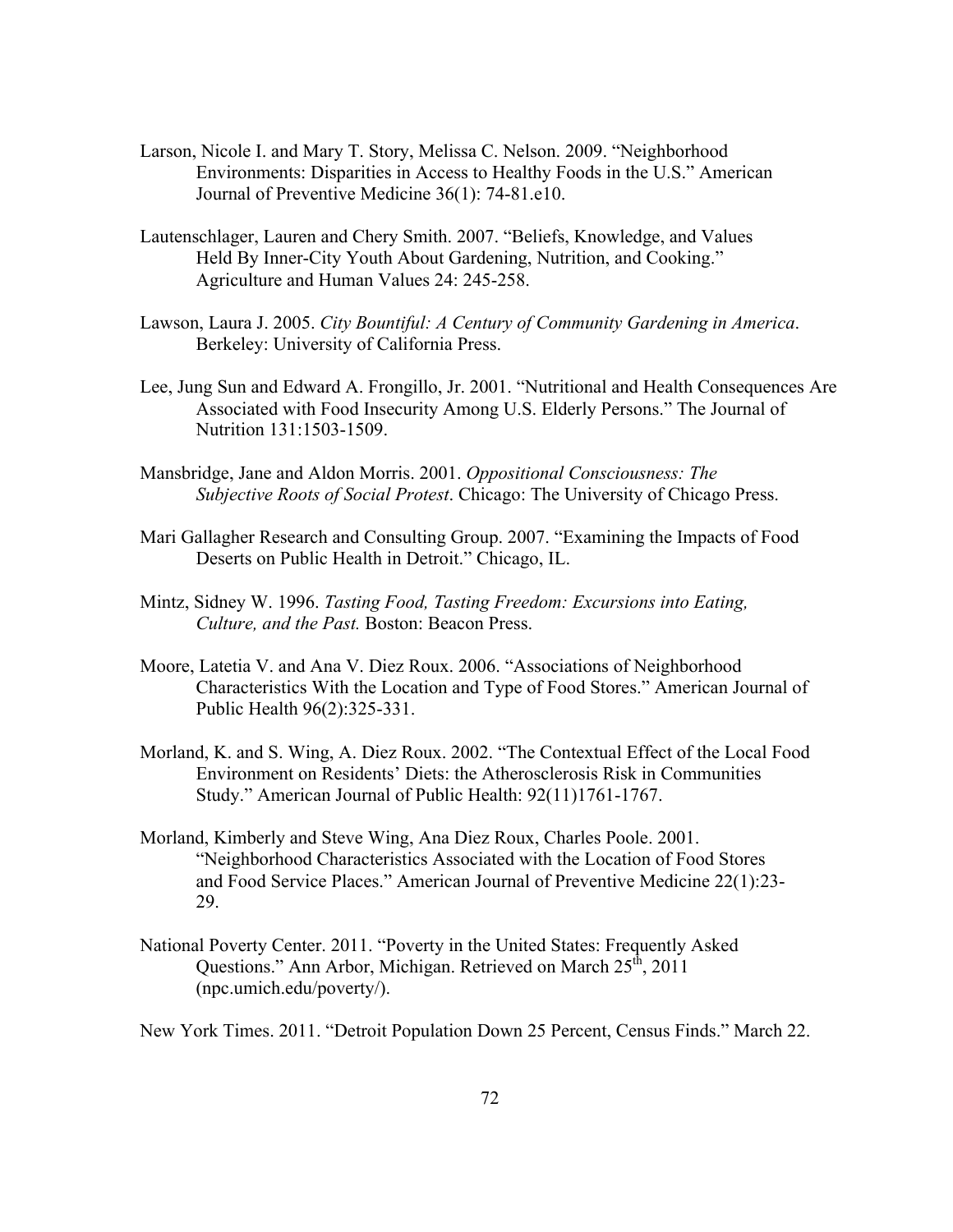Larson, Nicole I. and Mary T. Story, Melissa C. Nelson. 2009. "Neighborhood Environments: Disparities in Access to Healthy Foods in the U.S." American Journal of Preventive Medicine 36(1): 74-81.e10.

Lautenschlager, Lauren and Chery Smith. 2007. "Beliefs, Knowledge, and Values Held By Inner-City Youth About Gardening, Nutrition, and Cooking." Agriculture and Human Values 24: 245-258.

Lawson, Laura J. 2005. *City Bountiful: A Century of Community Gardening in America*. Berkeley: University of California Press.

Lee, Jung Sun and Edward A. Frongillo, Jr. 2001. "Nutritional and Health Consequences Are Associated with Food Insecurity Among U.S. Elderly Persons." The Journal of Nutrition 131:1503-1509.

Mansbridge, Jane and Aldon Morris. 2001. *Oppositional Consciousness: The Subjective Roots of Social Protest*. Chicago: The University of Chicago Press.

Mari Gallagher Research and Consulting Group. 2007. "Examining the Impacts of Food Deserts on Public Health in Detroit." Chicago, IL.

Mintz, Sidney W. 1996. *Tasting Food, Tasting Freedom: Excursions into Eating, Culture, and the Past.* Boston: Beacon Press.

Moore, Latetia V. and Ana V. Diez Roux. 2006. "Associations of Neighborhood Characteristics With the Location and Type of Food Stores." American Journal of Public Health 96(2):325-331.

Morland, K. and S. Wing, A. Diez Roux. 2002. "The Contextual Effect of the Local Food Environment on Residents' Diets: the Atherosclerosis Risk in Communities Study." American Journal of Public Health: 92(11)1761-1767.

Morland, Kimberly and Steve Wing, Ana Diez Roux, Charles Poole. 2001. "Neighborhood Characteristics Associated with the Location of Food Stores and Food Service Places." American Journal of Preventive Medicine 22(1):23-29.

National Poverty Center. 2011. "Poverty in the United States: Frequently Asked Questions." Ann Arbor, Michigan. Retrieved on March 25th, 2011 (npc.umich.edu/poverty/).

New York Times. 2011. "Detroit Population Down 25 Percent, Census Finds." March 22.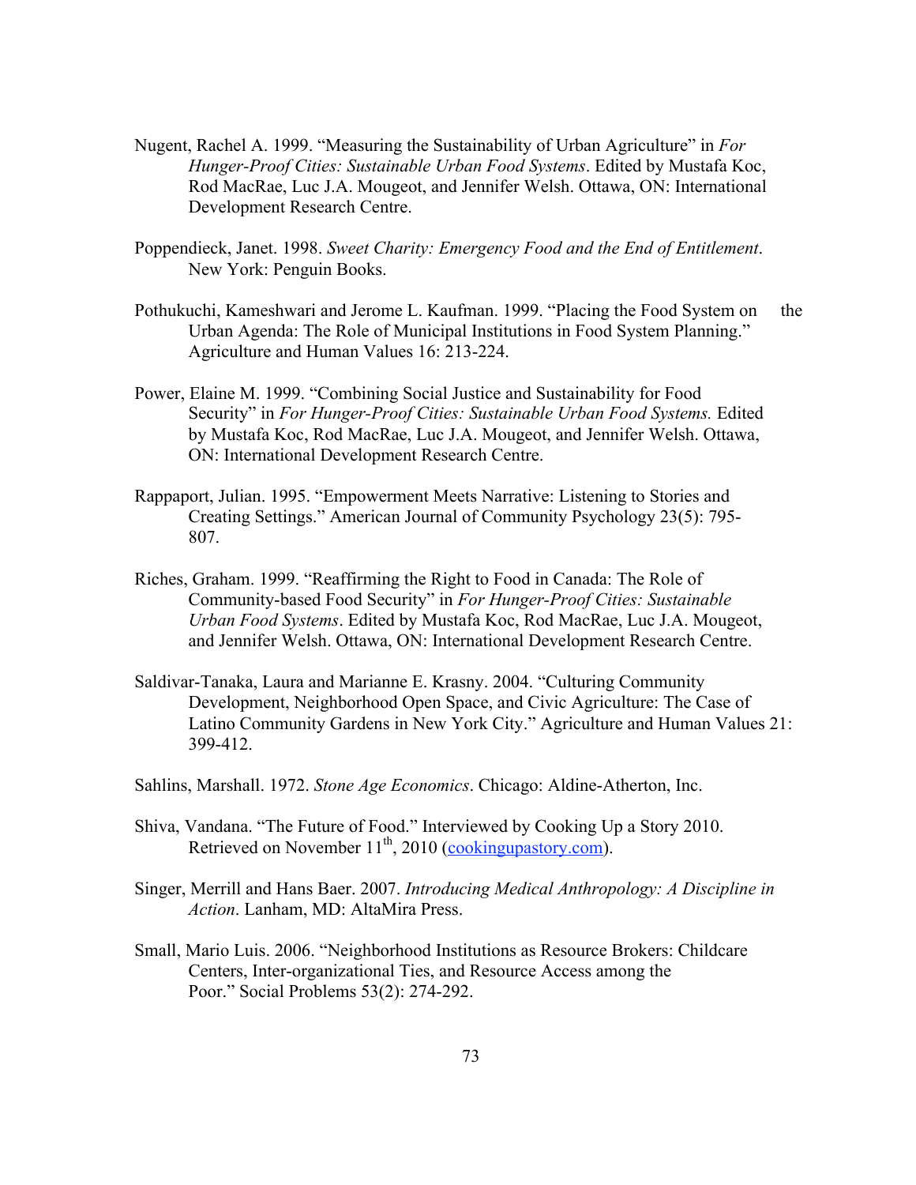Nugent, Rachel A. 1999. "Measuring the Sustainability of Urban Agriculture" in *For Hunger-Proof Cities: Sustainable Urban Food Systems*. Edited by Mustafa Koc, Rod MacRae, Luc J.A. Mougeot, and Jennifer Welsh. Ottawa, ON: International Development Research Centre.

Poppendieck, Janet. 1998. *Sweet Charity: Emergency Food and the End of Entitlement*. New York: Penguin Books.

Pothukuchi, Kameshwari and Jerome L. Kaufman. 1999. "Placing the Food System on the Urban Agenda: The Role of Municipal Institutions in Food System Planning." Agriculture and Human Values 16: 213-224.

Power, Elaine M. 1999. "Combining Social Justice and Sustainability for Food Security" in *For Hunger-Proof Cities: Sustainable Urban Food Systems.* Edited by Mustafa Koc, Rod MacRae, Luc J.A. Mougeot, and Jennifer Welsh. Ottawa, ON: International Development Research Centre.

Rappaport, Julian. 1995. "Empowerment Meets Narrative: Listening to Stories and Creating Settings." American Journal of Community Psychology 23(5): 795-807.

Riches, Graham. 1999. "Reaffirming the Right to Food in Canada: The Role of Community-based Food Security" in *For Hunger-Proof Cities: Sustainable Urban Food Systems*. Edited by Mustafa Koc, Rod MacRae, Luc J.A. Mougeot, and Jennifer Welsh. Ottawa, ON: International Development Research Centre.

Saldivar-Tanaka, Laura and Marianne E. Krasny. 2004. "Culturing Community Development, Neighborhood Open Space, and Civic Agriculture: The Case of Latino Community Gardens in New York City." Agriculture and Human Values 21: 399-412.

Sahlins, Marshall. 1972. *Stone Age Economics*. Chicago: Aldine-Atherton, Inc.

Shiva, Vandana. "The Future of Food." Interviewed by Cooking Up a Story 2010. Retrieved on November 11th, 2010 (cookingupastory.com).

Singer, Merrill and Hans Baer. 2007. *Introducing Medical Anthropology: A Discipline in Action*. Lanham, MD: AltaMira Press.

Small, Mario Luis. 2006. "Neighborhood Institutions as Resource Brokers: Childcare Centers, Inter-organizational Ties, and Resource Access among the Poor." Social Problems 53(2): 274-292.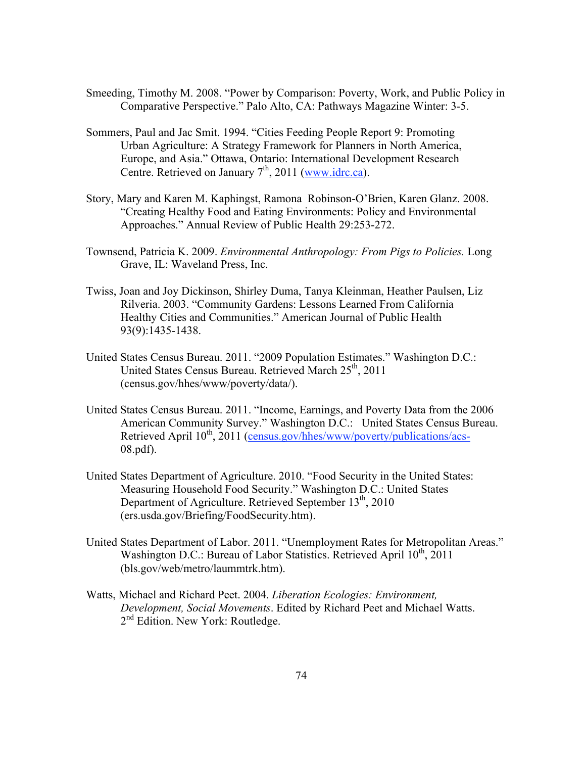Smeeding, Timothy M. 2008. "Power by Comparison: Poverty, Work, and Public Policy in Comparative Perspective." Palo Alto, CA: Pathways Magazine Winter: 3-5.

Sommers, Paul and Jac Smit. 1994. "Cities Feeding People Report 9: Promoting Urban Agriculture: A Strategy Framework for Planners in North America, Europe, and Asia." Ottawa, Ontario: International Development Research Centre. Retrieved on January 7th, 2011 (www.idrc.ca).

Story, Mary and Karen M. Kaphingst, Ramona Robinson-O'Brien, Karen Glanz. 2008. "Creating Healthy Food and Eating Environments: Policy and Environmental Approaches." Annual Review of Public Health 29:253-272.

Townsend, Patricia K. 2009. *Environmental Anthropology: From Pigs to Policies.* Long Grave, IL: Waveland Press, Inc.

Twiss, Joan and Joy Dickinson, Shirley Duma, Tanya Kleinman, Heather Paulsen, Liz Rilveria. 2003. "Community Gardens: Lessons Learned From California Healthy Cities and Communities." American Journal of Public Health 93(9):1435-1438.

United States Census Bureau. 2011. "2009 Population Estimates." Washington D.C.: United States Census Bureau. Retrieved March 25th, 2011 (census.gov/hhes/www/poverty/data/).

United States Census Bureau. 2011. "Income, Earnings, and Poverty Data from the 2006 American Community Survey." Washington D.C.: United States Census Bureau. Retrieved April 10th, 2011 (census.gov/hhes/www/poverty/publications/acs-08.pdf).

United States Department of Agriculture. 2010. "Food Security in the United States: Measuring Household Food Security." Washington D.C.: United States Department of Agriculture. Retrieved September 13th, 2010 (ers.usda.gov/Briefing/FoodSecurity.htm).

United States Department of Labor. 2011. "Unemployment Rates for Metropolitan Areas." Washington D.C.: Bureau of Labor Statistics. Retrieved April 10th, 2011 (bls.gov/web/metro/laummtrk.htm).

Watts, Michael and Richard Peet. 2004. *Liberation Ecologies: Environment, Development, Social Movements*. Edited by Richard Peet and Michael Watts. 2nd Edition. New York: Routledge.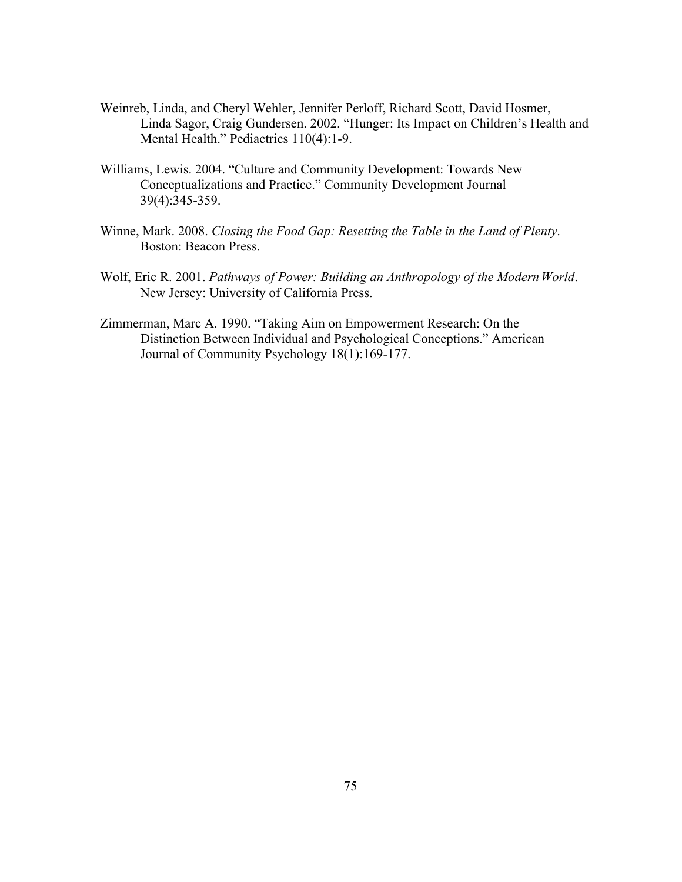Weinreb, Linda, and Cheryl Wehler, Jennifer Perloff, Richard Scott, David Hosmer, Linda Sagor, Craig Gundersen. 2002. "Hunger: Its Impact on Children's Health and Mental Health." Pediactrics 110(4):1-9.

Williams, Lewis. 2004. "Culture and Community Development: Towards New Conceptualizations and Practice." Community Development Journal 39(4):345-359.

Winne, Mark. 2008. *Closing the Food Gap: Resetting the Table in the Land of Plenty*. Boston: Beacon Press.

Wolf, Eric R. 2001. *Pathways of Power: Building an Anthropology of the Modern World*. New Jersey: University of California Press.

Zimmerman, Marc A. 1990. "Taking Aim on Empowerment Research: On the Distinction Between Individual and Psychological Conceptions." American Journal of Community Psychology 18(1):169-177.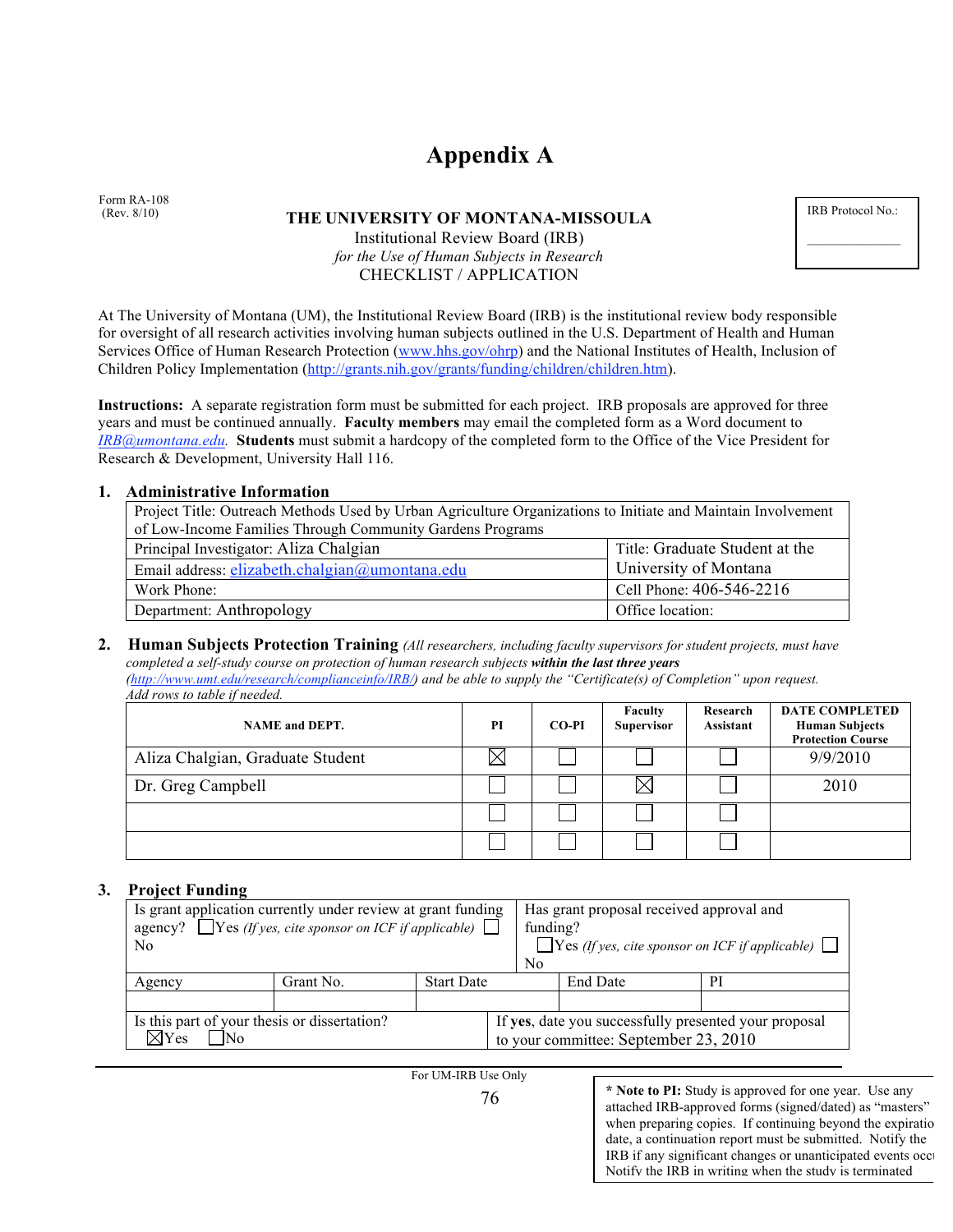# Appendix A

Form RA-108
(Rev. 8/10)

**THE UNIVERSITY OF MONTANA-MISSOULA**
Institutional Review Board (IRB)
*for the Use of Human Subjects in Research*
CHECKLIST / APPLICATION

| IRB Protocol No.: |
|---|
| ____________ |

At The University of Montana (UM), the Institutional Review Board (IRB) is the institutional review body responsible for oversight of all research activities involving human subjects outlined in the U.S. Department of Health and Human Services Office of Human Research Protection (www.hhs.gov/ohrp) and the National Institutes of Health, Inclusion of Children Policy Implementation (http://grants.nih.gov/grants/funding/children/children.htm).

**Instructions:** A separate registration form must be submitted for each project. IRB proposals are approved for three years and must be continued annually. **Faculty members** may email the completed form as a Word document to *IRB@umontana.edu.* **Students** must submit a hardcopy of the completed form to the Office of the Vice President for Research & Development, University Hall 116.

## 1. Administrative Information

| Project Title: Outreach Methods Used by Urban Agriculture Organizations to Initiate and Maintain Involvement of Low-Income Families Through Community Gardens Programs | |
|---|---|
| Principal Investigator: Aliza Chalgian | Title: Graduate Student at the University of Montana |
| Email address: elizabeth.chalgian@umontana.edu | |
| Work Phone: | Cell Phone: 406-546-2216 |
| Department: Anthropology | Office location: |

## 2. Human Subjects Protection Training

*(All researchers, including faculty supervisors for student projects, must have completed a self-study course on protection of human research subjects* ***within the last three years*** *(http://www.umt.edu/research/complianceinfo/IRB/) and be able to supply the "Certificate(s) of Completion" upon request. Add rows to table if needed.*

| NAME and DEPT. | PI | CO-PI | Faculty Supervisor | Research Assistant | DATE COMPLETED Human Subjects Protection Course |
|---|---|---|---|---|---|
| Aliza Chalgian, Graduate Student | ☒ | ☐ | ☐ | ☐ | 9/9/2010 |
| Dr. Greg Campbell | ☐ | ☐ | ☒ | ☐ | 2010 |
| | ☐ | ☐ | ☐ | ☐ | |
| | ☐ | ☐ | ☐ | ☐ | |

## 3. Project Funding

| Is grant application currently under review at grant funding agency? ☐Yes *(If yes, cite sponsor on ICF if applicable)* ☐ No | | | Has grant proposal received approval and funding? ☐Yes *(If yes, cite sponsor on ICF if applicable)* ☐ No | |
|---|---|---|---|---|
| Agency | Grant No. | Start Date | End Date | PI |
| | | | | |
| Is this part of your thesis or dissertation? ☒Yes ☐No | | | If **yes**, date you successfully presented your proposal to your committee: September 23, 2010 | |

For UM-IRB Use Only

**\* Note to PI:** Study is approved for one year. Use any attached IRB-approved forms (signed/dated) as "masters" when preparing copies. If continuing beyond the expiratio date, a continuation report must be submitted. Notify the IRB if any significant changes or unanticipated events occu Notify the IRB in writing when the study is terminated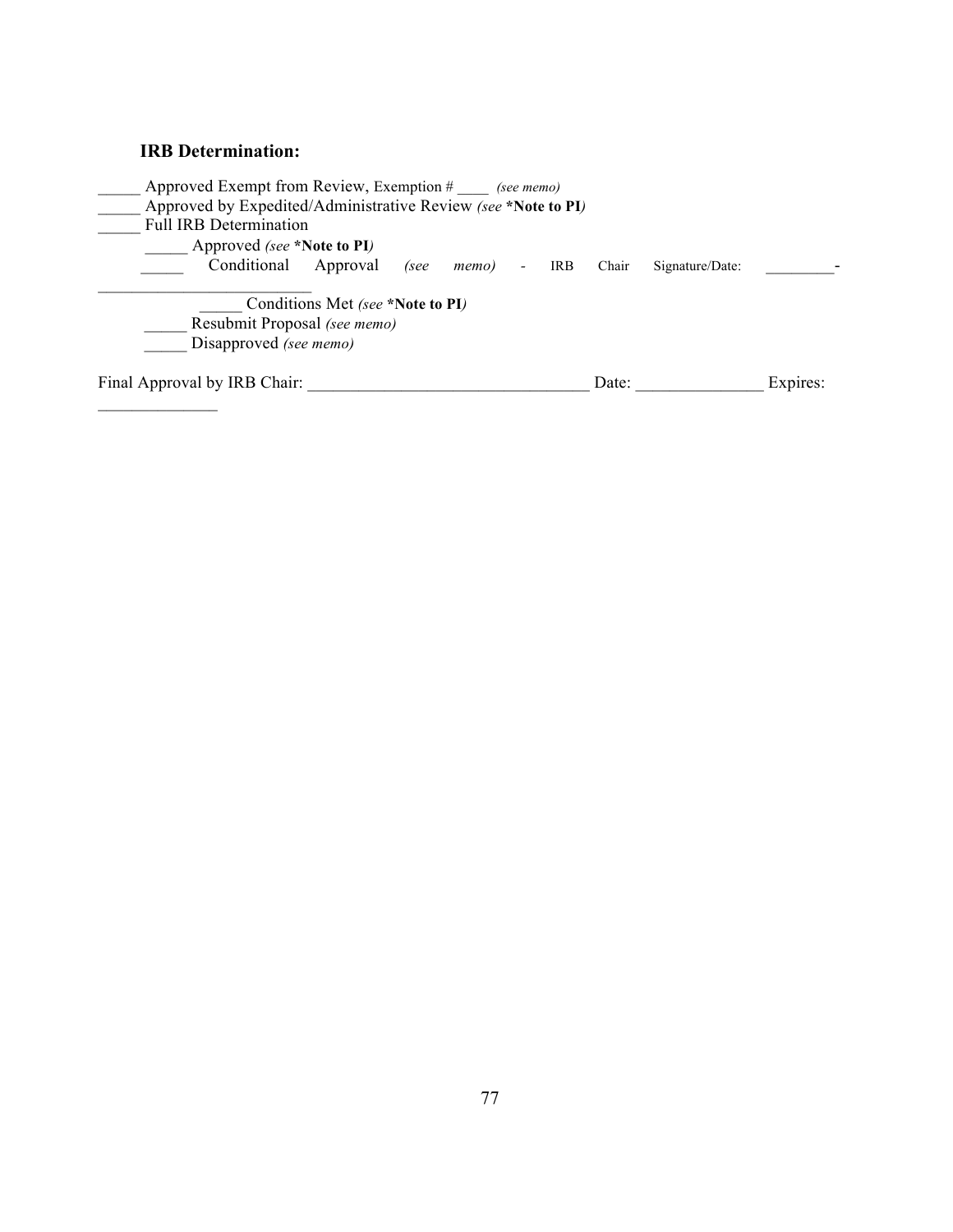### IRB Determination:

_____ Approved Exempt from Review, Exemption # ____ *(see memo)*
_____ Approved by Expedited/Administrative Review *(see* **\*Note to PI***)*
_____ Full IRB Determination

    _____ Approved *(see* **\*Note to PI***)*
    _____ Conditional Approval *(see memo)* - IRB Chair Signature/Date: _________-__________________________

        _____ Conditions Met *(see* **\*Note to PI***)*

    _____ Resubmit Proposal *(see memo)*
    _____ Disapproved *(see memo)*

Final Approval by IRB Chair: _________________________________ Date: _______________ Expires: ______________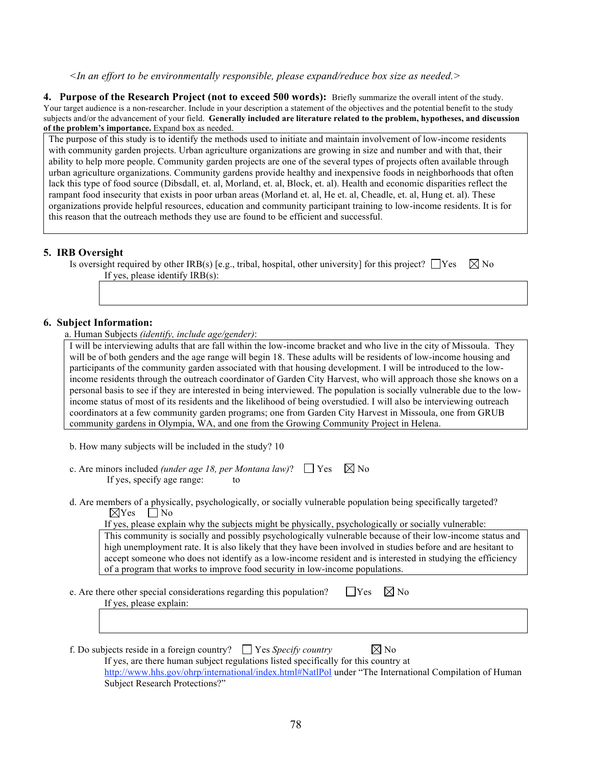*<In an effort to be environmentally responsible, please expand/reduce box size as needed.>*

**4. Purpose of the Research Project (not to exceed 500 words):** Briefly summarize the overall intent of the study. Your target audience is a non-researcher. Include in your description a statement of the objectives and the potential benefit to the study subjects and/or the advancement of your field. **Generally included are literature related to the problem, hypotheses, and discussion of the problem's importance.** Expand box as needed.

> The purpose of this study is to identify the methods used to initiate and maintain involvement of low-income residents with community garden projects. Urban agriculture organizations are growing in size and number and with that, their ability to help more people. Community garden projects are one of the several types of projects often available through urban agriculture organizations. Community gardens provide healthy and inexpensive foods in neighborhoods that often lack this type of food source (Dibsdall, et. al, Morland, et. al, Block, et. al). Health and economic disparities reflect the rampant food insecurity that exists in poor urban areas (Morland et. al, He et. al, Cheadle, et. al, Hung et. al). These organizations provide helpful resources, education and community participant training to low-income residents. It is for this reason that the outreach methods they use are found to be efficient and successful.

**5. IRB Oversight**

Is oversight required by other IRB(s) [e.g., tribal, hospital, other university] for this project? ☐ Yes ☒ No

If yes, please identify IRB(s):

**6. Subject Information:**

a. Human Subjects *(identify, include age/gender)*:

> I will be interviewing adults that are fall within the low-income bracket and who live in the city of Missoula. They will be of both genders and the age range will begin 18. These adults will be residents of low-income housing and participants of the community garden associated with that housing development. I will be introduced to the low-income residents through the outreach coordinator of Garden City Harvest, who will approach those she knows on a personal basis to see if they are interested in being interviewed. The population is socially vulnerable due to the low-income status of most of its residents and the likelihood of being overstudied. I will also be interviewing outreach coordinators at a few community garden programs; one from Garden City Harvest in Missoula, one from GRUB community gardens in Olympia, WA, and one from the Growing Community Project in Helena.

b. How many subjects will be included in the study? 10

c. Are minors included *(under age 18, per Montana law)*? ☐ Yes ☒ No

If yes, specify age range: to

d. Are members of a physically, psychologically, or socially vulnerable population being specifically targeted?

☒ Yes ☐ No

If yes, please explain why the subjects might be physically, psychologically or socially vulnerable:

> This community is socially and possibly psychologically vulnerable because of their low-income status and high unemployment rate. It is also likely that they have been involved in studies before and are hesitant to accept someone who does not identify as a low-income resident and is interested in studying the efficiency of a program that works to improve food security in low-income populations.

e. Are there other special considerations regarding this population? ☐ Yes ☒ No

If yes, please explain:

f. Do subjects reside in a foreign country? ☐ Yes *Specify country* ☒ No

If yes, are there human subject regulations listed specifically for this country at http://www.hhs.gov/ohrp/international/index.html#NatlPol under "The International Compilation of Human Subject Research Protections?"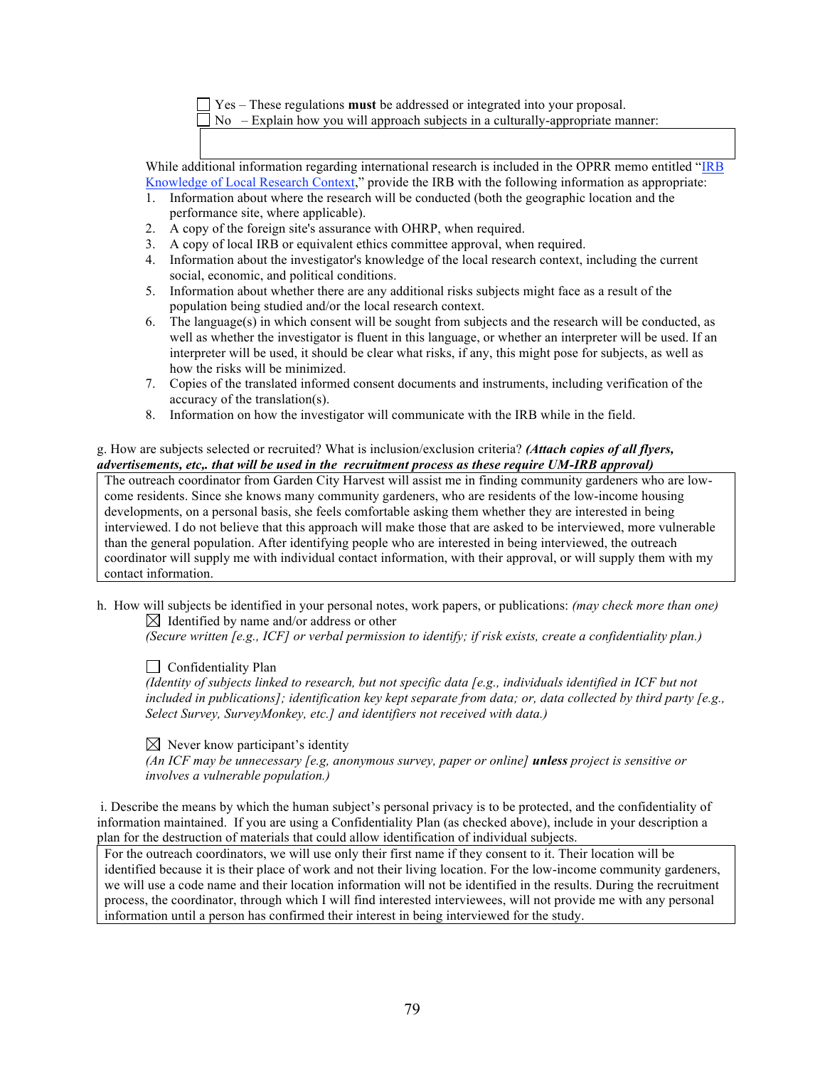☐ Yes – These regulations **must** be addressed or integrated into your proposal.
☐ No – Explain how you will approach subjects in a culturally-appropriate manner:

| |
|---|
| |

While additional information regarding international research is included in the OPRR memo entitled "IRB Knowledge of Local Research Context," provide the IRB with the following information as appropriate:

1. Information about where the research will be conducted (both the geographic location and the performance site, where applicable).
2. A copy of the foreign site's assurance with OHRP, when required.
3. A copy of local IRB or equivalent ethics committee approval, when required.
4. Information about the investigator's knowledge of the local research context, including the current social, economic, and political conditions.
5. Information about whether there are any additional risks subjects might face as a result of the population being studied and/or the local research context.
6. The language(s) in which consent will be sought from subjects and the research will be conducted, as well as whether the investigator is fluent in this language, or whether an interpreter will be used. If an interpreter will be used, it should be clear what risks, if any, this might pose for subjects, as well as how the risks will be minimized.
7. Copies of the translated informed consent documents and instruments, including verification of the accuracy of the translation(s).
8. Information on how the investigator will communicate with the IRB while in the field.

g. How are subjects selected or recruited? What is inclusion/exclusion criteria? ***(Attach copies of all flyers, advertisements, etc,. that will be used in the recruitment process as these require UM-IRB approval)***

| |
|---|
| The outreach coordinator from Garden City Harvest will assist me in finding community gardeners who are low-come residents. Since she knows many community gardeners, who are residents of the low-income housing developments, on a personal basis, she feels comfortable asking them whether they are interested in being interviewed. I do not believe that this approach will make those that are asked to be interviewed, more vulnerable than the general population. After identifying people who are interested in being interviewed, the outreach coordinator will supply me with individual contact information, with their approval, or will supply them with my contact information. |

h. How will subjects be identified in your personal notes, work papers, or publications: *(may check more than one)*

☒ Identified by name and/or address or other
*(Secure written [e.g., ICF] or verbal permission to identify; if risk exists, create a confidentiality plan.)*

☐ Confidentiality Plan
*(Identity of subjects linked to research, but not specific data [e.g., individuals identified in ICF but not included in publications]; identification key kept separate from data; or, data collected by third party [e.g., Select Survey, SurveyMonkey, etc.] and identifiers not received with data.)*

☒ Never know participant's identity
*(An ICF may be unnecessary [e.g, anonymous survey, paper or online]* ***unless*** *project is sensitive or involves a vulnerable population.)*

i. Describe the means by which the human subject's personal privacy is to be protected, and the confidentiality of information maintained. If you are using a Confidentiality Plan (as checked above), include in your description a plan for the destruction of materials that could allow identification of individual subjects.

| |
|---|
| For the outreach coordinators, we will use only their first name if they consent to it. Their location will be identified because it is their place of work and not their living location. For the low-income community gardeners, we will use a code name and their location information will not be identified in the results. During the recruitment process, the coordinator, through which I will find interested interviewees, will not provide me with any personal information until a person has confirmed their interest in being interviewed for the study. |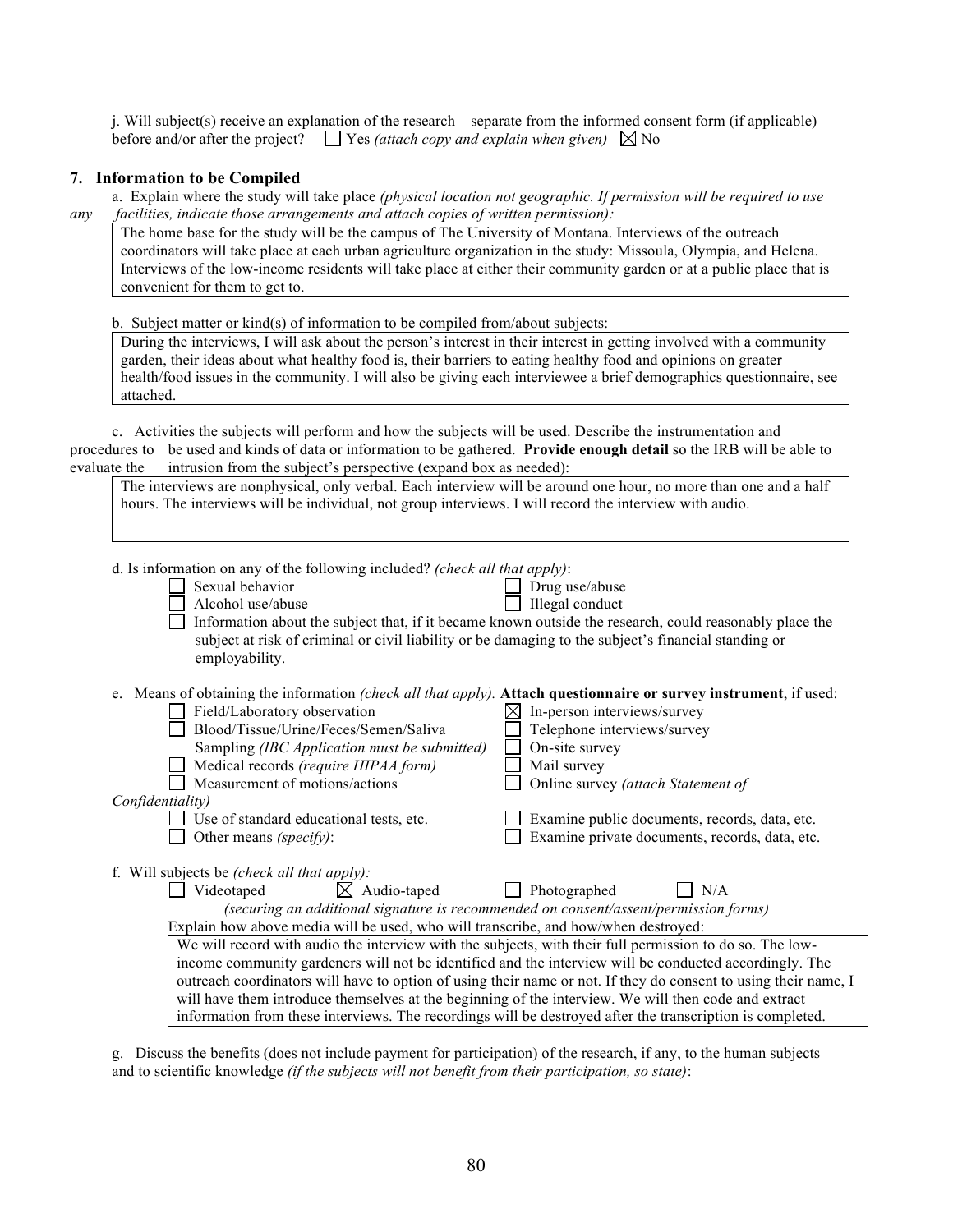j. Will subject(s) receive an explanation of the research – separate from the informed consent form (if applicable) – before and/or after the project? ☐ Yes *(attach copy and explain when given)* ☒ No

## 7. Information to be Compiled

a. Explain where the study will take place *(physical location not geographic. If permission will be required to use any facilities, indicate those arrangements and attach copies of written permission):*

> The home base for the study will be the campus of The University of Montana. Interviews of the outreach coordinators will take place at each urban agriculture organization in the study: Missoula, Olympia, and Helena. Interviews of the low-income residents will take place at either their community garden or at a public place that is convenient for them to get to.

b. Subject matter or kind(s) of information to be compiled from/about subjects:

> During the interviews, I will ask about the person's interest in their interest in getting involved with a community garden, their ideas about what healthy food is, their barriers to eating healthy food and opinions on greater health/food issues in the community. I will also be giving each interviewee a brief demographics questionnaire, see attached.

c. Activities the subjects will perform and how the subjects will be used. Describe the instrumentation and procedures to be used and kinds of data or information to be gathered. **Provide enough detail** so the IRB will be able to evaluate the intrusion from the subject's perspective (expand box as needed):

> The interviews are nonphysical, only verbal. Each interview will be around one hour, no more than one and a half hours. The interviews will be individual, not group interviews. I will record the interview with audio.

d. Is information on any of the following included? *(check all that apply)*:

- ☐ Sexual behavior
- ☐ Drug use/abuse
- ☐ Alcohol use/abuse
- ☐ Illegal conduct
- ☐ Information about the subject that, if it became known outside the research, could reasonably place the subject at risk of criminal or civil liability or be damaging to the subject's financial standing or employability.

e. Means of obtaining the information *(check all that apply).* **Attach questionnaire or survey instrument**, if used:

- ☐ Field/Laboratory observation
- ☒ In-person interviews/survey
- ☐ Blood/Tissue/Urine/Feces/Semen/Saliva Sampling *(IBC Application must be submitted)*
- ☐ Telephone interviews/survey
- ☐ On-site survey
- ☐ Medical records *(require HIPAA form)*
- ☐ Mail survey
- ☐ Measurement of motions/actions
- ☐ Online survey *(attach Statement of Confidentiality)*
- ☐ Use of standard educational tests, etc.
- ☐ Examine public documents, records, data, etc.
- ☐ Other means *(specify)*:
- ☐ Examine private documents, records, data, etc.

f. Will subjects be *(check all that apply):*

☐ Videotaped ☒ Audio-taped ☐ Photographed ☐ N/A

*(securing an additional signature is recommended on consent/assent/permission forms)*

Explain how above media will be used, who will transcribe, and how/when destroyed:

> We will record with audio the interview with the subjects, with their full permission to do so. The low-income community gardeners will not be identified and the interview will be conducted accordingly. The outreach coordinators will have to option of using their name or not. If they do consent to using their name, I will have them introduce themselves at the beginning of the interview. We will then code and extract information from these interviews. The recordings will be destroyed after the transcription is completed.

g. Discuss the benefits (does not include payment for participation) of the research, if any, to the human subjects and to scientific knowledge *(if the subjects will not benefit from their participation, so state)*: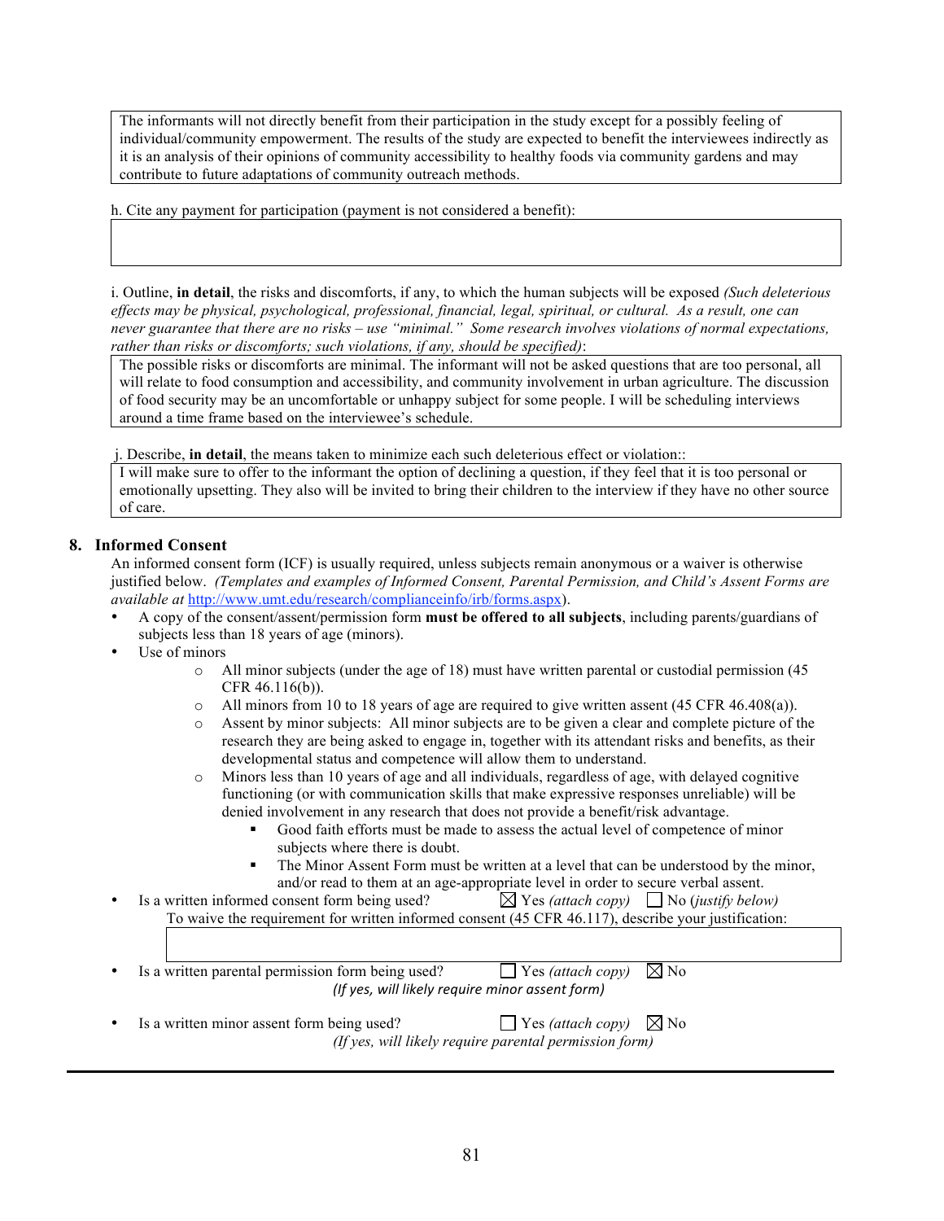The informants will not directly benefit from their participation in the study except for a possibly feeling of individual/community empowerment. The results of the study are expected to benefit the interviewees indirectly as it is an analysis of their opinions of community accessibility to healthy foods via community gardens and may contribute to future adaptations of community outreach methods.

h. Cite any payment for participation (payment is not considered a benefit):

i. Outline, **in detail**, the risks and discomforts, if any, to which the human subjects will be exposed *(Such deleterious effects may be physical, psychological, professional, financial, legal, spiritual, or cultural. As a result, one can never guarantee that there are no risks – use "minimal." Some research involves violations of normal expectations, rather than risks or discomforts; such violations, if any, should be specified)*:

The possible risks or discomforts are minimal. The informant will not be asked questions that are too personal, all will relate to food consumption and accessibility, and community involvement in urban agriculture. The discussion of food security may be an uncomfortable or unhappy subject for some people. I will be scheduling interviews around a time frame based on the interviewee's schedule.

j. Describe, **in detail**, the means taken to minimize each such deleterious effect or violation::

I will make sure to offer to the informant the option of declining a question, if they feel that it is too personal or emotionally upsetting. They also will be invited to bring their children to the interview if they have no other source of care.

## 8. Informed Consent

An informed consent form (ICF) is usually required, unless subjects remain anonymous or a waiver is otherwise justified below. *(Templates and examples of Informed Consent, Parental Permission, and Child's Assent Forms are available at* http://www.umt.edu/research/complianceinfo/irb/forms.aspx).

- A copy of the consent/assent/permission form **must be offered to all subjects**, including parents/guardians of subjects less than 18 years of age (minors).
- Use of minors
  - All minor subjects (under the age of 18) must have written parental or custodial permission (45 CFR 46.116(b)).
  - All minors from 10 to 18 years of age are required to give written assent (45 CFR 46.408(a)).
  - Assent by minor subjects: All minor subjects are to be given a clear and complete picture of the research they are being asked to engage in, together with its attendant risks and benefits, as their developmental status and competence will allow them to understand.
  - Minors less than 10 years of age and all individuals, regardless of age, with delayed cognitive functioning (or with communication skills that make expressive responses unreliable) will be denied involvement in any research that does not provide a benefit/risk advantage.
    - Good faith efforts must be made to assess the actual level of competence of minor subjects where there is doubt.
    - The Minor Assent Form must be written at a level that can be understood by the minor, and/or read to them at an age-appropriate level in order to secure verbal assent.
- Is a written informed consent form being used? ☒ Yes *(attach copy)* ☐ No (*justify below)*

  To waive the requirement for written informed consent (45 CFR 46.117), describe your justification:

- Is a written parental permission form being used? ☐ Yes *(attach copy)* ☒ No

  *(If yes, will likely require minor assent form)*

- Is a written minor assent form being used? ☐ Yes *(attach copy)* ☒ No

  *(If yes, will likely require parental permission form)*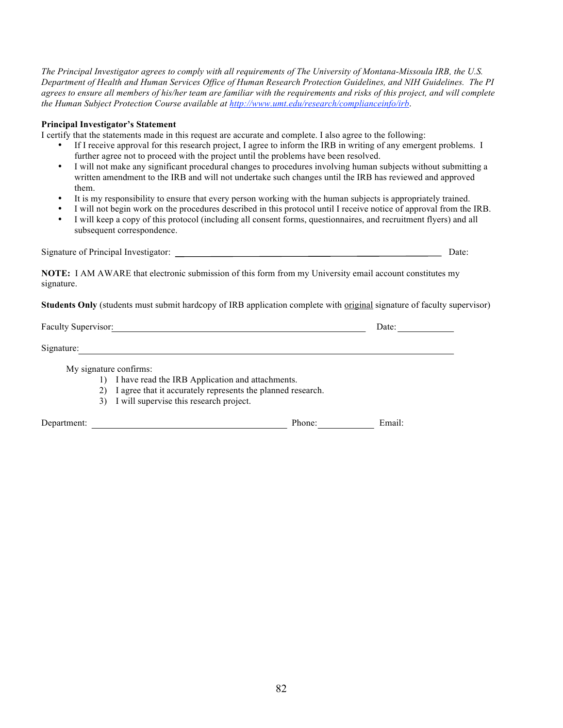*The Principal Investigator agrees to comply with all requirements of The University of Montana-Missoula IRB, the U.S. Department of Health and Human Services Office of Human Research Protection Guidelines, and NIH Guidelines. The PI agrees to ensure all members of his/her team are familiar with the requirements and risks of this project, and will complete the Human Subject Protection Course available at [http://www.umt.edu/research/complianceinfo/irb](http://www.umt.edu/research/complianceinfo/irb).*

**Principal Investigator's Statement**

I certify that the statements made in this request are accurate and complete. I also agree to the following:

- If I receive approval for this research project, I agree to inform the IRB in writing of any emergent problems. I further agree not to proceed with the project until the problems have been resolved.
- I will not make any significant procedural changes to procedures involving human subjects without submitting a written amendment to the IRB and will not undertake such changes until the IRB has reviewed and approved them.
- It is my responsibility to ensure that every person working with the human subjects is appropriately trained.
- I will not begin work on the procedures described in this protocol until I receive notice of approval from the IRB.
- I will keep a copy of this protocol (including all consent forms, questionnaires, and recruitment flyers) and all subsequent correspondence.

Signature of Principal Investigator: ______________________________________________ Date:

**NOTE:** I AM AWARE that electronic submission of this form from my University email account constitutes my signature.

**Students Only** (students must submit hardcopy of IRB application complete with <u>original</u> signature of faculty supervisor)

Faculty Supervisor:_______________________________________________ Date:__________

Signature:______________________________________________________________________

My signature confirms:

1) I have read the IRB Application and attachments.
2) I agree that it accurately represents the planned research.
3) I will supervise this research project.

Department: ____________________________________ Phone:__________ Email: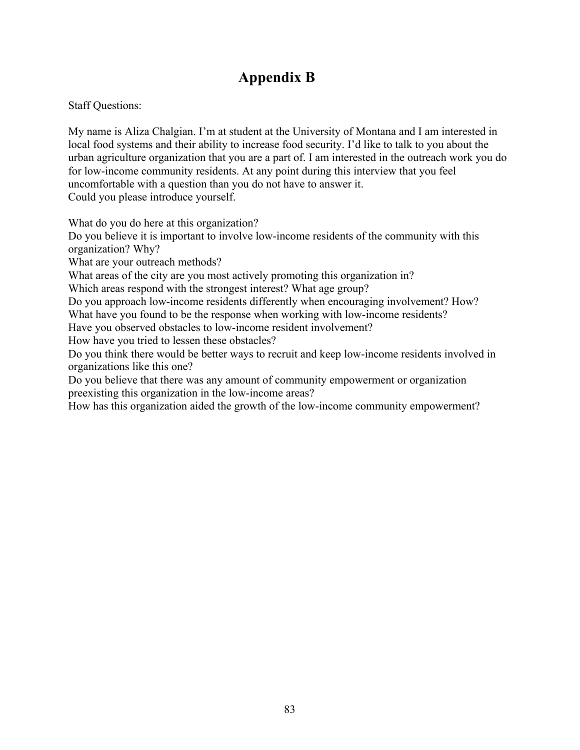# Appendix B

Staff Questions:

My name is Aliza Chalgian. I'm at student at the University of Montana and I am interested in local food systems and their ability to increase food security. I'd like to talk to you about the urban agriculture organization that you are a part of. I am interested in the outreach work you do for low-income community residents. At any point during this interview that you feel uncomfortable with a question than you do not have to answer it.
Could you please introduce yourself.

What do you do here at this organization?
Do you believe it is important to involve low-income residents of the community with this organization? Why?
What are your outreach methods?
What areas of the city are you most actively promoting this organization in?
Which areas respond with the strongest interest? What age group?
Do you approach low-income residents differently when encouraging involvement? How?
What have you found to be the response when working with low-income residents?
Have you observed obstacles to low-income resident involvement?
How have you tried to lessen these obstacles?
Do you think there would be better ways to recruit and keep low-income residents involved in organizations like this one?
Do you believe that there was any amount of community empowerment or organization preexisting this organization in the low-income areas?
How has this organization aided the growth of the low-income community empowerment?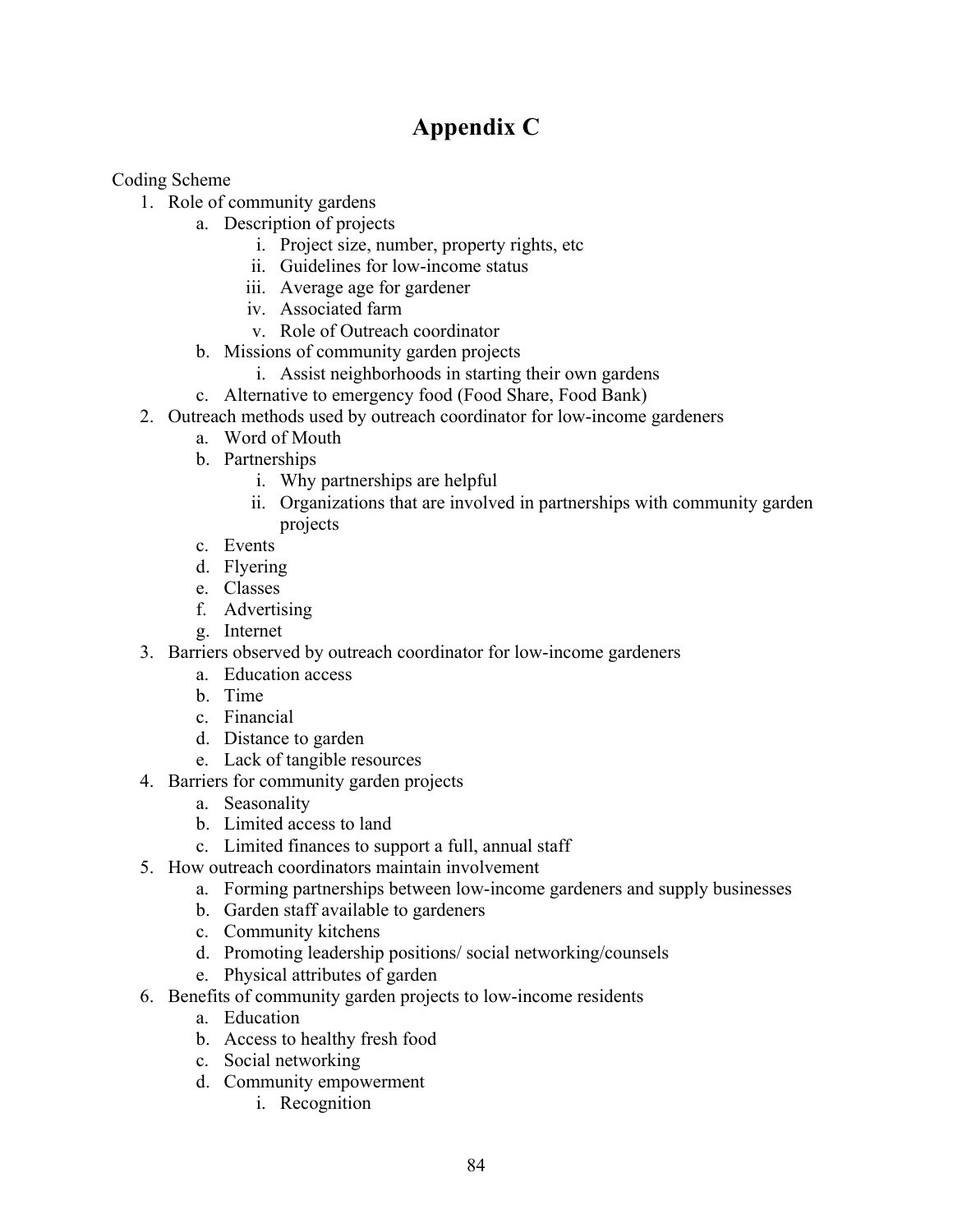# Appendix C

Coding Scheme

1. Role of community gardens
    a. Description of projects
        i. Project size, number, property rights, etc
        ii. Guidelines for low-income status
        iii. Average age for gardener
        iv. Associated farm
        v. Role of Outreach coordinator
    b. Missions of community garden projects
        i. Assist neighborhoods in starting their own gardens
    c. Alternative to emergency food (Food Share, Food Bank)
2. Outreach methods used by outreach coordinator for low-income gardeners
    a. Word of Mouth
    b. Partnerships
        i. Why partnerships are helpful
        ii. Organizations that are involved in partnerships with community garden projects
    c. Events
    d. Flyering
    e. Classes
    f. Advertising
    g. Internet
3. Barriers observed by outreach coordinator for low-income gardeners
    a. Education access
    b. Time
    c. Financial
    d. Distance to garden
    e. Lack of tangible resources
4. Barriers for community garden projects
    a. Seasonality
    b. Limited access to land
    c. Limited finances to support a full, annual staff
5. How outreach coordinators maintain involvement
    a. Forming partnerships between low-income gardeners and supply businesses
    b. Garden staff available to gardeners
    c. Community kitchens
    d. Promoting leadership positions/ social networking/counsels
    e. Physical attributes of garden
6. Benefits of community garden projects to low-income residents
    a. Education
    b. Access to healthy fresh food
    c. Social networking
    d. Community empowerment
        i. Recognition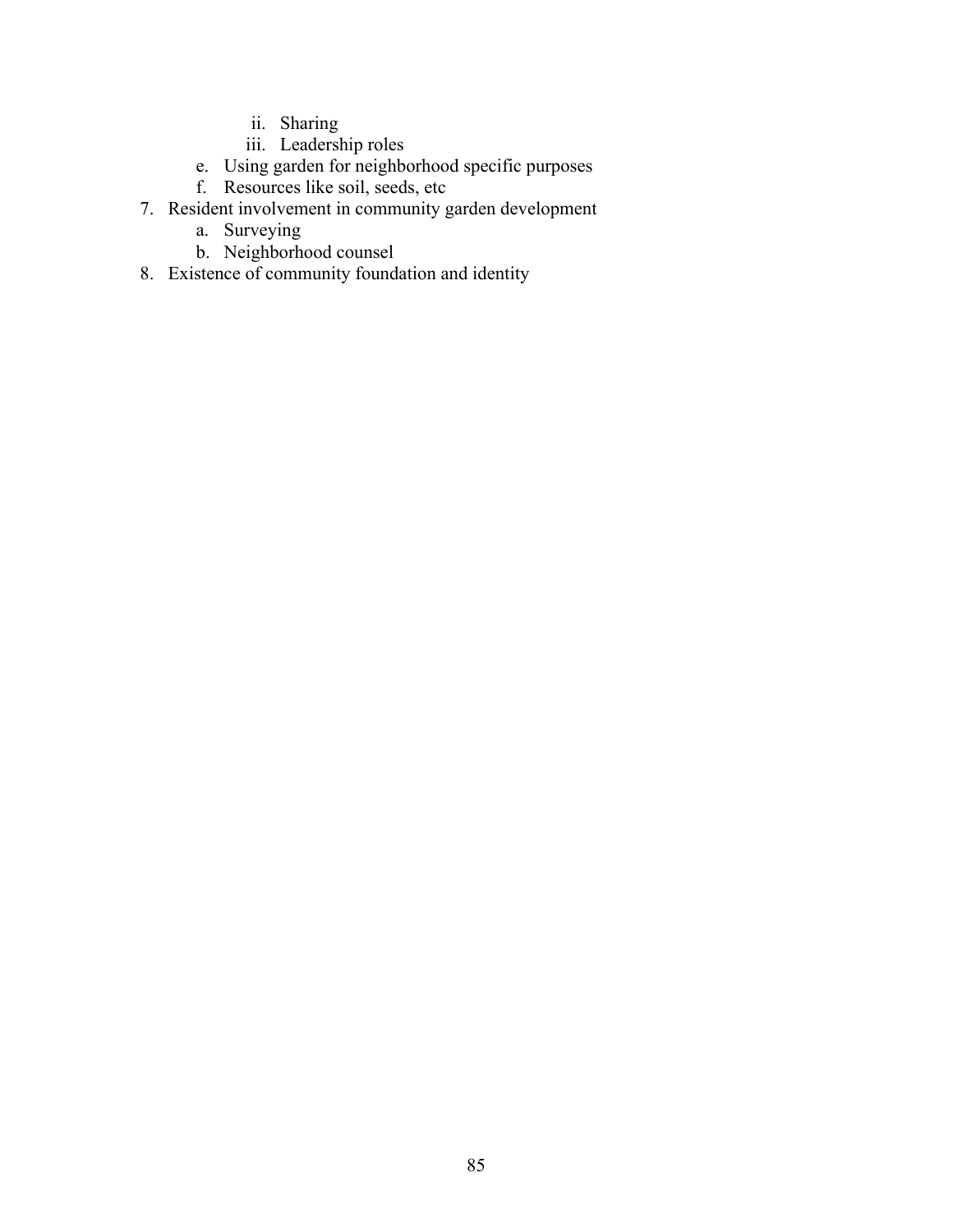ii. Sharing
        iii. Leadership roles
    e. Using garden for neighborhood specific purposes
    f. Resources like soil, seeds, etc
7. Resident involvement in community garden development
    a. Surveying
    b. Neighborhood counsel
8. Existence of community foundation and identity